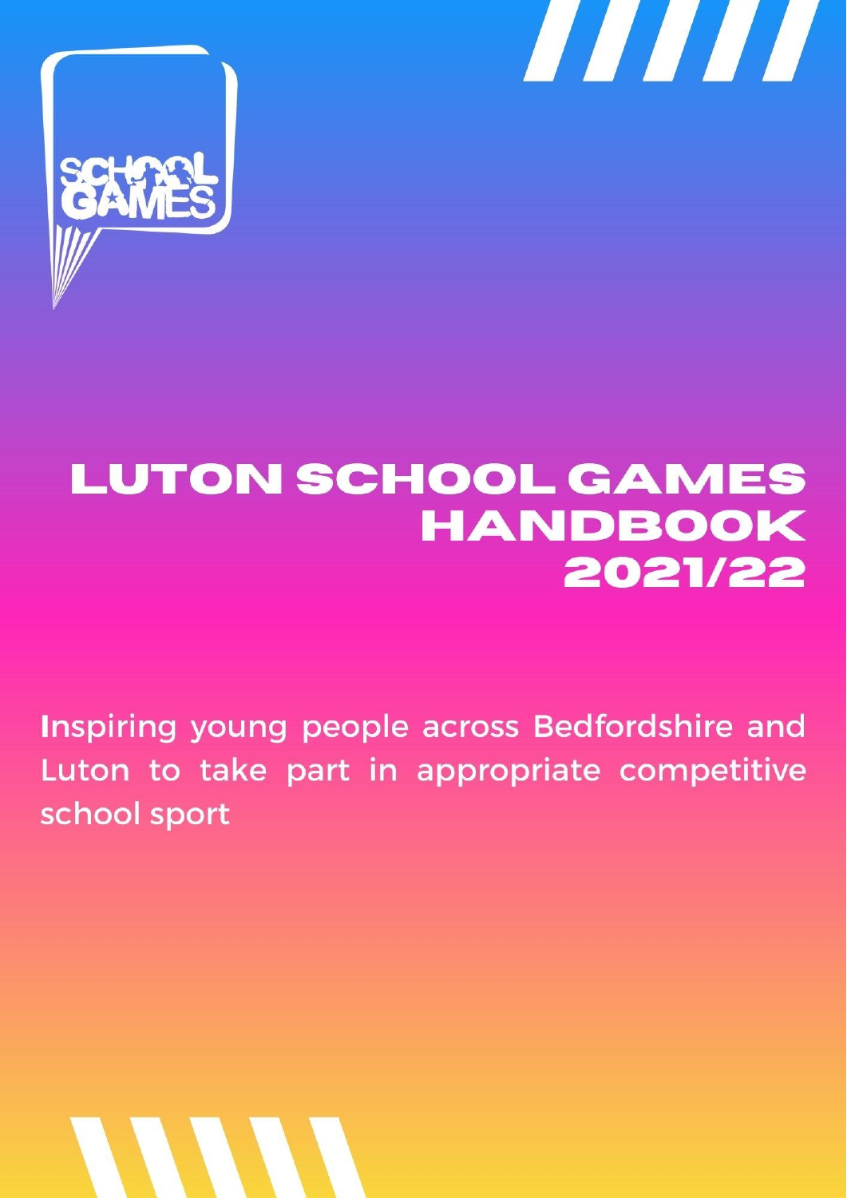# LUTON SCHOOL GAMES HANDBOOK 2021/22

Inspiring young people across Bedfordshire and Luton to take part in appropriate competitive school sport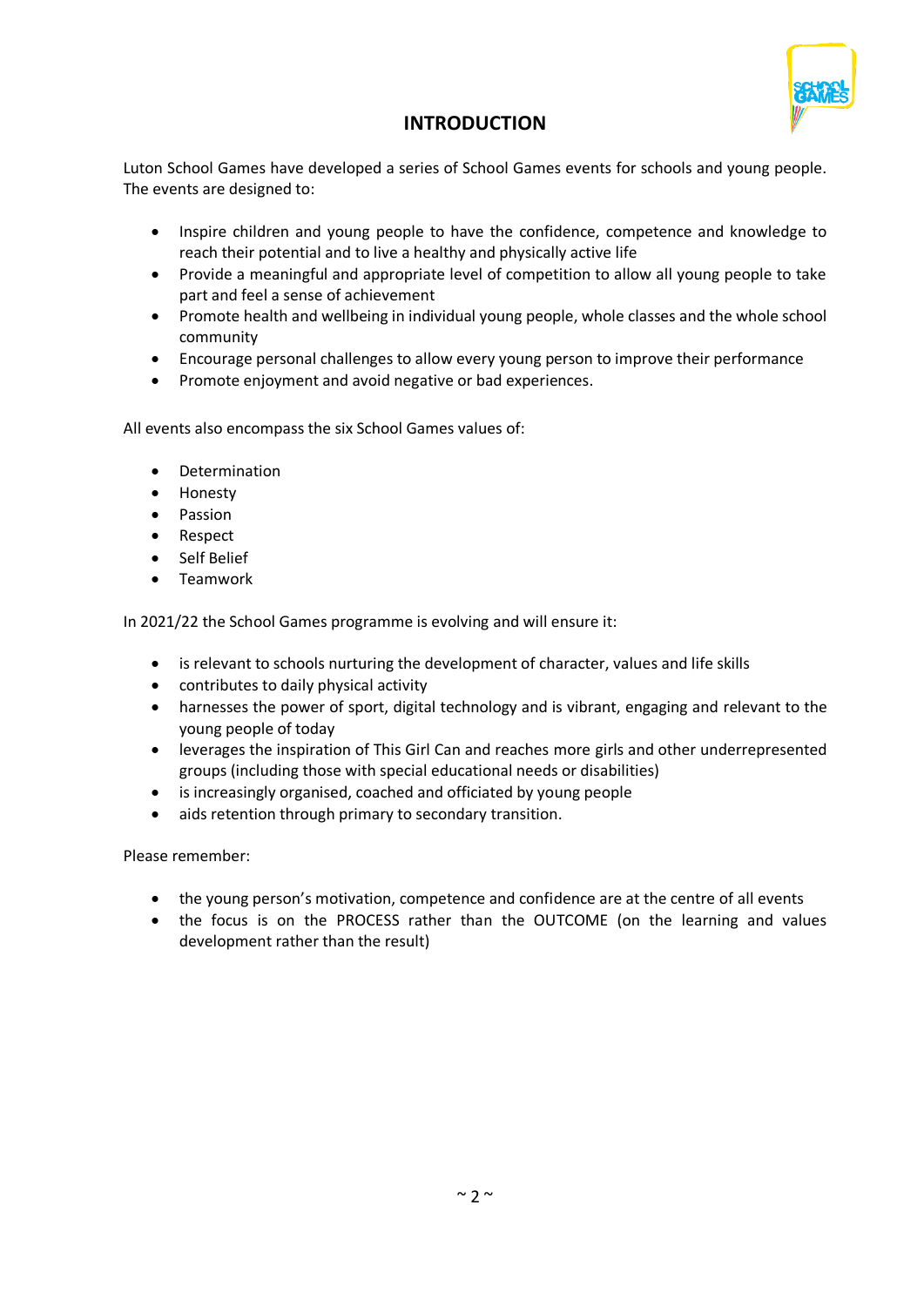# INTRODUCTION

Luton School Games have developed a series of School Games events for schools and young people. The events are designed to:

- Inspire children and young people to have the confidence, competence and knowledge to reach their potential and to live a healthy and physically active life
- Provide a meaningful and appropriate level of competition to allow all young people to take part and feel a sense of achievement
- Promote health and wellbeing in individual young people, whole classes and the whole school community
- Encourage personal challenges to allow every young person to improve their performance
- Promote enjoyment and avoid negative or bad experiences.

All events also encompass the six School Games values of:

- Determination
- Honesty
- Passion
- Respect
- Self Belief
- Teamwork

In 2021/22 the School Games programme is evolving and will ensure it:

- is relevant to schools nurturing the development of character, values and life skills
- contributes to daily physical activity
- harnesses the power of sport, digital technology and is vibrant, engaging and relevant to the young people of today
- leverages the inspiration of This Girl Can and reaches more girls and other underrepresented groups (including those with special educational needs or disabilities)
- is increasingly organised, coached and officiated by young people
- aids retention through primary to secondary transition.

Please remember:

- the young person's motivation, competence and confidence are at the centre of all events
- the focus is on the PROCESS rather than the OUTCOME (on the learning and values development rather than the result)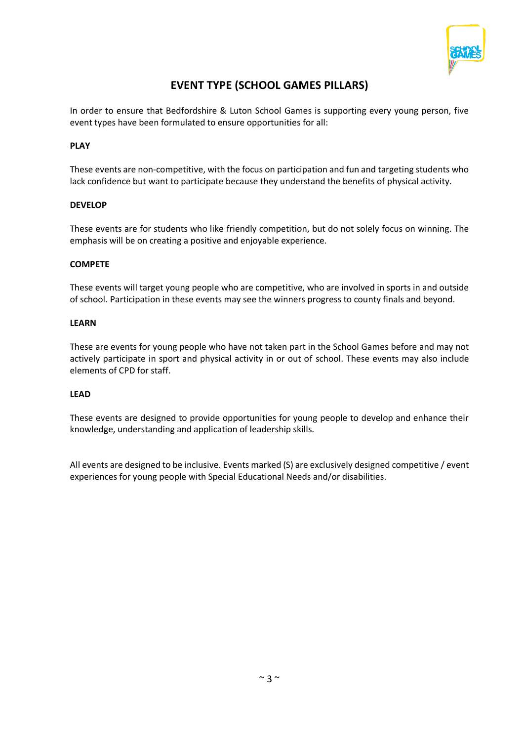# EVENT TYPE (SCHOOL GAMES PILLARS)

In order to ensure that Bedfordshire & Luton School Games is supporting every young person, five event types have been formulated to ensure opportunities for all:

**PLAY**

These events are non-competitive, with the focus on participation and fun and targeting students who lack confidence but want to participate because they understand the benefits of physical activity.

**DEVELOP**

These events are for students who like friendly competition, but do not solely focus on winning. The emphasis will be on creating a positive and enjoyable experience.

**COMPETE**

These events will target young people who are competitive, who are involved in sports in and outside of school. Participation in these events may see the winners progress to county finals and beyond.

**LEARN**

These are events for young people who have not taken part in the School Games before and may not actively participate in sport and physical activity in or out of school. These events may also include elements of CPD for staff.

**LEAD**

These events are designed to provide opportunities for young people to develop and enhance their knowledge, understanding and application of leadership skills.

All events are designed to be inclusive. Events marked (S) are exclusively designed competitive / event experiences for young people with Special Educational Needs and/or disabilities.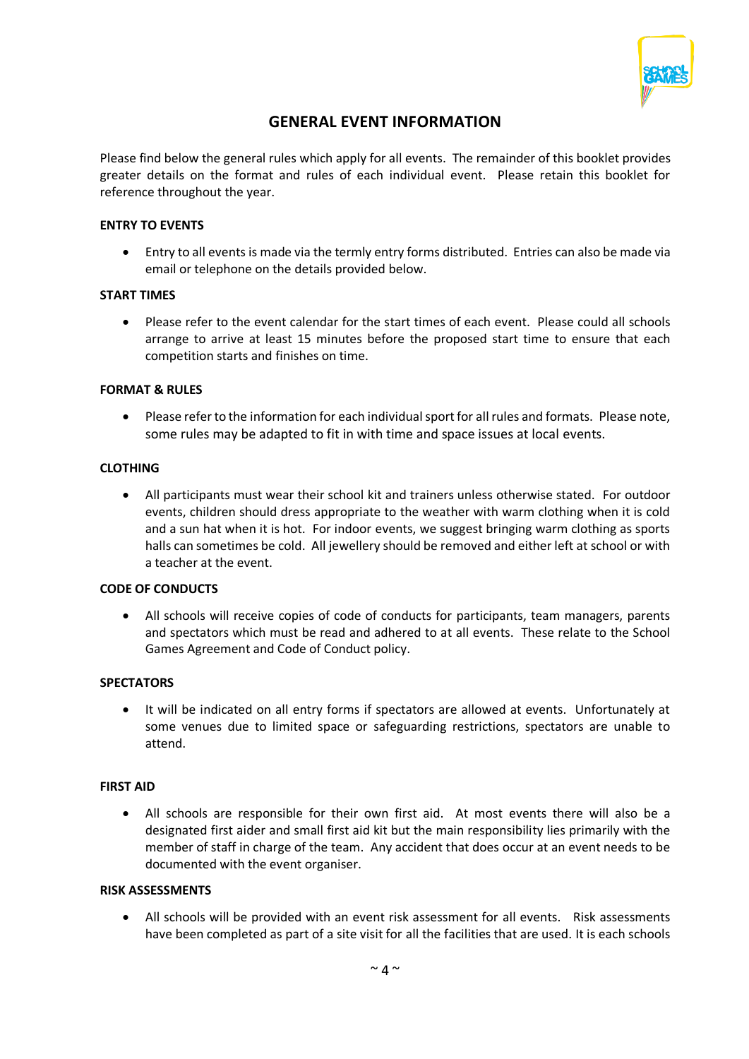## GENERAL EVENT INFORMATION

Please find below the general rules which apply for all events. The remainder of this booklet provides greater details on the format and rules of each individual event. Please retain this booklet for reference throughout the year.

**ENTRY TO EVENTS**

- Entry to all events is made via the termly entry forms distributed. Entries can also be made via email or telephone on the details provided below.

**START TIMES**

- Please refer to the event calendar for the start times of each event. Please could all schools arrange to arrive at least 15 minutes before the proposed start time to ensure that each competition starts and finishes on time.

**FORMAT & RULES**

- Please refer to the information for each individual sport for all rules and formats. Please note, some rules may be adapted to fit in with time and space issues at local events.

**CLOTHING**

- All participants must wear their school kit and trainers unless otherwise stated. For outdoor events, children should dress appropriate to the weather with warm clothing when it is cold and a sun hat when it is hot. For indoor events, we suggest bringing warm clothing as sports halls can sometimes be cold. All jewellery should be removed and either left at school or with a teacher at the event.

**CODE OF CONDUCTS**

- All schools will receive copies of code of conducts for participants, team managers, parents and spectators which must be read and adhered to at all events. These relate to the School Games Agreement and Code of Conduct policy.

**SPECTATORS**

- It will be indicated on all entry forms if spectators are allowed at events. Unfortunately at some venues due to limited space or safeguarding restrictions, spectators are unable to attend.

**FIRST AID**

- All schools are responsible for their own first aid. At most events there will also be a designated first aider and small first aid kit but the main responsibility lies primarily with the member of staff in charge of the team. Any accident that does occur at an event needs to be documented with the event organiser.

**RISK ASSESSMENTS**

- All schools will be provided with an event risk assessment for all events. Risk assessments have been completed as part of a site visit for all the facilities that are used. It is each schools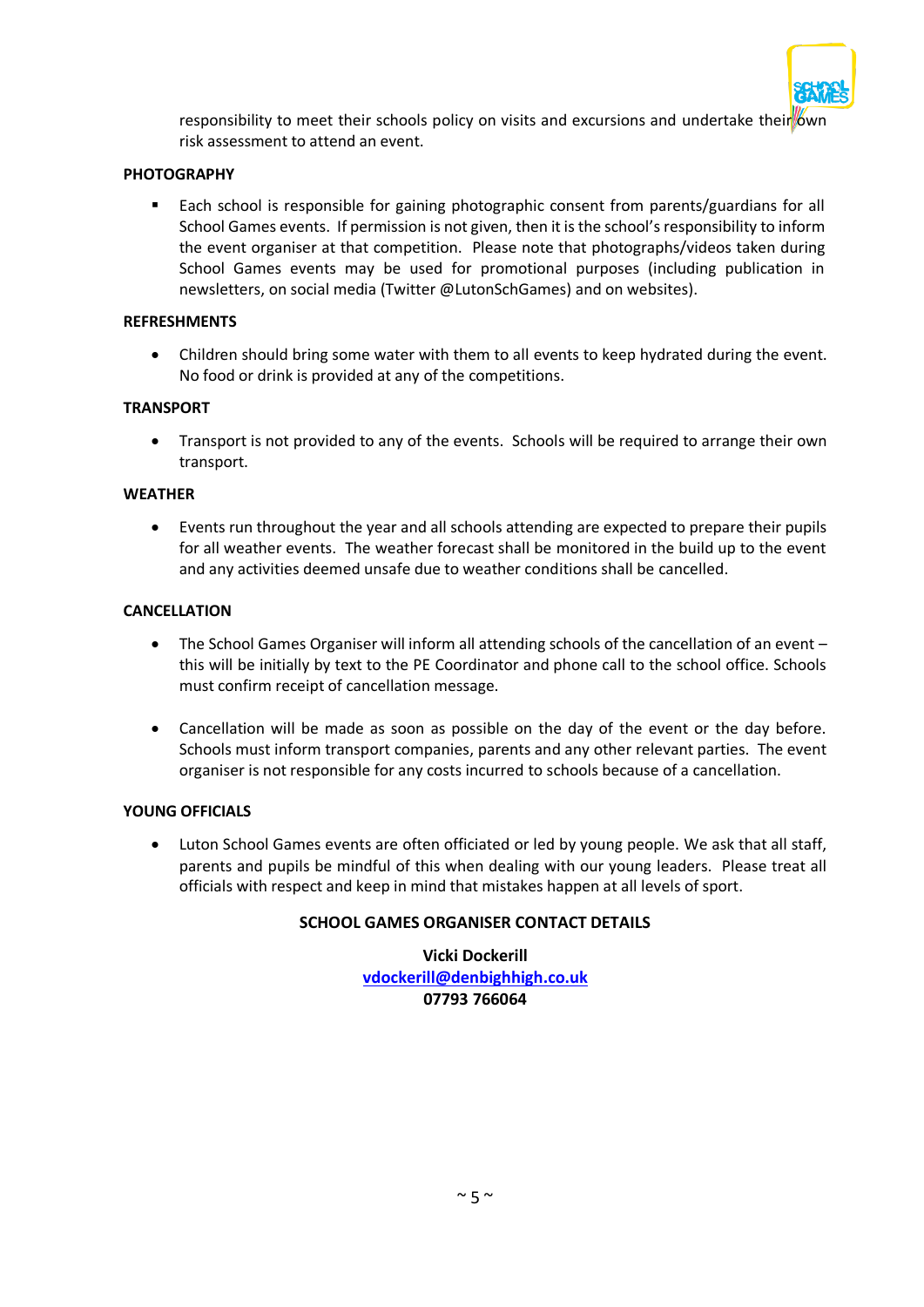responsibility to meet their schools policy on visits and excursions and undertake their own risk assessment to attend an event.

**PHOTOGRAPHY**

- Each school is responsible for gaining photographic consent from parents/guardians for all School Games events. If permission is not given, then it is the school's responsibility to inform the event organiser at that competition. Please note that photographs/videos taken during School Games events may be used for promotional purposes (including publication in newsletters, on social media (Twitter @LutonSchGames) and on websites).

**REFRESHMENTS**

- Children should bring some water with them to all events to keep hydrated during the event. No food or drink is provided at any of the competitions.

**TRANSPORT**

- Transport is not provided to any of the events. Schools will be required to arrange their own transport.

**WEATHER**

- Events run throughout the year and all schools attending are expected to prepare their pupils for all weather events. The weather forecast shall be monitored in the build up to the event and any activities deemed unsafe due to weather conditions shall be cancelled.

**CANCELLATION**

- The School Games Organiser will inform all attending schools of the cancellation of an event – this will be initially by text to the PE Coordinator and phone call to the school office. Schools must confirm receipt of cancellation message.

- Cancellation will be made as soon as possible on the day of the event or the day before. Schools must inform transport companies, parents and any other relevant parties. The event organiser is not responsible for any costs incurred to schools because of a cancellation.

**YOUNG OFFICIALS**

- Luton School Games events are often officiated or led by young people. We ask that all staff, parents and pupils be mindful of this when dealing with our young leaders. Please treat all officials with respect and keep in mind that mistakes happen at all levels of sport.

**SCHOOL GAMES ORGANISER CONTACT DETAILS**

**Vicki Dockerill**
**vdockerill@denbighhigh.co.uk**
**07793 766064**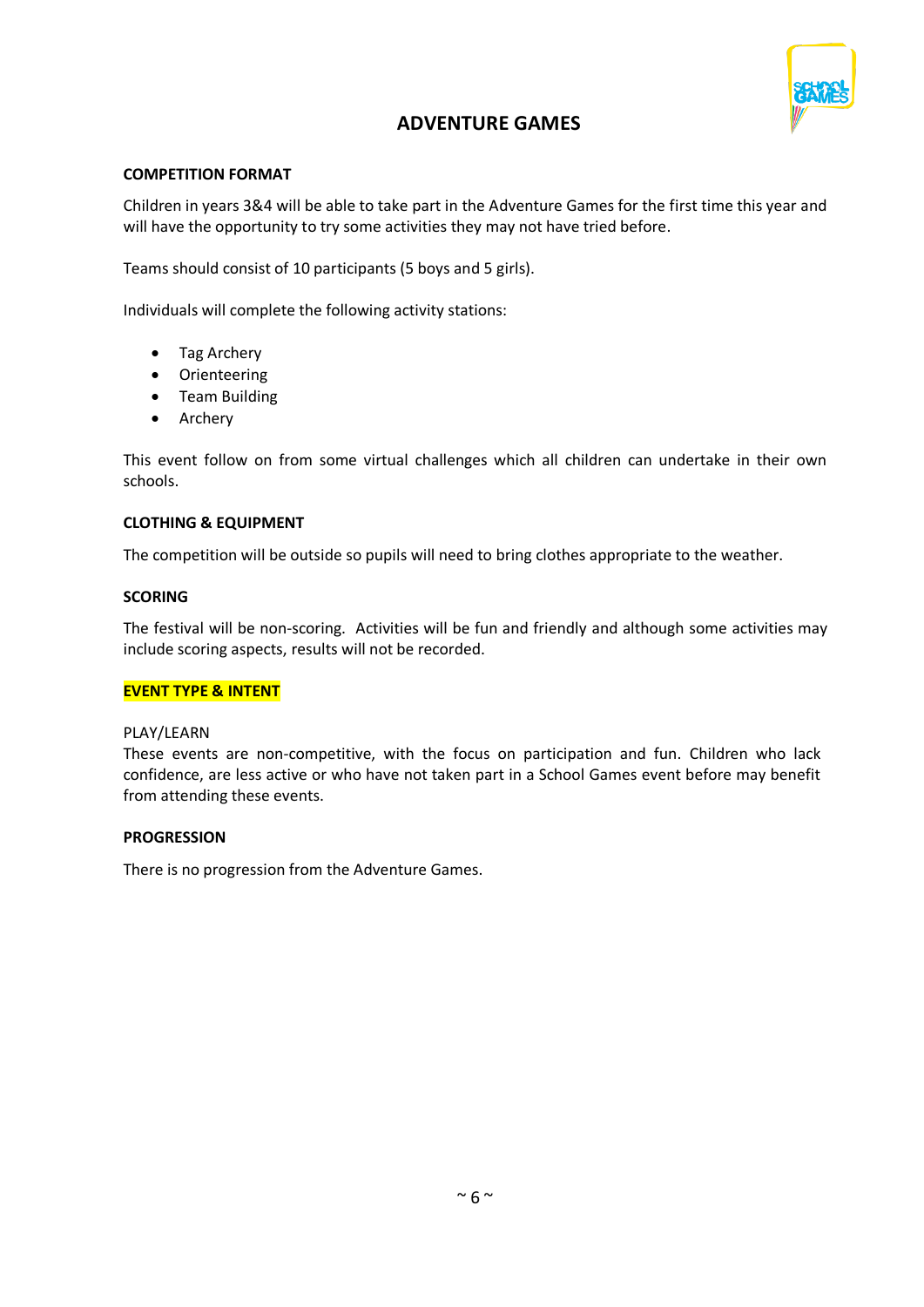# ADVENTURE GAMES

## COMPETITION FORMAT

Children in years 3&4 will be able to take part in the Adventure Games for the first time this year and will have the opportunity to try some activities they may not have tried before.

Teams should consist of 10 participants (5 boys and 5 girls).

Individuals will complete the following activity stations:

- Tag Archery
- Orienteering
- Team Building
- Archery

This event follow on from some virtual challenges which all children can undertake in their own schools.

## CLOTHING & EQUIPMENT

The competition will be outside so pupils will need to bring clothes appropriate to the weather.

## SCORING

The festival will be non-scoring. Activities will be fun and friendly and although some activities may include scoring aspects, results will not be recorded.

## EVENT TYPE & INTENT

PLAY/LEARN
These events are non-competitive, with the focus on participation and fun. Children who lack confidence, are less active or who have not taken part in a School Games event before may benefit from attending these events.

## PROGRESSION

There is no progression from the Adventure Games.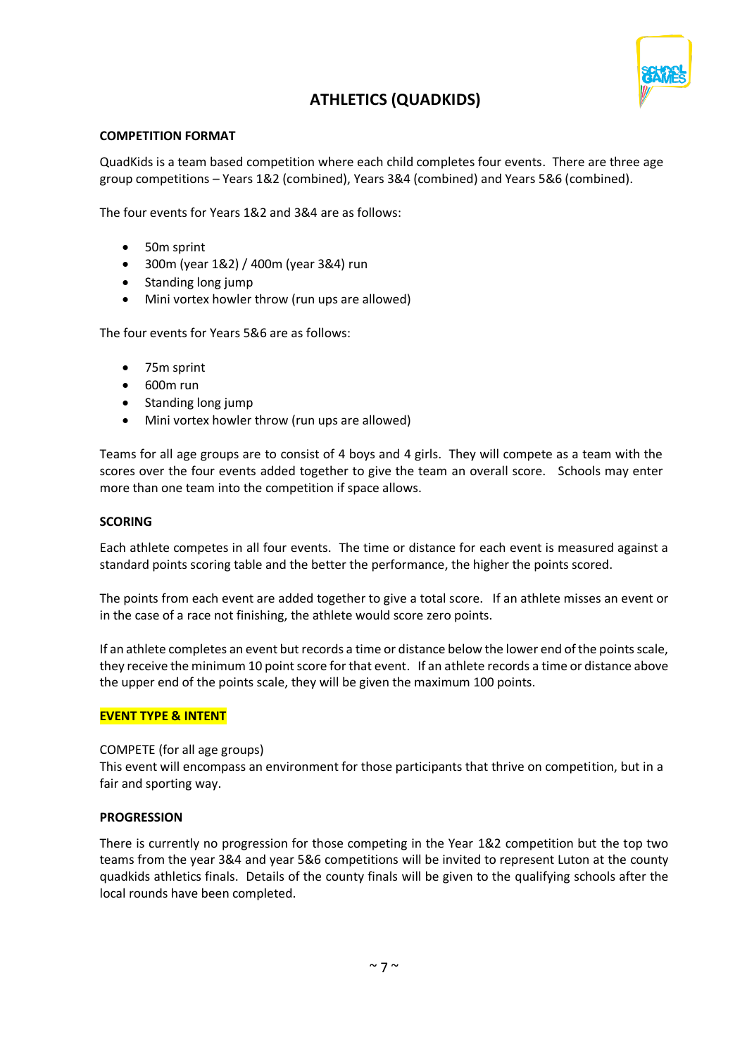# ATHLETICS (QUADKIDS)

**COMPETITION FORMAT**

QuadKids is a team based competition where each child completes four events. There are three age group competitions – Years 1&2 (combined), Years 3&4 (combined) and Years 5&6 (combined).

The four events for Years 1&2 and 3&4 are as follows:

- 50m sprint
- 300m (year 1&2) / 400m (year 3&4) run
- Standing long jump
- Mini vortex howler throw (run ups are allowed)

The four events for Years 5&6 are as follows:

- 75m sprint
- 600m run
- Standing long jump
- Mini vortex howler throw (run ups are allowed)

Teams for all age groups are to consist of 4 boys and 4 girls. They will compete as a team with the scores over the four events added together to give the team an overall score. Schools may enter more than one team into the competition if space allows.

**SCORING**

Each athlete competes in all four events. The time or distance for each event is measured against a standard points scoring table and the better the performance, the higher the points scored.

The points from each event are added together to give a total score. If an athlete misses an event or in the case of a race not finishing, the athlete would score zero points.

If an athlete completes an event but records a time or distance below the lower end of the points scale, they receive the minimum 10 point score for that event. If an athlete records a time or distance above the upper end of the points scale, they will be given the maximum 100 points.

**EVENT TYPE & INTENT**

COMPETE (for all age groups)
This event will encompass an environment for those participants that thrive on competition, but in a fair and sporting way.

**PROGRESSION**

There is currently no progression for those competing in the Year 1&2 competition but the top two teams from the year 3&4 and year 5&6 competitions will be invited to represent Luton at the county quadkids athletics finals. Details of the county finals will be given to the qualifying schools after the local rounds have been completed.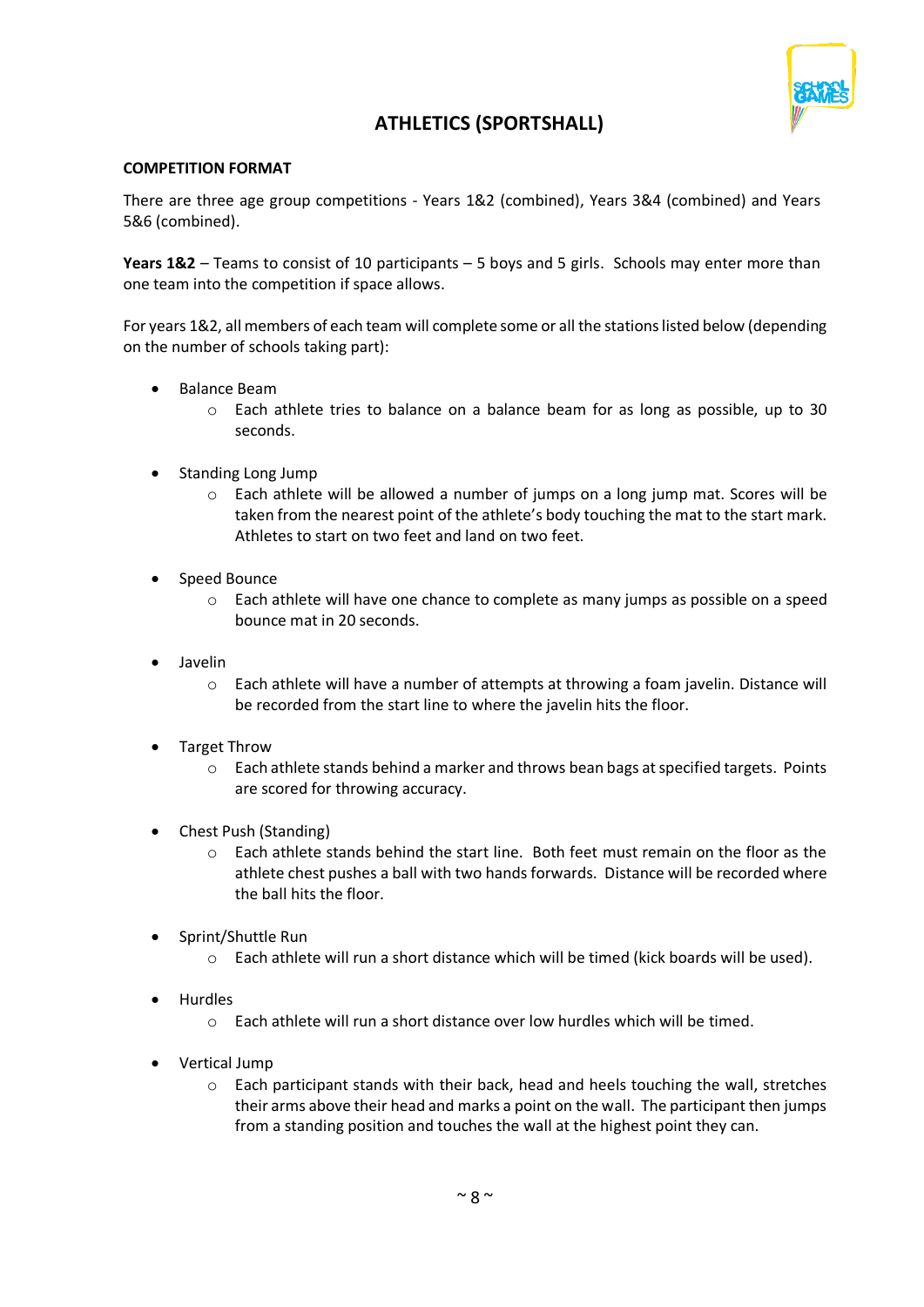# ATHLETICS (SPORTSHALL)

**COMPETITION FORMAT**

There are three age group competitions - Years 1&2 (combined), Years 3&4 (combined) and Years 5&6 (combined).

**Years 1&2** – Teams to consist of 10 participants – 5 boys and 5 girls. Schools may enter more than one team into the competition if space allows.

For years 1&2, all members of each team will complete some or all the stations listed below (depending on the number of schools taking part):

- Balance Beam
  - Each athlete tries to balance on a balance beam for as long as possible, up to 30 seconds.
- Standing Long Jump
  - Each athlete will be allowed a number of jumps on a long jump mat. Scores will be taken from the nearest point of the athlete's body touching the mat to the start mark. Athletes to start on two feet and land on two feet.
- Speed Bounce
  - Each athlete will have one chance to complete as many jumps as possible on a speed bounce mat in 20 seconds.
- Javelin
  - Each athlete will have a number of attempts at throwing a foam javelin. Distance will be recorded from the start line to where the javelin hits the floor.
- Target Throw
  - Each athlete stands behind a marker and throws bean bags at specified targets. Points are scored for throwing accuracy.
- Chest Push (Standing)
  - Each athlete stands behind the start line. Both feet must remain on the floor as the athlete chest pushes a ball with two hands forwards. Distance will be recorded where the ball hits the floor.
- Sprint/Shuttle Run
  - Each athlete will run a short distance which will be timed (kick boards will be used).
- Hurdles
  - Each athlete will run a short distance over low hurdles which will be timed.
- Vertical Jump
  - Each participant stands with their back, head and heels touching the wall, stretches their arms above their head and marks a point on the wall. The participant then jumps from a standing position and touches the wall at the highest point they can.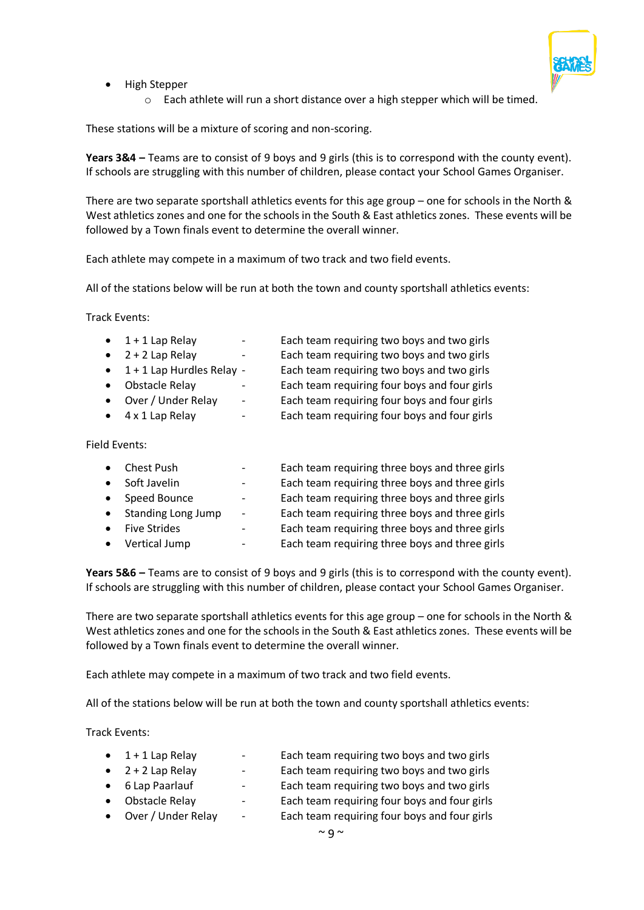- High Stepper
    - Each athlete will run a short distance over a high stepper which will be timed.

These stations will be a mixture of scoring and non-scoring.

**Years 3&4 –** Teams are to consist of 9 boys and 9 girls (this is to correspond with the county event). If schools are struggling with this number of children, please contact your School Games Organiser.

There are two separate sportshall athletics events for this age group – one for schools in the North & West athletics zones and one for the schools in the South & East athletics zones. These events will be followed by a Town finals event to determine the overall winner.

Each athlete may compete in a maximum of two track and two field events.

All of the stations below will be run at both the town and county sportshall athletics events:

Track Events:

- 1 + 1 Lap Relay - Each team requiring two boys and two girls
- 2 + 2 Lap Relay - Each team requiring two boys and two girls
- 1 + 1 Lap Hurdles Relay - Each team requiring two boys and two girls
- Obstacle Relay - Each team requiring four boys and four girls
- Over / Under Relay - Each team requiring four boys and four girls
- 4 x 1 Lap Relay - Each team requiring four boys and four girls

Field Events:

- Chest Push - Each team requiring three boys and three girls
- Soft Javelin - Each team requiring three boys and three girls
- Speed Bounce - Each team requiring three boys and three girls
- Standing Long Jump - Each team requiring three boys and three girls
- Five Strides - Each team requiring three boys and three girls
- Vertical Jump - Each team requiring three boys and three girls

**Years 5&6 –** Teams are to consist of 9 boys and 9 girls (this is to correspond with the county event). If schools are struggling with this number of children, please contact your School Games Organiser.

There are two separate sportshall athletics events for this age group – one for schools in the North & West athletics zones and one for the schools in the South & East athletics zones. These events will be followed by a Town finals event to determine the overall winner.

Each athlete may compete in a maximum of two track and two field events.

All of the stations below will be run at both the town and county sportshall athletics events:

Track Events:

- 1 + 1 Lap Relay - Each team requiring two boys and two girls
- 2 + 2 Lap Relay - Each team requiring two boys and two girls
- 6 Lap Paarlauf - Each team requiring two boys and two girls
- Obstacle Relay - Each team requiring four boys and four girls
- Over / Under Relay - Each team requiring four boys and four girls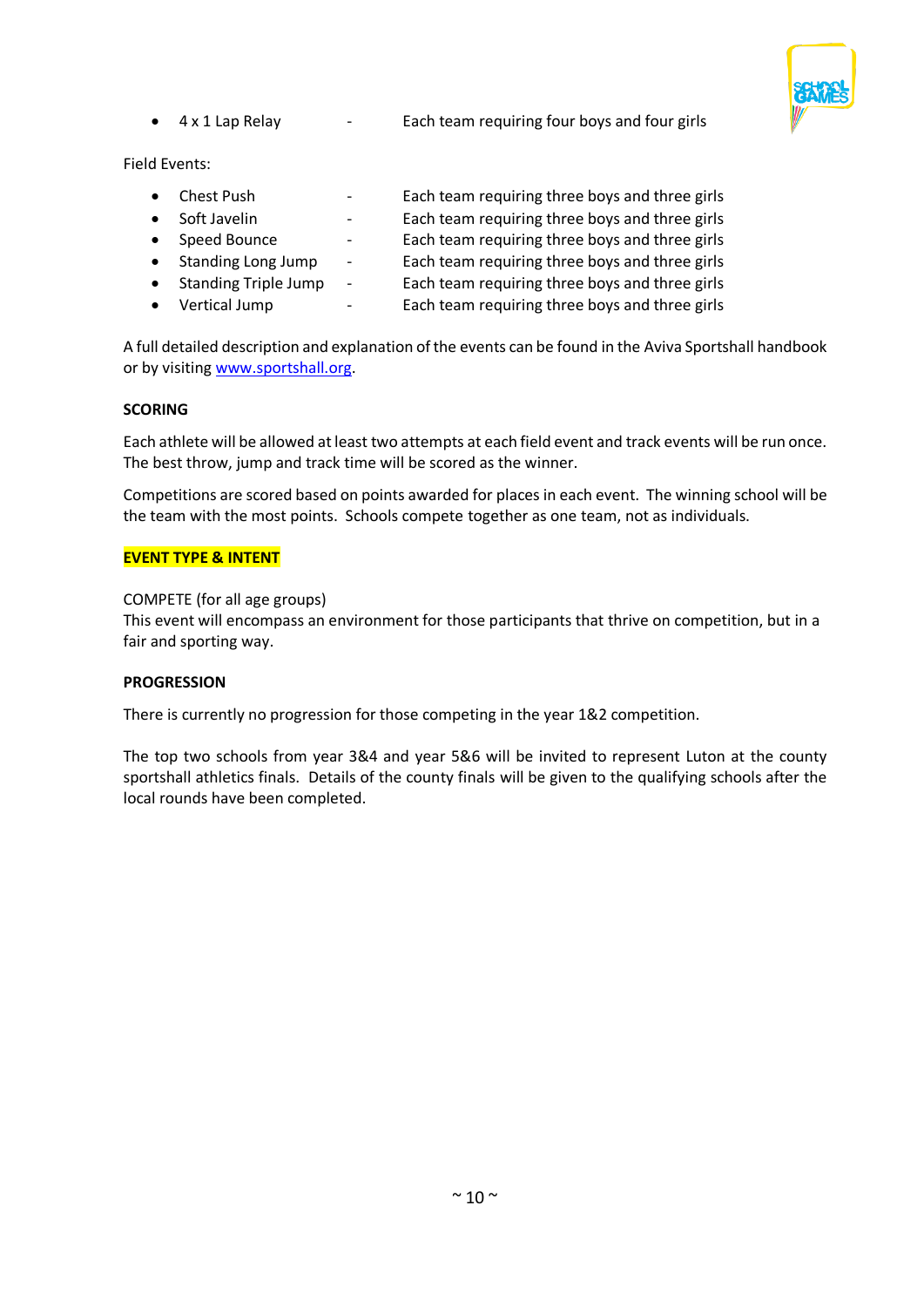- 4 x 1 Lap Relay - Each team requiring four boys and four girls

Field Events:

- Chest Push - Each team requiring three boys and three girls
- Soft Javelin - Each team requiring three boys and three girls
- Speed Bounce - Each team requiring three boys and three girls
- Standing Long Jump - Each team requiring three boys and three girls
- Standing Triple Jump - Each team requiring three boys and three girls
- Vertical Jump - Each team requiring three boys and three girls

A full detailed description and explanation of the events can be found in the Aviva Sportshall handbook or by visiting [www.sportshall.org](www.sportshall.org).

**SCORING**

Each athlete will be allowed at least two attempts at each field event and track events will be run once. The best throw, jump and track time will be scored as the winner.

Competitions are scored based on points awarded for places in each event. The winning school will be the team with the most points. Schools compete together as one team, not as individuals.

**EVENT TYPE & INTENT**

COMPETE (for all age groups)
This event will encompass an environment for those participants that thrive on competition, but in a fair and sporting way.

**PROGRESSION**

There is currently no progression for those competing in the year 1&2 competition.

The top two schools from year 3&4 and year 5&6 will be invited to represent Luton at the county sportshall athletics finals. Details of the county finals will be given to the qualifying schools after the local rounds have been completed.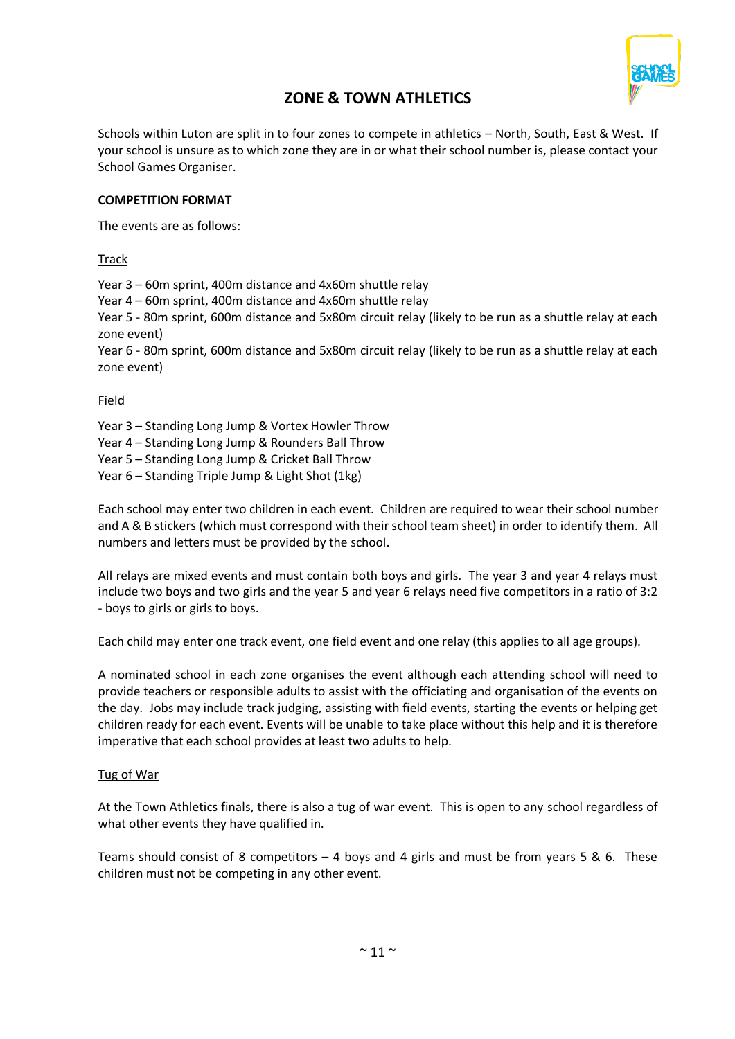## ZONE & TOWN ATHLETICS

Schools within Luton are split in to four zones to compete in athletics – North, South, East & West. If your school is unsure as to which zone they are in or what their school number is, please contact your School Games Organiser.

**COMPETITION FORMAT**

The events are as follows:

Track

Year 3 – 60m sprint, 400m distance and 4x60m shuttle relay
Year 4 – 60m sprint, 400m distance and 4x60m shuttle relay
Year 5 - 80m sprint, 600m distance and 5x80m circuit relay (likely to be run as a shuttle relay at each zone event)
Year 6 - 80m sprint, 600m distance and 5x80m circuit relay (likely to be run as a shuttle relay at each zone event)

Field

Year 3 – Standing Long Jump & Vortex Howler Throw
Year 4 – Standing Long Jump & Rounders Ball Throw
Year 5 – Standing Long Jump & Cricket Ball Throw
Year 6 – Standing Triple Jump & Light Shot (1kg)

Each school may enter two children in each event. Children are required to wear their school number and A & B stickers (which must correspond with their school team sheet) in order to identify them. All numbers and letters must be provided by the school.

All relays are mixed events and must contain both boys and girls. The year 3 and year 4 relays must include two boys and two girls and the year 5 and year 6 relays need five competitors in a ratio of 3:2 - boys to girls or girls to boys.

Each child may enter one track event, one field event and one relay (this applies to all age groups).

A nominated school in each zone organises the event although each attending school will need to provide teachers or responsible adults to assist with the officiating and organisation of the events on the day. Jobs may include track judging, assisting with field events, starting the events or helping get children ready for each event. Events will be unable to take place without this help and it is therefore imperative that each school provides at least two adults to help.

Tug of War

At the Town Athletics finals, there is also a tug of war event. This is open to any school regardless of what other events they have qualified in.

Teams should consist of 8 competitors – 4 boys and 4 girls and must be from years 5 & 6. These children must not be competing in any other event.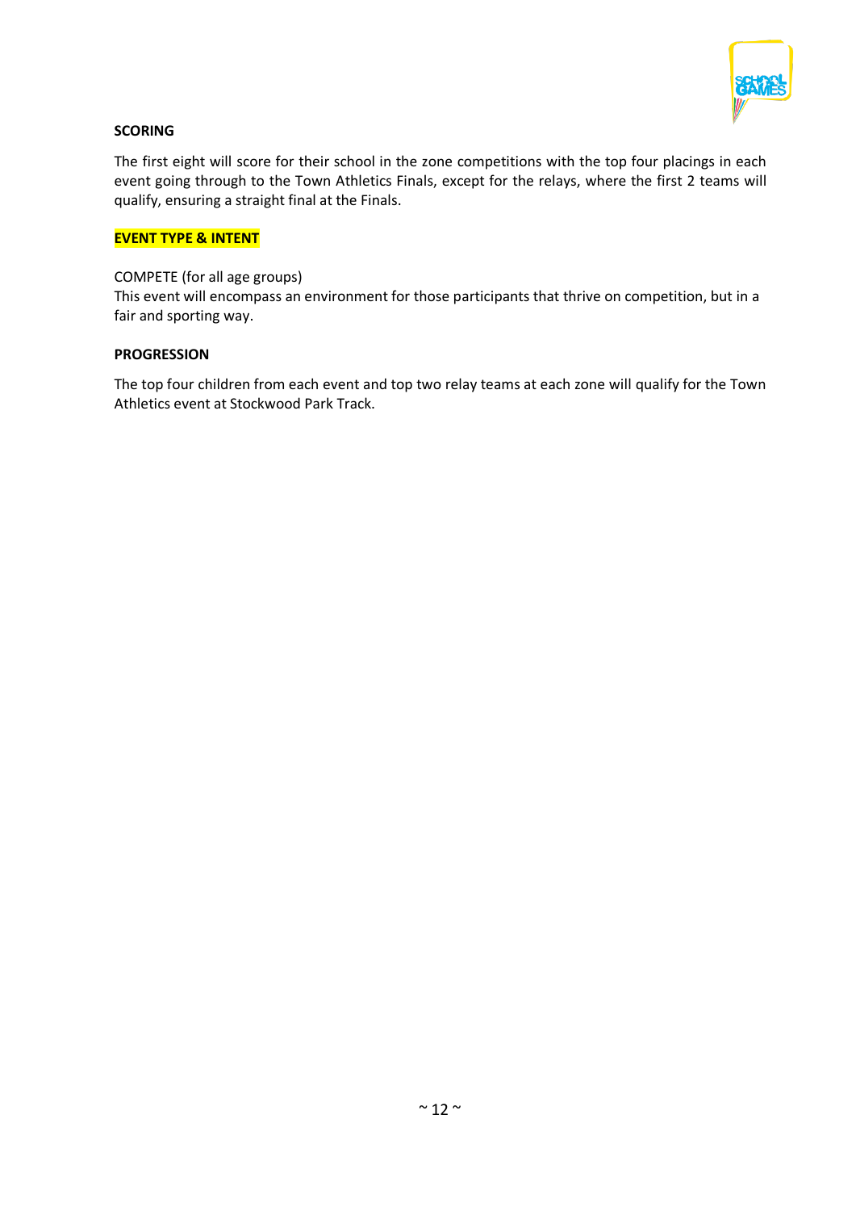**SCORING**

The first eight will score for their school in the zone competitions with the top four placings in each event going through to the Town Athletics Finals, except for the relays, where the first 2 teams will qualify, ensuring a straight final at the Finals.

**EVENT TYPE & INTENT**

COMPETE (for all age groups)
This event will encompass an environment for those participants that thrive on competition, but in a fair and sporting way.

**PROGRESSION**

The top four children from each event and top two relay teams at each zone will qualify for the Town Athletics event at Stockwood Park Track.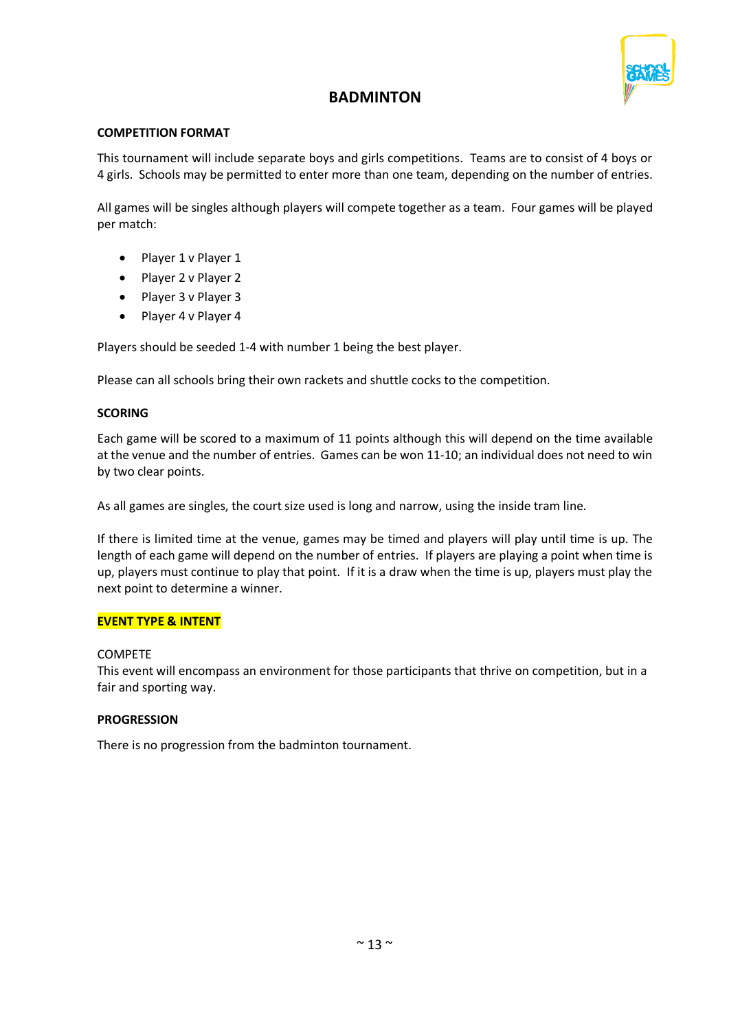# BADMINTON

**COMPETITION FORMAT**

This tournament will include separate boys and girls competitions. Teams are to consist of 4 boys or 4 girls. Schools may be permitted to enter more than one team, depending on the number of entries.

All games will be singles although players will compete together as a team. Four games will be played per match:

- Player 1 v Player 1
- Player 2 v Player 2
- Player 3 v Player 3
- Player 4 v Player 4

Players should be seeded 1-4 with number 1 being the best player.

Please can all schools bring their own rackets and shuttle cocks to the competition.

**SCORING**

Each game will be scored to a maximum of 11 points although this will depend on the time available at the venue and the number of entries. Games can be won 11-10; an individual does not need to win by two clear points.

As all games are singles, the court size used is long and narrow, using the inside tram line.

If there is limited time at the venue, games may be timed and players will play until time is up. The length of each game will depend on the number of entries. If players are playing a point when time is up, players must continue to play that point. If it is a draw when the time is up, players must play the next point to determine a winner.

**EVENT TYPE & INTENT**

COMPETE
This event will encompass an environment for those participants that thrive on competition, but in a fair and sporting way.

**PROGRESSION**

There is no progression from the badminton tournament.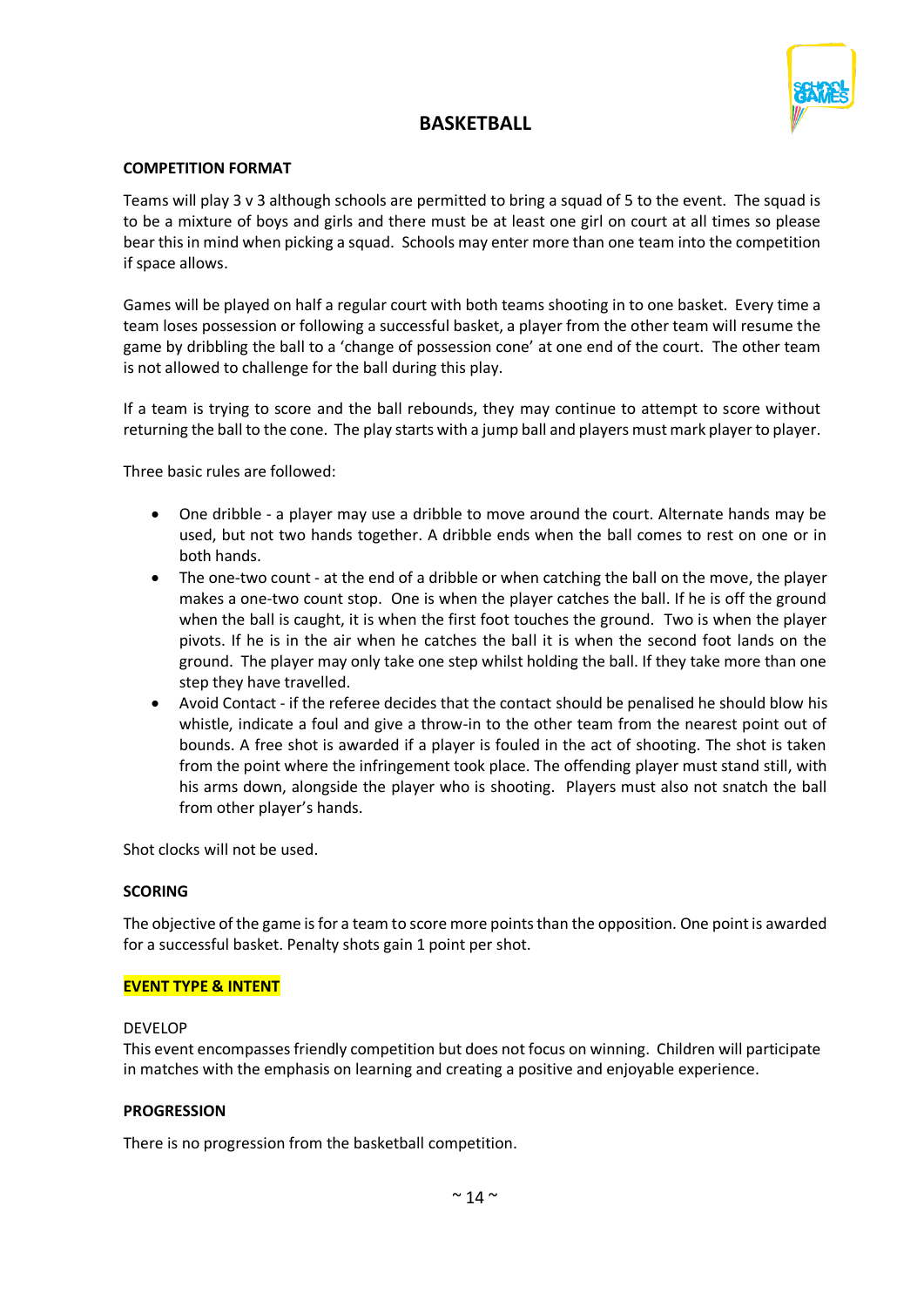# BASKETBALL

**COMPETITION FORMAT**

Teams will play 3 v 3 although schools are permitted to bring a squad of 5 to the event. The squad is to be a mixture of boys and girls and there must be at least one girl on court at all times so please bear this in mind when picking a squad. Schools may enter more than one team into the competition if space allows.

Games will be played on half a regular court with both teams shooting in to one basket. Every time a team loses possession or following a successful basket, a player from the other team will resume the game by dribbling the ball to a 'change of possession cone' at one end of the court. The other team is not allowed to challenge for the ball during this play.

If a team is trying to score and the ball rebounds, they may continue to attempt to score without returning the ball to the cone. The play starts with a jump ball and players must mark player to player.

Three basic rules are followed:

- One dribble - a player may use a dribble to move around the court. Alternate hands may be used, but not two hands together. A dribble ends when the ball comes to rest on one or in both hands.
- The one-two count - at the end of a dribble or when catching the ball on the move, the player makes a one-two count stop. One is when the player catches the ball. If he is off the ground when the ball is caught, it is when the first foot touches the ground. Two is when the player pivots. If he is in the air when he catches the ball it is when the second foot lands on the ground. The player may only take one step whilst holding the ball. If they take more than one step they have travelled.
- Avoid Contact - if the referee decides that the contact should be penalised he should blow his whistle, indicate a foul and give a throw-in to the other team from the nearest point out of bounds. A free shot is awarded if a player is fouled in the act of shooting. The shot is taken from the point where the infringement took place. The offending player must stand still, with his arms down, alongside the player who is shooting. Players must also not snatch the ball from other player's hands.

Shot clocks will not be used.

**SCORING**

The objective of the game is for a team to score more points than the opposition. One point is awarded for a successful basket. Penalty shots gain 1 point per shot.

**EVENT TYPE & INTENT**

DEVELOP
This event encompasses friendly competition but does not focus on winning. Children will participate in matches with the emphasis on learning and creating a positive and enjoyable experience.

**PROGRESSION**

There is no progression from the basketball competition.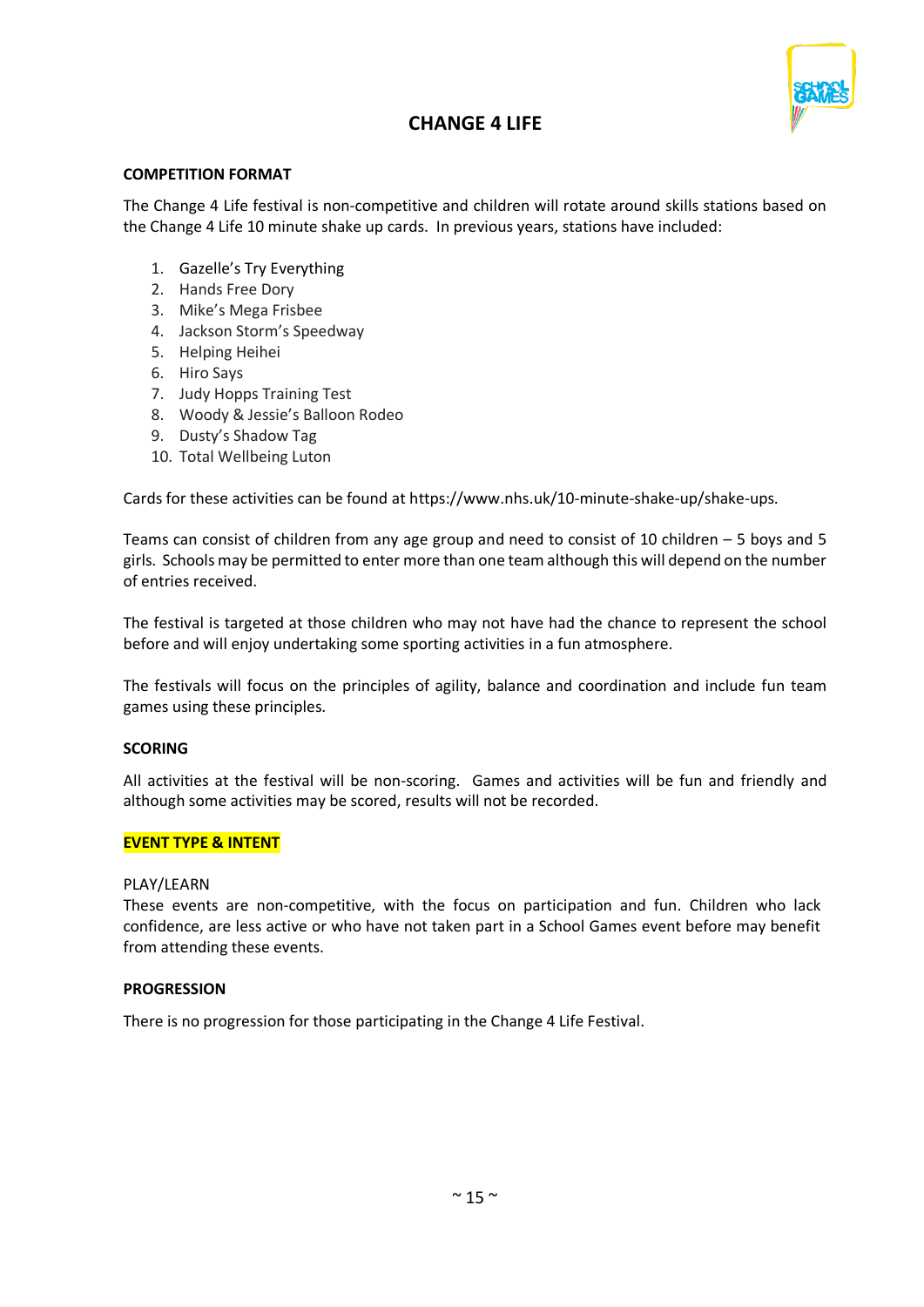# CHANGE 4 LIFE

## COMPETITION FORMAT

The Change 4 Life festival is non-competitive and children will rotate around skills stations based on the Change 4 Life 10 minute shake up cards. In previous years, stations have included:

1. Gazelle's Try Everything
2. Hands Free Dory
3. Mike's Mega Frisbee
4. Jackson Storm's Speedway
5. Helping Heihei
6. Hiro Says
7. Judy Hopps Training Test
8. Woody & Jessie's Balloon Rodeo
9. Dusty's Shadow Tag
10. Total Wellbeing Luton

Cards for these activities can be found at https://www.nhs.uk/10-minute-shake-up/shake-ups.

Teams can consist of children from any age group and need to consist of 10 children – 5 boys and 5 girls. Schools may be permitted to enter more than one team although this will depend on the number of entries received.

The festival is targeted at those children who may not have had the chance to represent the school before and will enjoy undertaking some sporting activities in a fun atmosphere.

The festivals will focus on the principles of agility, balance and coordination and include fun team games using these principles.

## SCORING

All activities at the festival will be non-scoring. Games and activities will be fun and friendly and although some activities may be scored, results will not be recorded.

## EVENT TYPE & INTENT

PLAY/LEARN
These events are non-competitive, with the focus on participation and fun. Children who lack confidence, are less active or who have not taken part in a School Games event before may benefit from attending these events.

## PROGRESSION

There is no progression for those participating in the Change 4 Life Festival.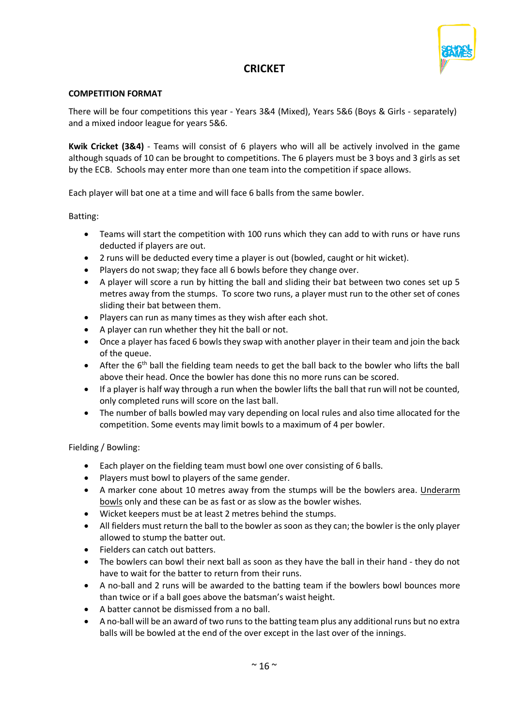# CRICKET

## COMPETITION FORMAT

There will be four competitions this year - Years 3&4 (Mixed), Years 5&6 (Boys & Girls - separately) and a mixed indoor league for years 5&6.

**Kwik Cricket (3&4)** - Teams will consist of 6 players who will all be actively involved in the game although squads of 10 can be brought to competitions. The 6 players must be 3 boys and 3 girls as set by the ECB. Schools may enter more than one team into the competition if space allows.

Each player will bat one at a time and will face 6 balls from the same bowler.

Batting:

- Teams will start the competition with 100 runs which they can add to with runs or have runs deducted if players are out.
- 2 runs will be deducted every time a player is out (bowled, caught or hit wicket).
- Players do not swap; they face all 6 bowls before they change over.
- A player will score a run by hitting the ball and sliding their bat between two cones set up 5 metres away from the stumps. To score two runs, a player must run to the other set of cones sliding their bat between them.
- Players can run as many times as they wish after each shot.
- A player can run whether they hit the ball or not.
- Once a player has faced 6 bowls they swap with another player in their team and join the back of the queue.
- After the 6th ball the fielding team needs to get the ball back to the bowler who lifts the ball above their head. Once the bowler has done this no more runs can be scored.
- If a player is half way through a run when the bowler lifts the ball that run will not be counted, only completed runs will score on the last ball.
- The number of balls bowled may vary depending on local rules and also time allocated for the competition. Some events may limit bowls to a maximum of 4 per bowler.

Fielding / Bowling:

- Each player on the fielding team must bowl one over consisting of 6 balls.
- Players must bowl to players of the same gender.
- A marker cone about 10 metres away from the stumps will be the bowlers area. Underarm bowls only and these can be as fast or as slow as the bowler wishes.
- Wicket keepers must be at least 2 metres behind the stumps.
- All fielders must return the ball to the bowler as soon as they can; the bowler is the only player allowed to stump the batter out.
- Fielders can catch out batters.
- The bowlers can bowl their next ball as soon as they have the ball in their hand - they do not have to wait for the batter to return from their runs.
- A no-ball and 2 runs will be awarded to the batting team if the bowlers bowl bounces more than twice or if a ball goes above the batsman's waist height.
- A batter cannot be dismissed from a no ball.
- A no-ball will be an award of two runs to the batting team plus any additional runs but no extra balls will be bowled at the end of the over except in the last over of the innings.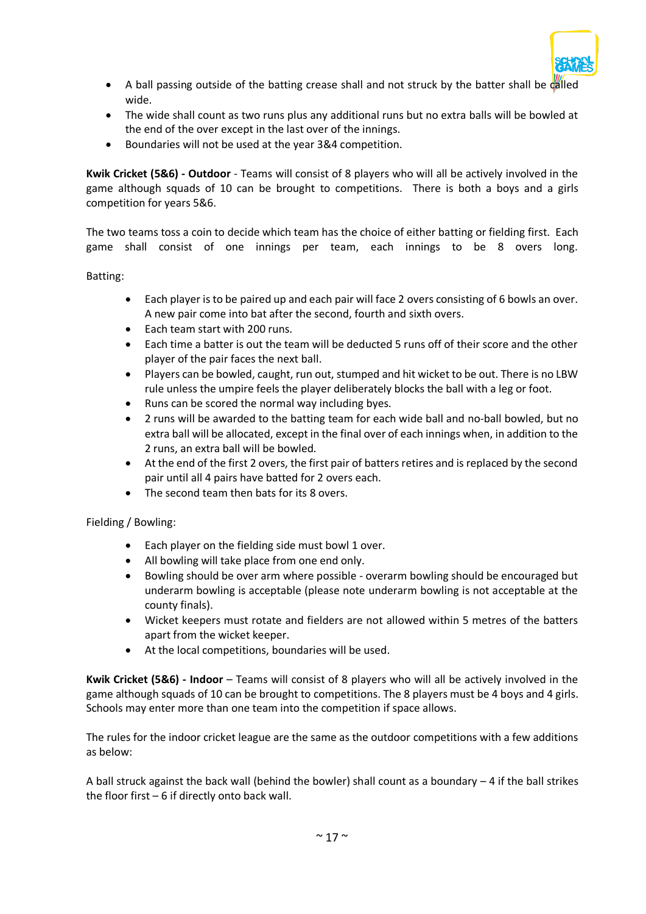- A ball passing outside of the batting crease shall and not struck by the batter shall be called wide.
- The wide shall count as two runs plus any additional runs but no extra balls will be bowled at the end of the over except in the last over of the innings.
- Boundaries will not be used at the year 3&4 competition.

**Kwik Cricket (5&6) - Outdoor** - Teams will consist of 8 players who will all be actively involved in the game although squads of 10 can be brought to competitions. There is both a boys and a girls competition for years 5&6.

The two teams toss a coin to decide which team has the choice of either batting or fielding first. Each game shall consist of one innings per team, each innings to be 8 overs long.

Batting:

- Each player is to be paired up and each pair will face 2 overs consisting of 6 bowls an over. A new pair come into bat after the second, fourth and sixth overs.
- Each team start with 200 runs.
- Each time a batter is out the team will be deducted 5 runs off of their score and the other player of the pair faces the next ball.
- Players can be bowled, caught, run out, stumped and hit wicket to be out. There is no LBW rule unless the umpire feels the player deliberately blocks the ball with a leg or foot.
- Runs can be scored the normal way including byes.
- 2 runs will be awarded to the batting team for each wide ball and no-ball bowled, but no extra ball will be allocated, except in the final over of each innings when, in addition to the 2 runs, an extra ball will be bowled.
- At the end of the first 2 overs, the first pair of batters retires and is replaced by the second pair until all 4 pairs have batted for 2 overs each.
- The second team then bats for its 8 overs.

Fielding / Bowling:

- Each player on the fielding side must bowl 1 over.
- All bowling will take place from one end only.
- Bowling should be over arm where possible - overarm bowling should be encouraged but underarm bowling is acceptable (please note underarm bowling is not acceptable at the county finals).
- Wicket keepers must rotate and fielders are not allowed within 5 metres of the batters apart from the wicket keeper.
- At the local competitions, boundaries will be used.

**Kwik Cricket (5&6) - Indoor** – Teams will consist of 8 players who will all be actively involved in the game although squads of 10 can be brought to competitions. The 8 players must be 4 boys and 4 girls. Schools may enter more than one team into the competition if space allows.

The rules for the indoor cricket league are the same as the outdoor competitions with a few additions as below:

A ball struck against the back wall (behind the bowler) shall count as a boundary – 4 if the ball strikes the floor first – 6 if directly onto back wall.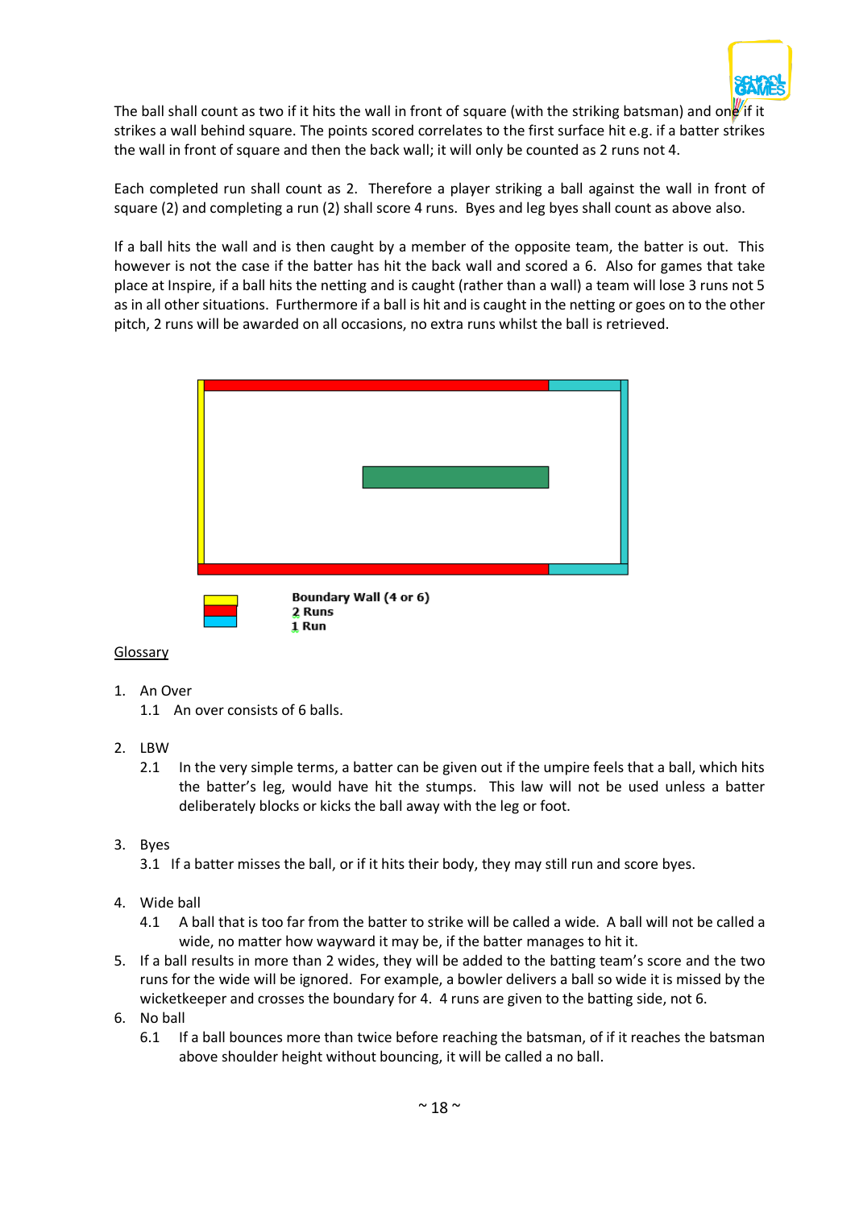The ball shall count as two if it hits the wall in front of square (with the striking batsman) and one if it strikes a wall behind square. The points scored correlates to the first surface hit e.g. if a batter strikes the wall in front of square and then the back wall; it will only be counted as 2 runs not 4.

Each completed run shall count as 2. Therefore a player striking a ball against the wall in front of square (2) and completing a run (2) shall score 4 runs. Byes and leg byes shall count as above also.

If a ball hits the wall and is then caught by a member of the opposite team, the batter is out. This however is not the case if the batter has hit the back wall and scored a 6. Also for games that take place at Inspire, if a ball hits the netting and is caught (rather than a wall) a team will lose 3 runs not 5 as in all other situations. Furthermore if a ball is hit and is caught in the netting or goes on to the other pitch, 2 runs will be awarded on all occasions, no extra runs whilst the ball is retrieved.

**Boundary Wall (4 or 6)**
**2 Runs**
**1 Run**

<u>Glossary</u>

1. An Over
   1.1 An over consists of 6 balls.

2. LBW
   2.1 In the very simple terms, a batter can be given out if the umpire feels that a ball, which hits the batter's leg, would have hit the stumps. This law will not be used unless a batter deliberately blocks or kicks the ball away with the leg or foot.

3. Byes
   3.1 If a batter misses the ball, or if it hits their body, they may still run and score byes.

4. Wide ball
   4.1 A ball that is too far from the batter to strike will be called a wide. A ball will not be called a wide, no matter how wayward it may be, if the batter manages to hit it.
5. If a ball results in more than 2 wides, they will be added to the batting team's score and the two runs for the wide will be ignored. For example, a bowler delivers a ball so wide it is missed by the wicketkeeper and crosses the boundary for 4. 4 runs are given to the batting side, not 6.
6. No ball
   6.1 If a ball bounces more than twice before reaching the batsman, of if it reaches the batsman above shoulder height without bouncing, it will be called a no ball.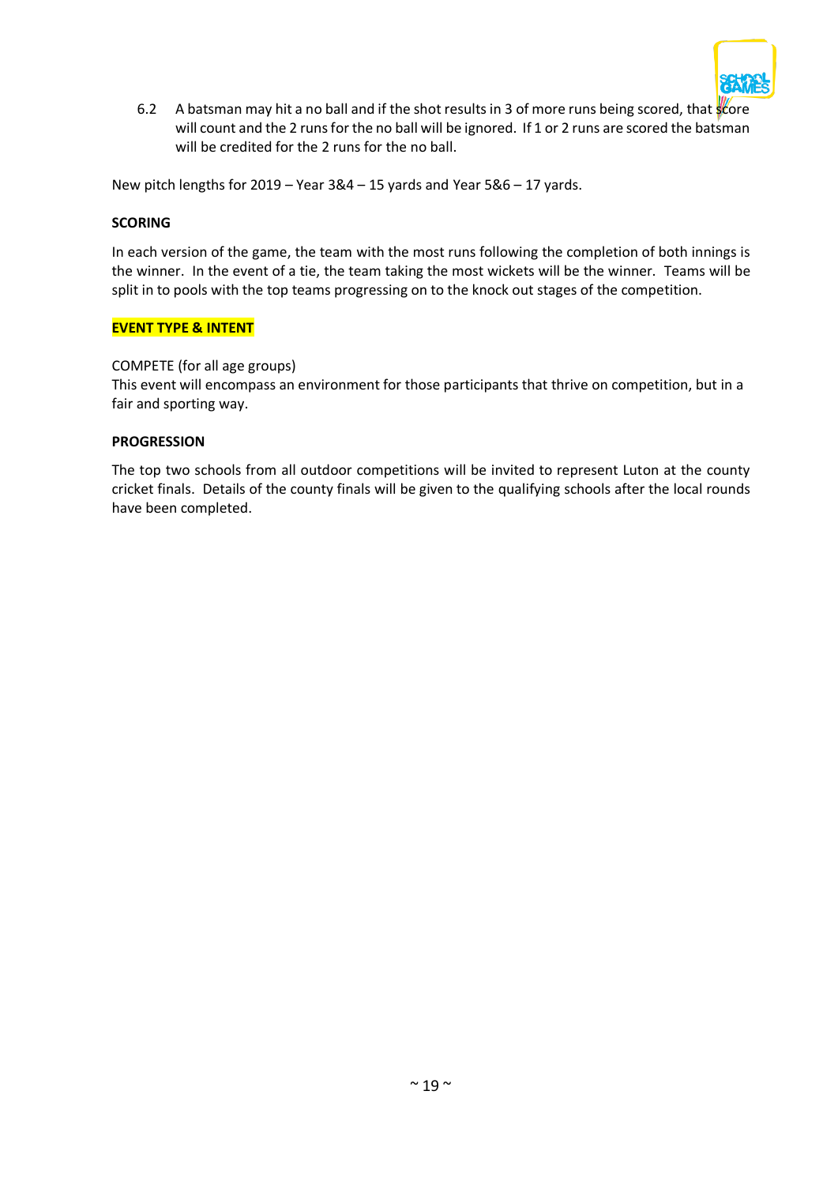6.2 A batsman may hit a no ball and if the shot results in 3 of more runs being scored, that score will count and the 2 runs for the no ball will be ignored. If 1 or 2 runs are scored the batsman will be credited for the 2 runs for the no ball.

New pitch lengths for 2019 – Year 3&4 – 15 yards and Year 5&6 – 17 yards.

**SCORING**

In each version of the game, the team with the most runs following the completion of both innings is the winner. In the event of a tie, the team taking the most wickets will be the winner. Teams will be split in to pools with the top teams progressing on to the knock out stages of the competition.

**EVENT TYPE & INTENT**

COMPETE (for all age groups)
This event will encompass an environment for those participants that thrive on competition, but in a fair and sporting way.

**PROGRESSION**

The top two schools from all outdoor competitions will be invited to represent Luton at the county cricket finals. Details of the county finals will be given to the qualifying schools after the local rounds have been completed.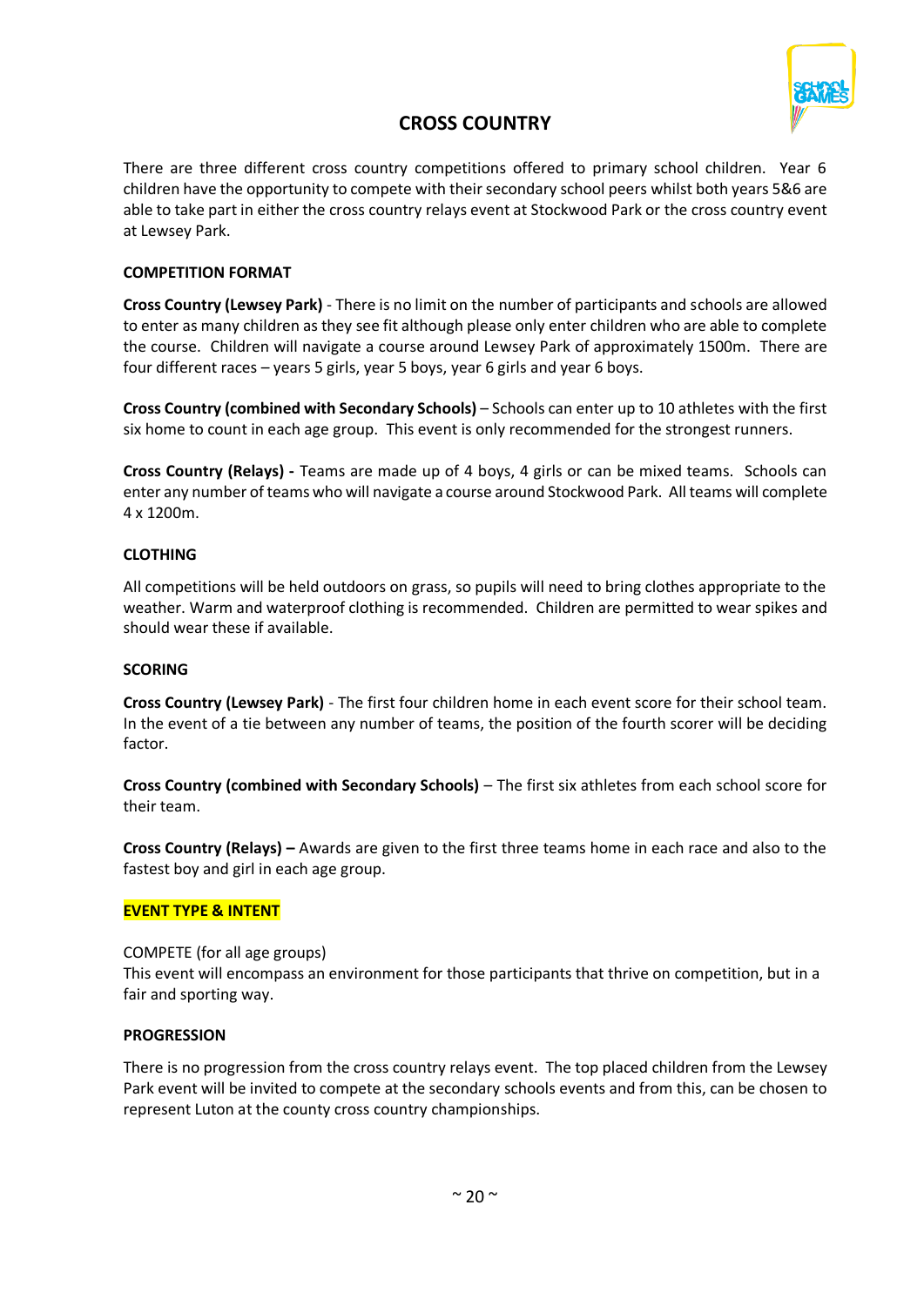# CROSS COUNTRY

There are three different cross country competitions offered to primary school children. Year 6 children have the opportunity to compete with their secondary school peers whilst both years 5&6 are able to take part in either the cross country relays event at Stockwood Park or the cross country event at Lewsey Park.

## COMPETITION FORMAT

**Cross Country (Lewsey Park)** - There is no limit on the number of participants and schools are allowed to enter as many children as they see fit although please only enter children who are able to complete the course. Children will navigate a course around Lewsey Park of approximately 1500m. There are four different races – years 5 girls, year 5 boys, year 6 girls and year 6 boys.

**Cross Country (combined with Secondary Schools)** – Schools can enter up to 10 athletes with the first six home to count in each age group. This event is only recommended for the strongest runners.

**Cross Country (Relays) -** Teams are made up of 4 boys, 4 girls or can be mixed teams. Schools can enter any number of teams who will navigate a course around Stockwood Park. All teams will complete 4 x 1200m.

## CLOTHING

All competitions will be held outdoors on grass, so pupils will need to bring clothes appropriate to the weather. Warm and waterproof clothing is recommended. Children are permitted to wear spikes and should wear these if available.

## SCORING

**Cross Country (Lewsey Park)** - The first four children home in each event score for their school team. In the event of a tie between any number of teams, the position of the fourth scorer will be deciding factor.

**Cross Country (combined with Secondary Schools)** – The first six athletes from each school score for their team.

**Cross Country (Relays) –** Awards are given to the first three teams home in each race and also to the fastest boy and girl in each age group.

## EVENT TYPE & INTENT

COMPETE (for all age groups)
This event will encompass an environment for those participants that thrive on competition, but in a fair and sporting way.

## PROGRESSION

There is no progression from the cross country relays event. The top placed children from the Lewsey Park event will be invited to compete at the secondary schools events and from this, can be chosen to represent Luton at the county cross country championships.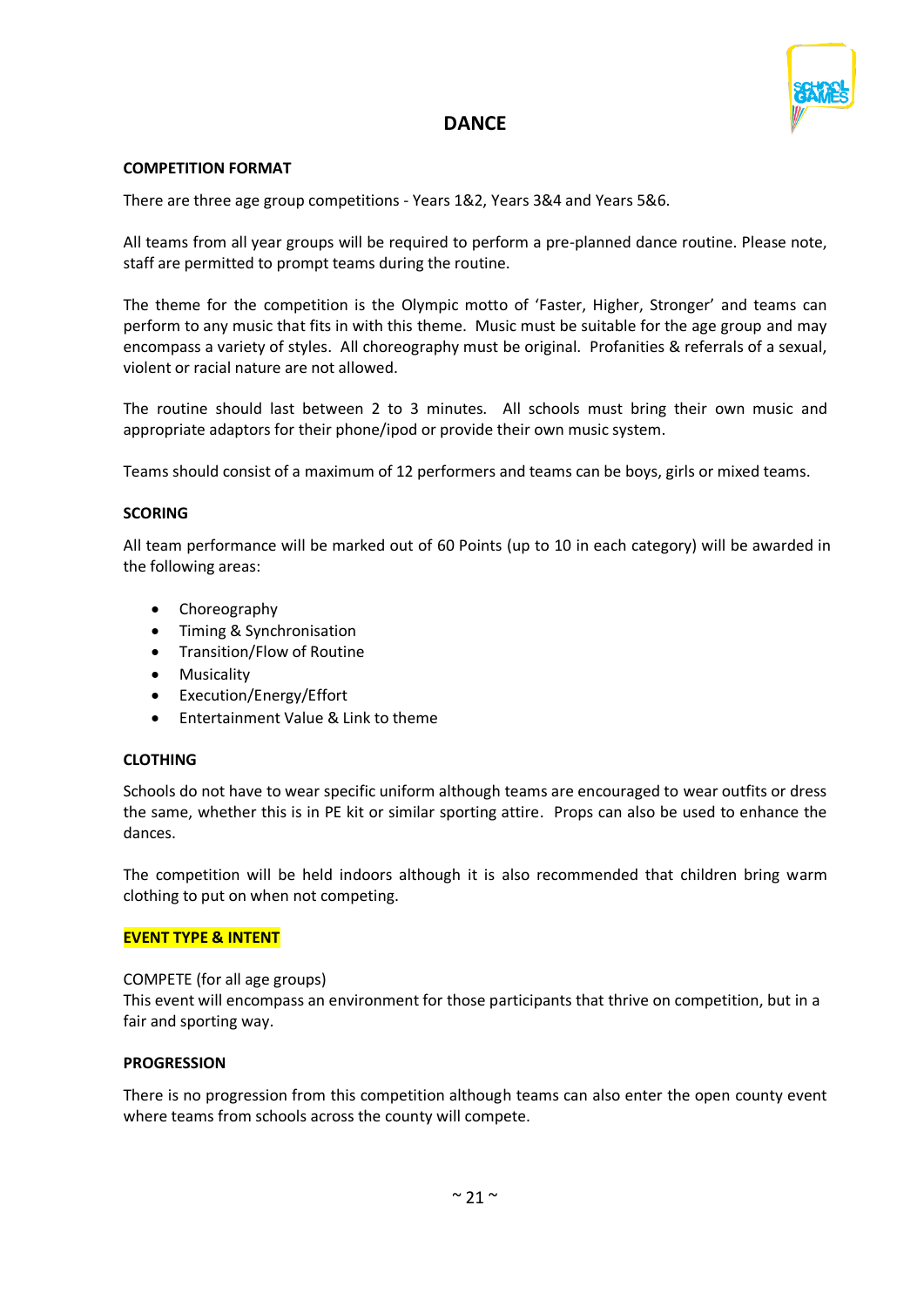# DANCE

**COMPETITION FORMAT**

There are three age group competitions - Years 1&2, Years 3&4 and Years 5&6.

All teams from all year groups will be required to perform a pre-planned dance routine. Please note, staff are permitted to prompt teams during the routine.

The theme for the competition is the Olympic motto of 'Faster, Higher, Stronger' and teams can perform to any music that fits in with this theme. Music must be suitable for the age group and may encompass a variety of styles. All choreography must be original. Profanities & referrals of a sexual, violent or racial nature are not allowed.

The routine should last between 2 to 3 minutes. All schools must bring their own music and appropriate adaptors for their phone/ipod or provide their own music system.

Teams should consist of a maximum of 12 performers and teams can be boys, girls or mixed teams.

**SCORING**

All team performance will be marked out of 60 Points (up to 10 in each category) will be awarded in the following areas:

- Choreography
- Timing & Synchronisation
- Transition/Flow of Routine
- Musicality
- Execution/Energy/Effort
- Entertainment Value & Link to theme

**CLOTHING**

Schools do not have to wear specific uniform although teams are encouraged to wear outfits or dress the same, whether this is in PE kit or similar sporting attire. Props can also be used to enhance the dances.

The competition will be held indoors although it is also recommended that children bring warm clothing to put on when not competing.

**EVENT TYPE & INTENT**

COMPETE (for all age groups)
This event will encompass an environment for those participants that thrive on competition, but in a fair and sporting way.

**PROGRESSION**

There is no progression from this competition although teams can also enter the open county event where teams from schools across the county will compete.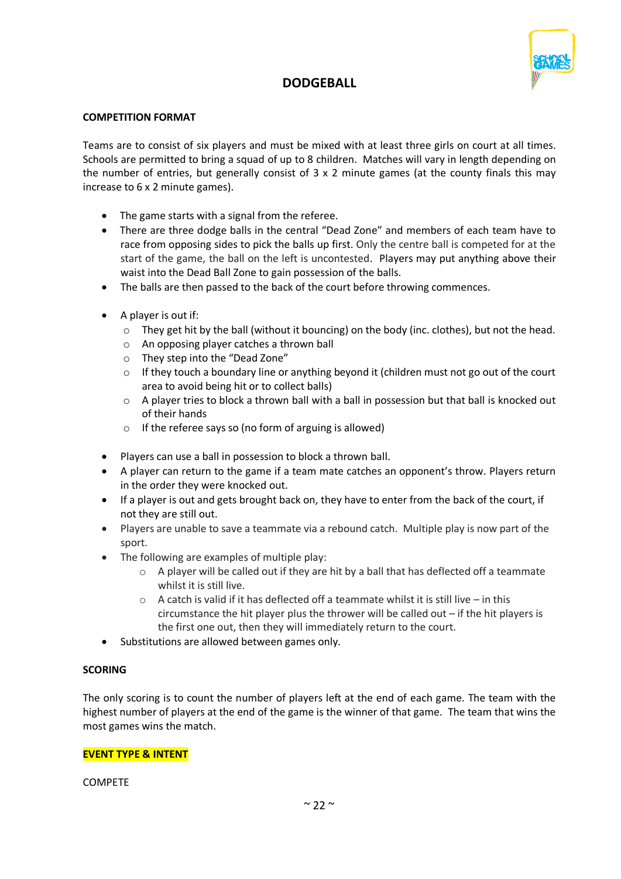# DODGEBALL

**COMPETITION FORMAT**

Teams are to consist of six players and must be mixed with at least three girls on court at all times. Schools are permitted to bring a squad of up to 8 children. Matches will vary in length depending on the number of entries, but generally consist of 3 x 2 minute games (at the county finals this may increase to 6 x 2 minute games).

- The game starts with a signal from the referee.
- There are three dodge balls in the central "Dead Zone" and members of each team have to race from opposing sides to pick the balls up first. Only the centre ball is competed for at the start of the game, the ball on the left is uncontested. Players may put anything above their waist into the Dead Ball Zone to gain possession of the balls.
- The balls are then passed to the back of the court before throwing commences.

- A player is out if:
    - They get hit by the ball (without it bouncing) on the body (inc. clothes), but not the head.
    - An opposing player catches a thrown ball
    - They step into the "Dead Zone"
    - If they touch a boundary line or anything beyond it (children must not go out of the court area to avoid being hit or to collect balls)
    - A player tries to block a thrown ball with a ball in possession but that ball is knocked out of their hands
    - If the referee says so (no form of arguing is allowed)

- Players can use a ball in possession to block a thrown ball.
- A player can return to the game if a team mate catches an opponent's throw. Players return in the order they were knocked out.
- If a player is out and gets brought back on, they have to enter from the back of the court, if not they are still out.
- Players are unable to save a teammate via a rebound catch. Multiple play is now part of the sport.
- The following are examples of multiple play:
    - A player will be called out if they are hit by a ball that has deflected off a teammate whilst it is still live.
    - A catch is valid if it has deflected off a teammate whilst it is still live – in this circumstance the hit player plus the thrower will be called out – if the hit players is the first one out, then they will immediately return to the court.
- Substitutions are allowed between games only.

**SCORING**

The only scoring is to count the number of players left at the end of each game. The team with the highest number of players at the end of the game is the winner of that game. The team that wins the most games wins the match.

**EVENT TYPE & INTENT**

COMPETE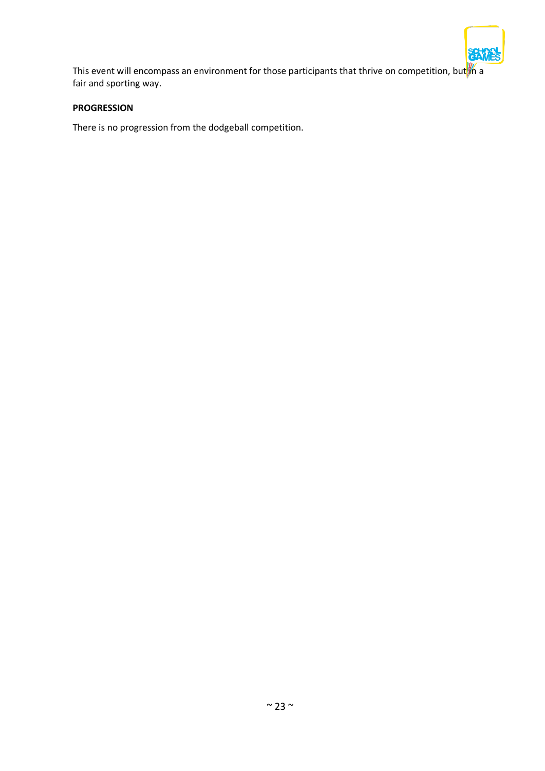This event will encompass an environment for those participants that thrive on competition, but in a fair and sporting way.

**PROGRESSION**

There is no progression from the dodgeball competition.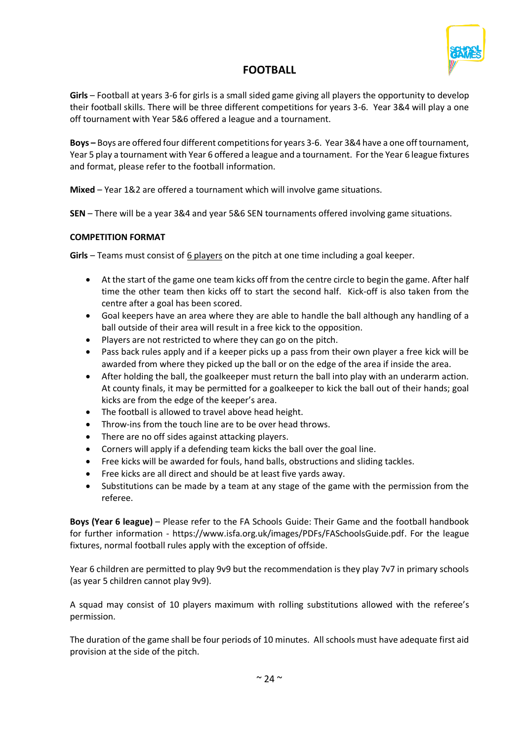# FOOTBALL

**Girls** – Football at years 3-6 for girls is a small sided game giving all players the opportunity to develop their football skills. There will be three different competitions for years 3-6. Year 3&4 will play a one off tournament with Year 5&6 offered a league and a tournament.

**Boys –** Boys are offered four different competitions for years 3-6. Year 3&4 have a one off tournament, Year 5 play a tournament with Year 6 offered a league and a tournament. For the Year 6 league fixtures and format, please refer to the football information.

**Mixed** – Year 1&2 are offered a tournament which will involve game situations.

**SEN** – There will be a year 3&4 and year 5&6 SEN tournaments offered involving game situations.

**COMPETITION FORMAT**

**Girls** – Teams must consist of 6 players on the pitch at one time including a goal keeper.

- At the start of the game one team kicks off from the centre circle to begin the game. After half time the other team then kicks off to start the second half. Kick-off is also taken from the centre after a goal has been scored.
- Goal keepers have an area where they are able to handle the ball although any handling of a ball outside of their area will result in a free kick to the opposition.
- Players are not restricted to where they can go on the pitch.
- Pass back rules apply and if a keeper picks up a pass from their own player a free kick will be awarded from where they picked up the ball or on the edge of the area if inside the area.
- After holding the ball, the goalkeeper must return the ball into play with an underarm action. At county finals, it may be permitted for a goalkeeper to kick the ball out of their hands; goal kicks are from the edge of the keeper's area.
- The football is allowed to travel above head height.
- Throw-ins from the touch line are to be over head throws.
- There are no off sides against attacking players.
- Corners will apply if a defending team kicks the ball over the goal line.
- Free kicks will be awarded for fouls, hand balls, obstructions and sliding tackles.
- Free kicks are all direct and should be at least five yards away.
- Substitutions can be made by a team at any stage of the game with the permission from the referee.

**Boys (Year 6 league)** – Please refer to the FA Schools Guide: Their Game and the football handbook for further information - https://www.isfa.org.uk/images/PDFs/FASchoolsGuide.pdf. For the league fixtures, normal football rules apply with the exception of offside.

Year 6 children are permitted to play 9v9 but the recommendation is they play 7v7 in primary schools (as year 5 children cannot play 9v9).

A squad may consist of 10 players maximum with rolling substitutions allowed with the referee's permission.

The duration of the game shall be four periods of 10 minutes. All schools must have adequate first aid provision at the side of the pitch.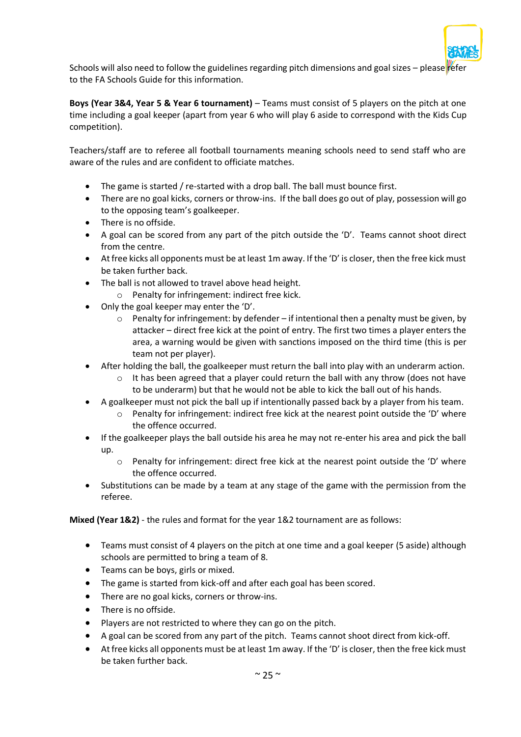Schools will also need to follow the guidelines regarding pitch dimensions and goal sizes – please refer to the FA Schools Guide for this information.

**Boys (Year 3&4, Year 5 & Year 6 tournament)** – Teams must consist of 5 players on the pitch at one time including a goal keeper (apart from year 6 who will play 6 aside to correspond with the Kids Cup competition).

Teachers/staff are to referee all football tournaments meaning schools need to send staff who are aware of the rules and are confident to officiate matches.

- The game is started / re-started with a drop ball. The ball must bounce first.
- There are no goal kicks, corners or throw-ins. If the ball does go out of play, possession will go to the opposing team's goalkeeper.
- There is no offside.
- A goal can be scored from any part of the pitch outside the 'D'. Teams cannot shoot direct from the centre.
- At free kicks all opponents must be at least 1m away. If the 'D' is closer, then the free kick must be taken further back.
- The ball is not allowed to travel above head height.
  - Penalty for infringement: indirect free kick.
- Only the goal keeper may enter the 'D'.
  - Penalty for infringement: by defender – if intentional then a penalty must be given, by attacker – direct free kick at the point of entry. The first two times a player enters the area, a warning would be given with sanctions imposed on the third time (this is per team not per player).
- After holding the ball, the goalkeeper must return the ball into play with an underarm action.
  - It has been agreed that a player could return the ball with any throw (does not have to be underarm) but that he would not be able to kick the ball out of his hands.
- A goalkeeper must not pick the ball up if intentionally passed back by a player from his team.
  - Penalty for infringement: indirect free kick at the nearest point outside the 'D' where the offence occurred.
- If the goalkeeper plays the ball outside his area he may not re-enter his area and pick the ball up.
  - Penalty for infringement: direct free kick at the nearest point outside the 'D' where the offence occurred.
- Substitutions can be made by a team at any stage of the game with the permission from the referee.

**Mixed (Year 1&2)** - the rules and format for the year 1&2 tournament are as follows:

- Teams must consist of 4 players on the pitch at one time and a goal keeper (5 aside) although schools are permitted to bring a team of 8.
- Teams can be boys, girls or mixed.
- The game is started from kick-off and after each goal has been scored.
- There are no goal kicks, corners or throw-ins.
- There is no offside.
- Players are not restricted to where they can go on the pitch.
- A goal can be scored from any part of the pitch. Teams cannot shoot direct from kick-off.
- At free kicks all opponents must be at least 1m away. If the 'D' is closer, then the free kick must be taken further back.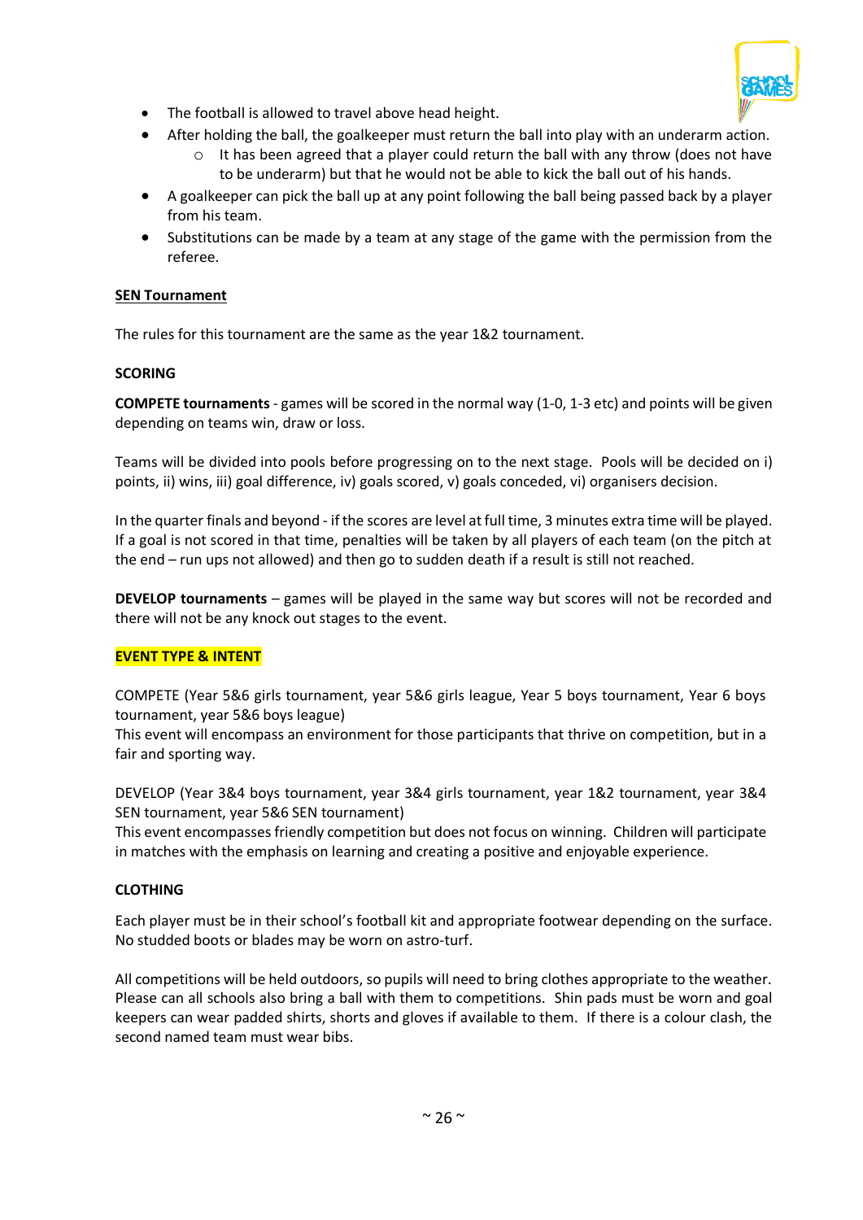- The football is allowed to travel above head height.
- After holding the ball, the goalkeeper must return the ball into play with an underarm action.
    - It has been agreed that a player could return the ball with any throw (does not have to be underarm) but that he would not be able to kick the ball out of his hands.
- A goalkeeper can pick the ball up at any point following the ball being passed back by a player from his team.
- Substitutions can be made by a team at any stage of the game with the permission from the referee.

**SEN Tournament**

The rules for this tournament are the same as the year 1&2 tournament.

**SCORING**

**COMPETE tournaments** - games will be scored in the normal way (1-0, 1-3 etc) and points will be given depending on teams win, draw or loss.

Teams will be divided into pools before progressing on to the next stage. Pools will be decided on i) points, ii) wins, iii) goal difference, iv) goals scored, v) goals conceded, vi) organisers decision.

In the quarter finals and beyond - if the scores are level at full time, 3 minutes extra time will be played. If a goal is not scored in that time, penalties will be taken by all players of each team (on the pitch at the end – run ups not allowed) and then go to sudden death if a result is still not reached.

**DEVELOP tournaments** – games will be played in the same way but scores will not be recorded and there will not be any knock out stages to the event.

**EVENT TYPE & INTENT**

COMPETE (Year 5&6 girls tournament, year 5&6 girls league, Year 5 boys tournament, Year 6 boys tournament, year 5&6 boys league)
This event will encompass an environment for those participants that thrive on competition, but in a fair and sporting way.

DEVELOP (Year 3&4 boys tournament, year 3&4 girls tournament, year 1&2 tournament, year 3&4 SEN tournament, year 5&6 SEN tournament)
This event encompasses friendly competition but does not focus on winning. Children will participate in matches with the emphasis on learning and creating a positive and enjoyable experience.

**CLOTHING**

Each player must be in their school's football kit and appropriate footwear depending on the surface. No studded boots or blades may be worn on astro-turf.

All competitions will be held outdoors, so pupils will need to bring clothes appropriate to the weather. Please can all schools also bring a ball with them to competitions. Shin pads must be worn and goal keepers can wear padded shirts, shorts and gloves if available to them. If there is a colour clash, the second named team must wear bibs.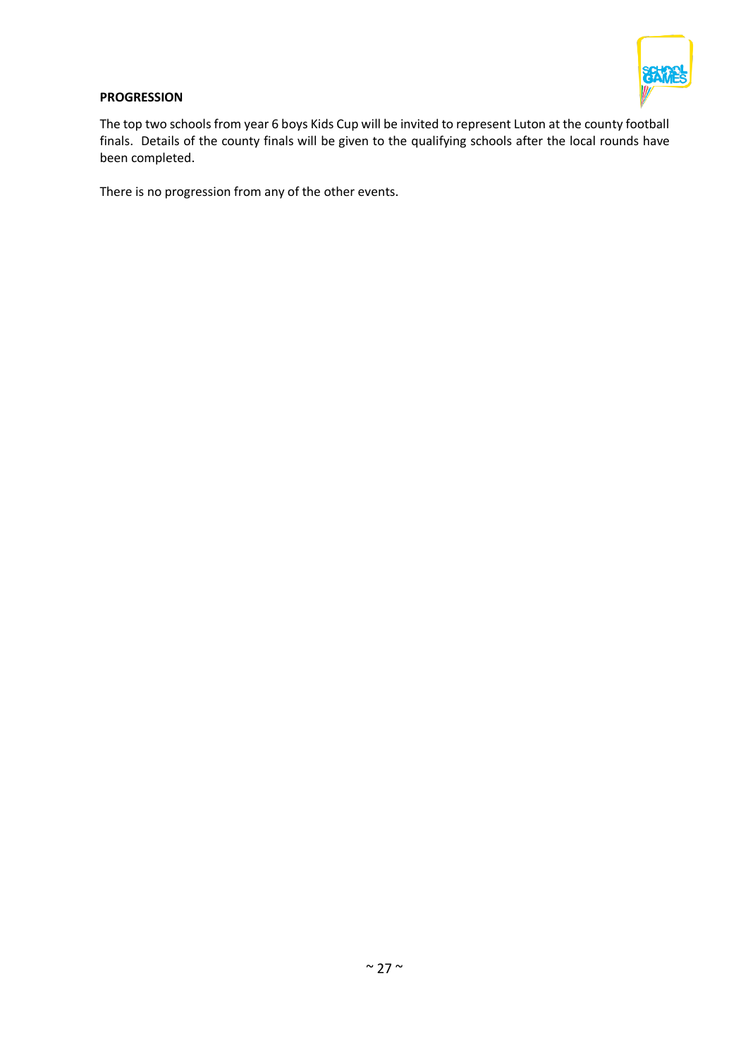**PROGRESSION**

The top two schools from year 6 boys Kids Cup will be invited to represent Luton at the county football finals. Details of the county finals will be given to the qualifying schools after the local rounds have been completed.

There is no progression from any of the other events.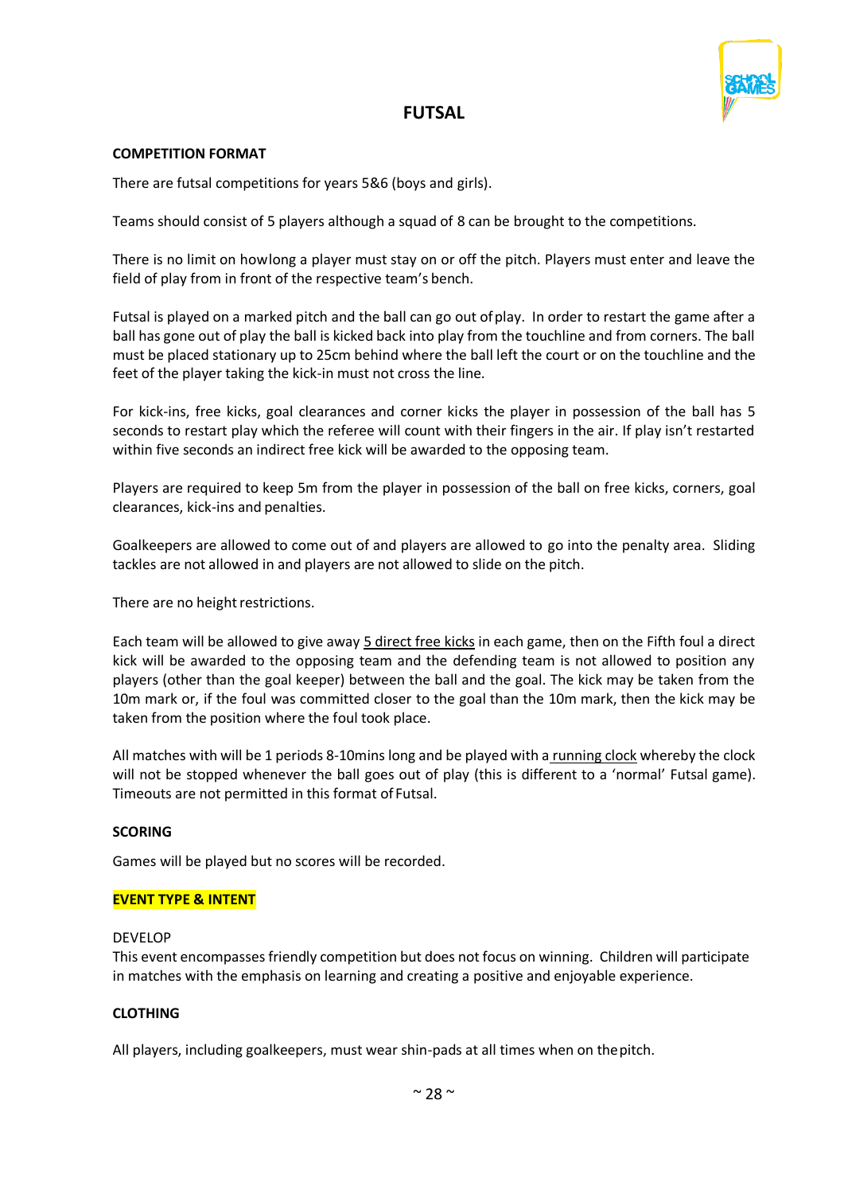# FUTSAL

**COMPETITION FORMAT**

There are futsal competitions for years 5&6 (boys and girls).

Teams should consist of 5 players although a squad of 8 can be brought to the competitions.

There is no limit on howlong a player must stay on or off the pitch. Players must enter and leave the field of play from in front of the respective team's bench.

Futsal is played on a marked pitch and the ball can go out of play. In order to restart the game after a ball has gone out of play the ball is kicked back into play from the touchline and from corners. The ball must be placed stationary up to 25cm behind where the ball left the court or on the touchline and the feet of the player taking the kick-in must not cross the line.

For kick-ins, free kicks, goal clearances and corner kicks the player in possession of the ball has 5 seconds to restart play which the referee will count with their fingers in the air. If play isn't restarted within five seconds an indirect free kick will be awarded to the opposing team.

Players are required to keep 5m from the player in possession of the ball on free kicks, corners, goal clearances, kick-ins and penalties.

Goalkeepers are allowed to come out of and players are allowed to go into the penalty area. Sliding tackles are not allowed in and players are not allowed to slide on the pitch.

There are no height restrictions.

Each team will be allowed to give away 5 direct free kicks in each game, then on the Fifth foul a direct kick will be awarded to the opposing team and the defending team is not allowed to position any players (other than the goal keeper) between the ball and the goal. The kick may be taken from the 10m mark or, if the foul was committed closer to the goal than the 10m mark, then the kick may be taken from the position where the foul took place.

All matches with will be 1 periods 8-10mins long and be played with a running clock whereby the clock will not be stopped whenever the ball goes out of play (this is different to a 'normal' Futsal game). Timeouts are not permitted in this format of Futsal.

**SCORING**

Games will be played but no scores will be recorded.

**EVENT TYPE & INTENT**

DEVELOP
This event encompasses friendly competition but does not focus on winning. Children will participate in matches with the emphasis on learning and creating a positive and enjoyable experience.

**CLOTHING**

All players, including goalkeepers, must wear shin-pads at all times when on the pitch.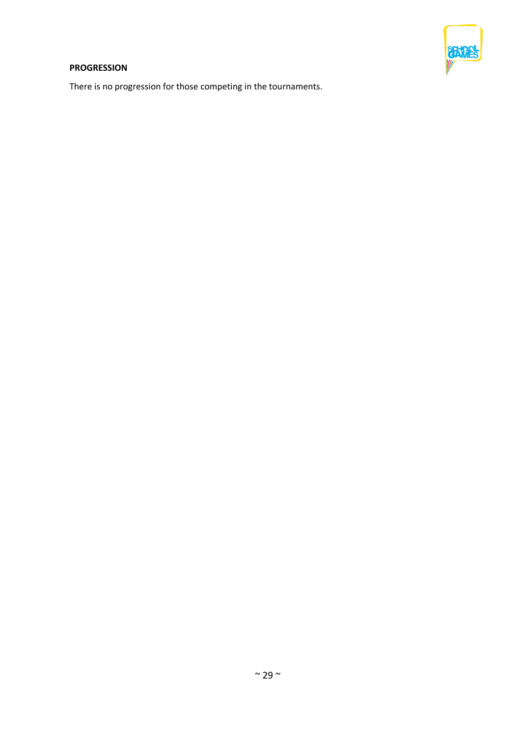**PROGRESSION**

There is no progression for those competing in the tournaments.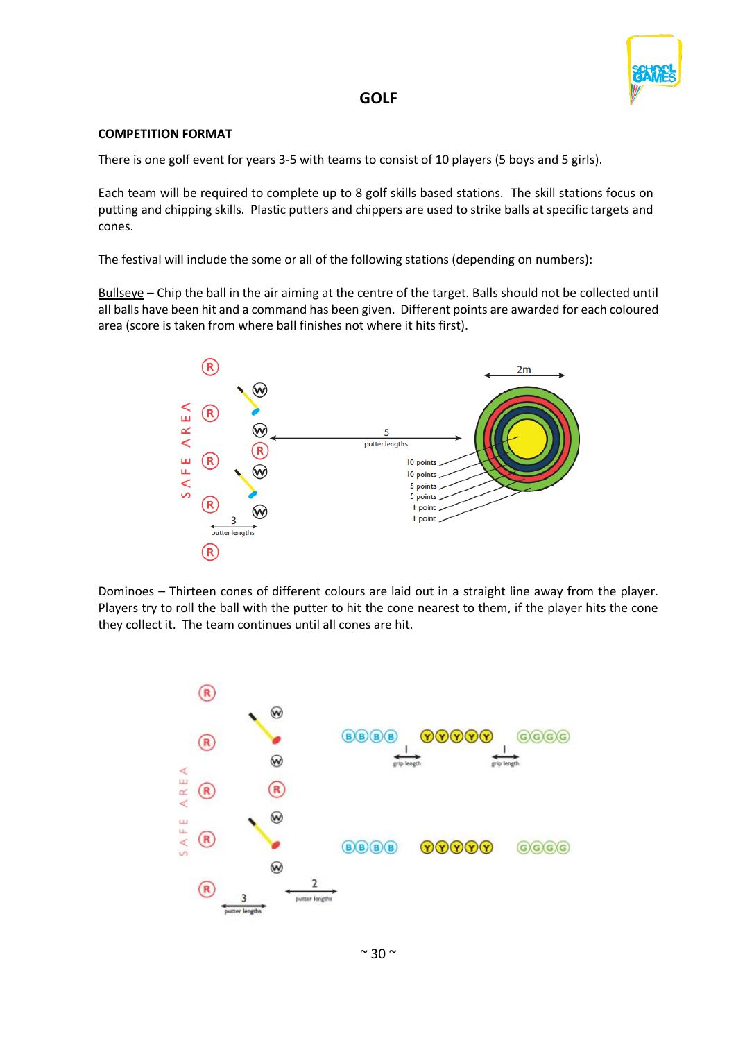# GOLF

**COMPETITION FORMAT**

There is one golf event for years 3-5 with teams to consist of 10 players (5 boys and 5 girls).

Each team will be required to complete up to 8 golf skills based stations. The skill stations focus on putting and chipping skills. Plastic putters and chippers are used to strike balls at specific targets and cones.

The festival will include the some or all of the following stations (depending on numbers):

<u>Bullseye</u> – Chip the ball in the air aiming at the centre of the target. Balls should not be collected until all balls have been hit and a command has been given. Different points are awarded for each coloured area (score is taken from where ball finishes not where it hits first).

<u>Dominoes</u> – Thirteen cones of different colours are laid out in a straight line away from the player. Players try to roll the ball with the putter to hit the cone nearest to them, if the player hits the cone they collect it. The team continues until all cones are hit.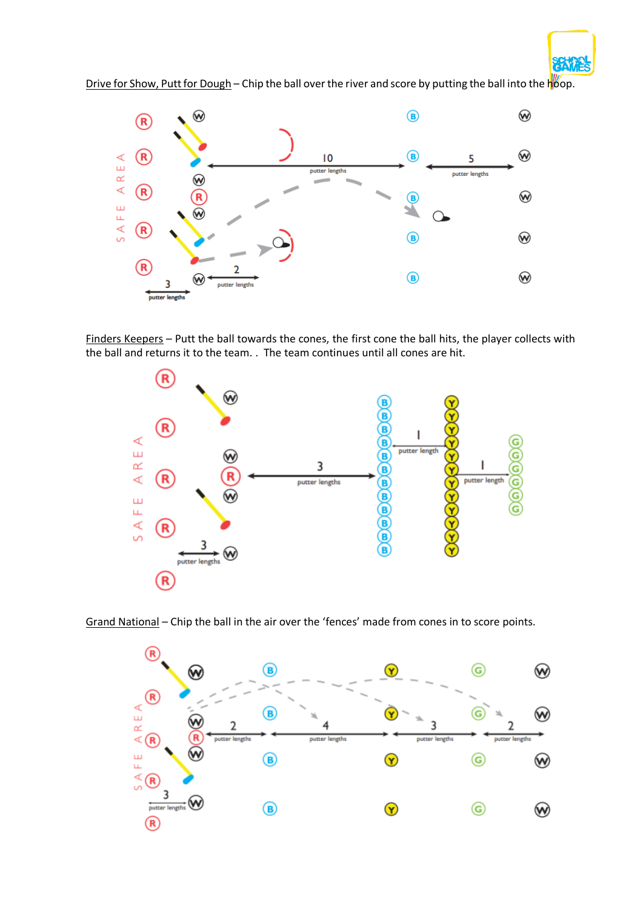Drive for Show, Putt for Dough – Chip the ball over the river and score by putting the ball into the hoop.

Finders Keepers – Putt the ball towards the cones, the first cone the ball hits, the player collects with the ball and returns it to the team. . The team continues until all cones are hit.

Grand National – Chip the ball in the air over the 'fences' made from cones in to score points.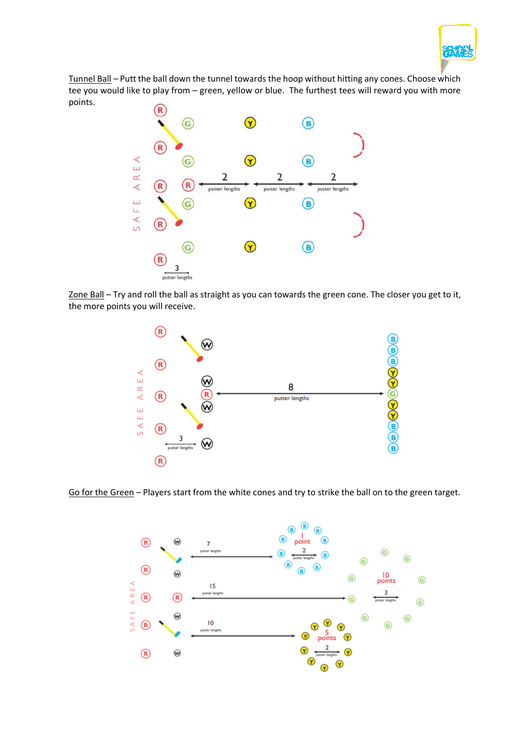Tunnel Ball – Putt the ball down the tunnel towards the hoop without hitting any cones. Choose which tee you would like to play from – green, yellow or blue. The furthest tees will reward you with more points.

Zone Ball – Try and roll the ball as straight as you can towards the green cone. The closer you get to it, the more points you will receive.

Go for the Green – Players start from the white cones and try to strike the ball on to the green target.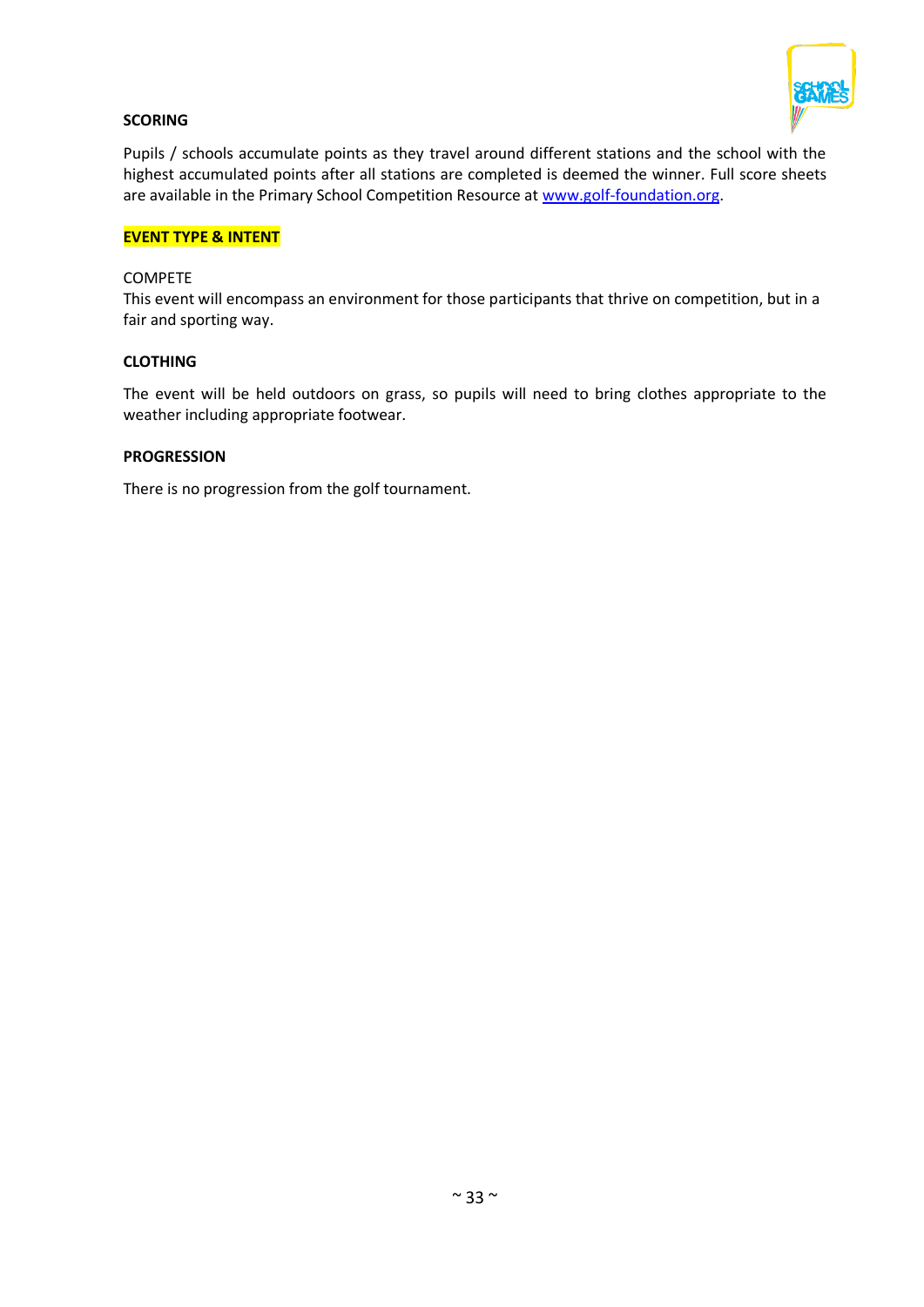**SCORING**

Pupils / schools accumulate points as they travel around different stations and the school with the highest accumulated points after all stations are completed is deemed the winner. Full score sheets are available in the Primary School Competition Resource at [www.golf-foundation.org](http://www.golf-foundation.org).

**EVENT TYPE & INTENT**

COMPETE
This event will encompass an environment for those participants that thrive on competition, but in a fair and sporting way.

**CLOTHING**

The event will be held outdoors on grass, so pupils will need to bring clothes appropriate to the weather including appropriate footwear.

**PROGRESSION**

There is no progression from the golf tournament.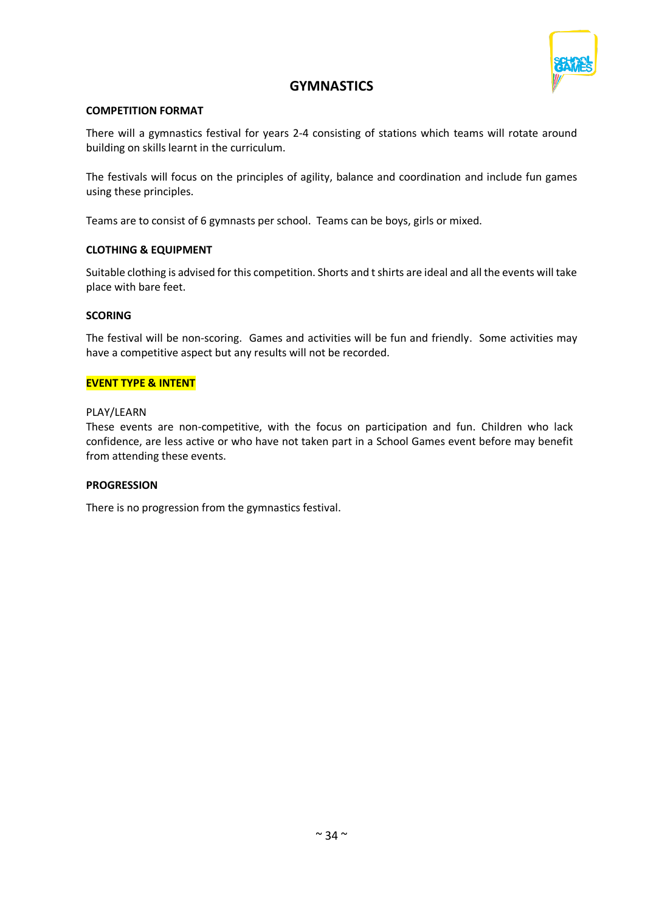# GYMNASTICS

### COMPETITION FORMAT

There will a gymnastics festival for years 2-4 consisting of stations which teams will rotate around building on skills learnt in the curriculum.

The festivals will focus on the principles of agility, balance and coordination and include fun games using these principles.

Teams are to consist of 6 gymnasts per school. Teams can be boys, girls or mixed.

### CLOTHING & EQUIPMENT

Suitable clothing is advised for this competition. Shorts and t shirts are ideal and all the events will take place with bare feet.

### SCORING

The festival will be non-scoring. Games and activities will be fun and friendly. Some activities may have a competitive aspect but any results will not be recorded.

### EVENT TYPE & INTENT

PLAY/LEARN
These events are non-competitive, with the focus on participation and fun. Children who lack confidence, are less active or who have not taken part in a School Games event before may benefit from attending these events.

### PROGRESSION

There is no progression from the gymnastics festival.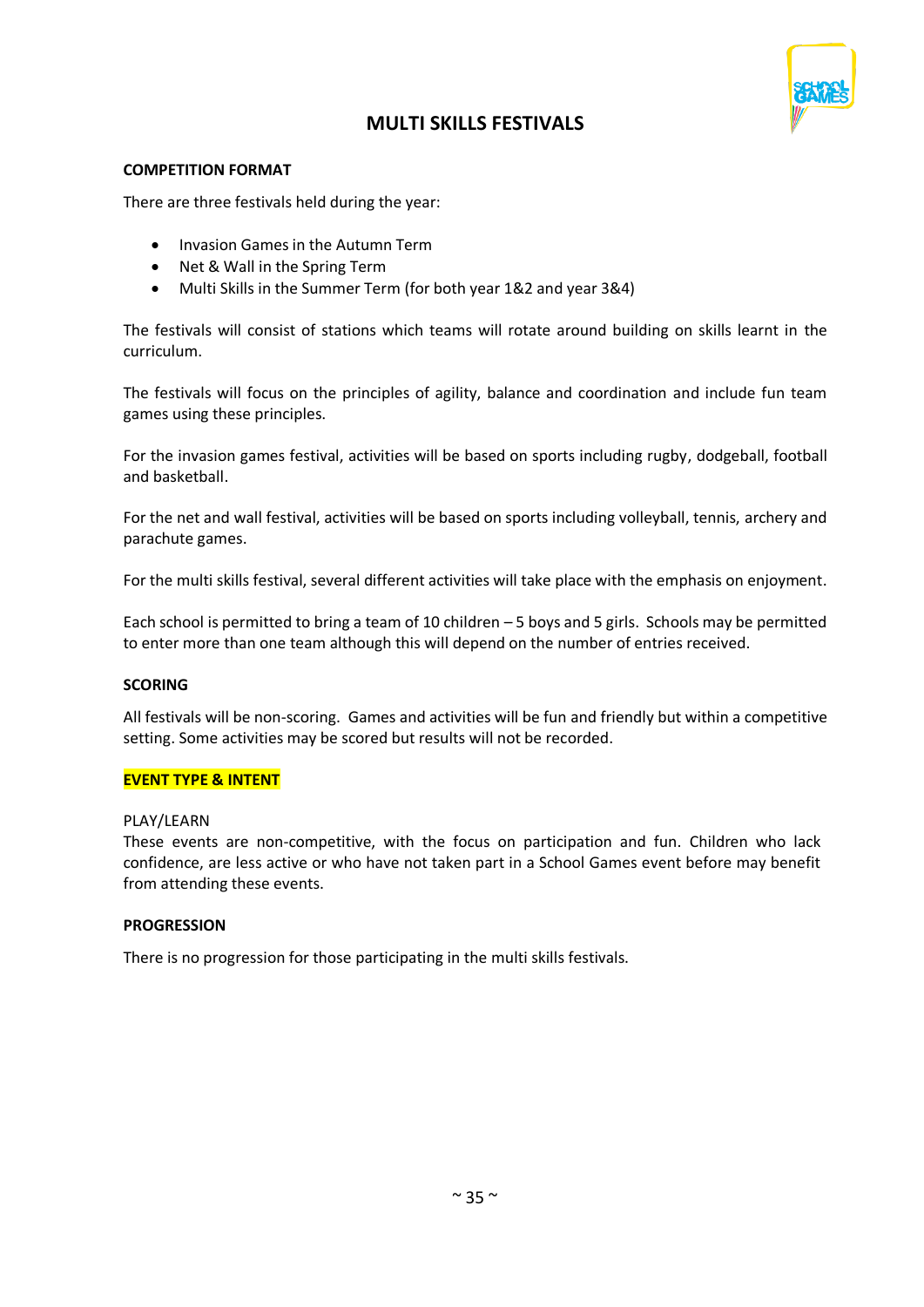# MULTI SKILLS FESTIVALS

**COMPETITION FORMAT**

There are three festivals held during the year:

- Invasion Games in the Autumn Term
- Net & Wall in the Spring Term
- Multi Skills in the Summer Term (for both year 1&2 and year 3&4)

The festivals will consist of stations which teams will rotate around building on skills learnt in the curriculum.

The festivals will focus on the principles of agility, balance and coordination and include fun team games using these principles.

For the invasion games festival, activities will be based on sports including rugby, dodgeball, football and basketball.

For the net and wall festival, activities will be based on sports including volleyball, tennis, archery and parachute games.

For the multi skills festival, several different activities will take place with the emphasis on enjoyment.

Each school is permitted to bring a team of 10 children – 5 boys and 5 girls. Schools may be permitted to enter more than one team although this will depend on the number of entries received.

**SCORING**

All festivals will be non-scoring. Games and activities will be fun and friendly but within a competitive setting. Some activities may be scored but results will not be recorded.

**EVENT TYPE & INTENT**

PLAY/LEARN
These events are non-competitive, with the focus on participation and fun. Children who lack confidence, are less active or who have not taken part in a School Games event before may benefit from attending these events.

**PROGRESSION**

There is no progression for those participating in the multi skills festivals.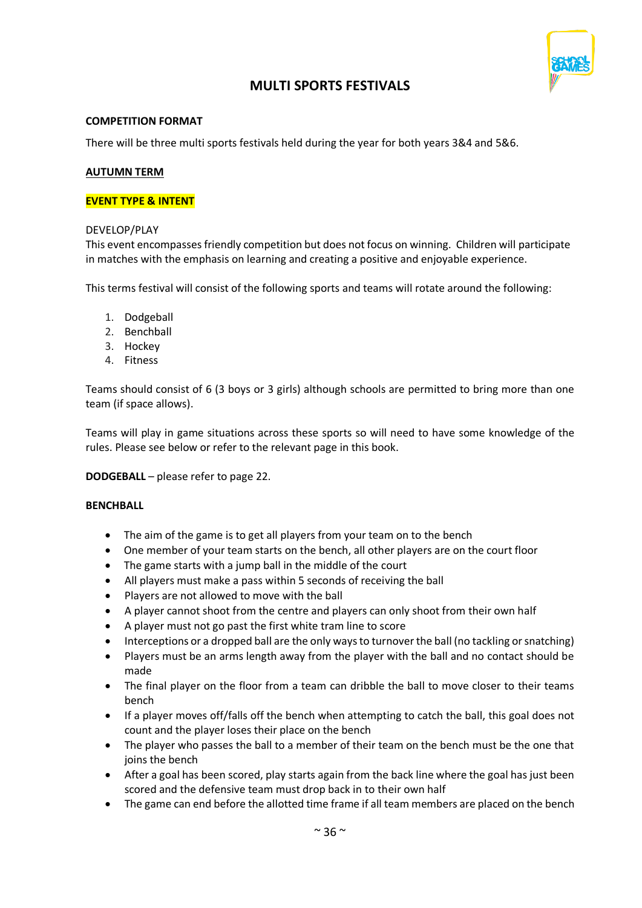# MULTI SPORTS FESTIVALS

**COMPETITION FORMAT**

There will be three multi sports festivals held during the year for both years 3&4 and 5&6.

**AUTUMN TERM**

**EVENT TYPE & INTENT**

DEVELOP/PLAY
This event encompasses friendly competition but does not focus on winning. Children will participate in matches with the emphasis on learning and creating a positive and enjoyable experience.

This terms festival will consist of the following sports and teams will rotate around the following:

1. Dodgeball
2. Benchball
3. Hockey
4. Fitness

Teams should consist of 6 (3 boys or 3 girls) although schools are permitted to bring more than one team (if space allows).

Teams will play in game situations across these sports so will need to have some knowledge of the rules. Please see below or refer to the relevant page in this book.

**DODGEBALL** – please refer to page 22.

**BENCHBALL**

- The aim of the game is to get all players from your team on to the bench
- One member of your team starts on the bench, all other players are on the court floor
- The game starts with a jump ball in the middle of the court
- All players must make a pass within 5 seconds of receiving the ball
- Players are not allowed to move with the ball
- A player cannot shoot from the centre and players can only shoot from their own half
- A player must not go past the first white tram line to score
- Interceptions or a dropped ball are the only ways to turnover the ball (no tackling or snatching)
- Players must be an arms length away from the player with the ball and no contact should be made
- The final player on the floor from a team can dribble the ball to move closer to their teams bench
- If a player moves off/falls off the bench when attempting to catch the ball, this goal does not count and the player loses their place on the bench
- The player who passes the ball to a member of their team on the bench must be the one that joins the bench
- After a goal has been scored, play starts again from the back line where the goal has just been scored and the defensive team must drop back in to their own half
- The game can end before the allotted time frame if all team members are placed on the bench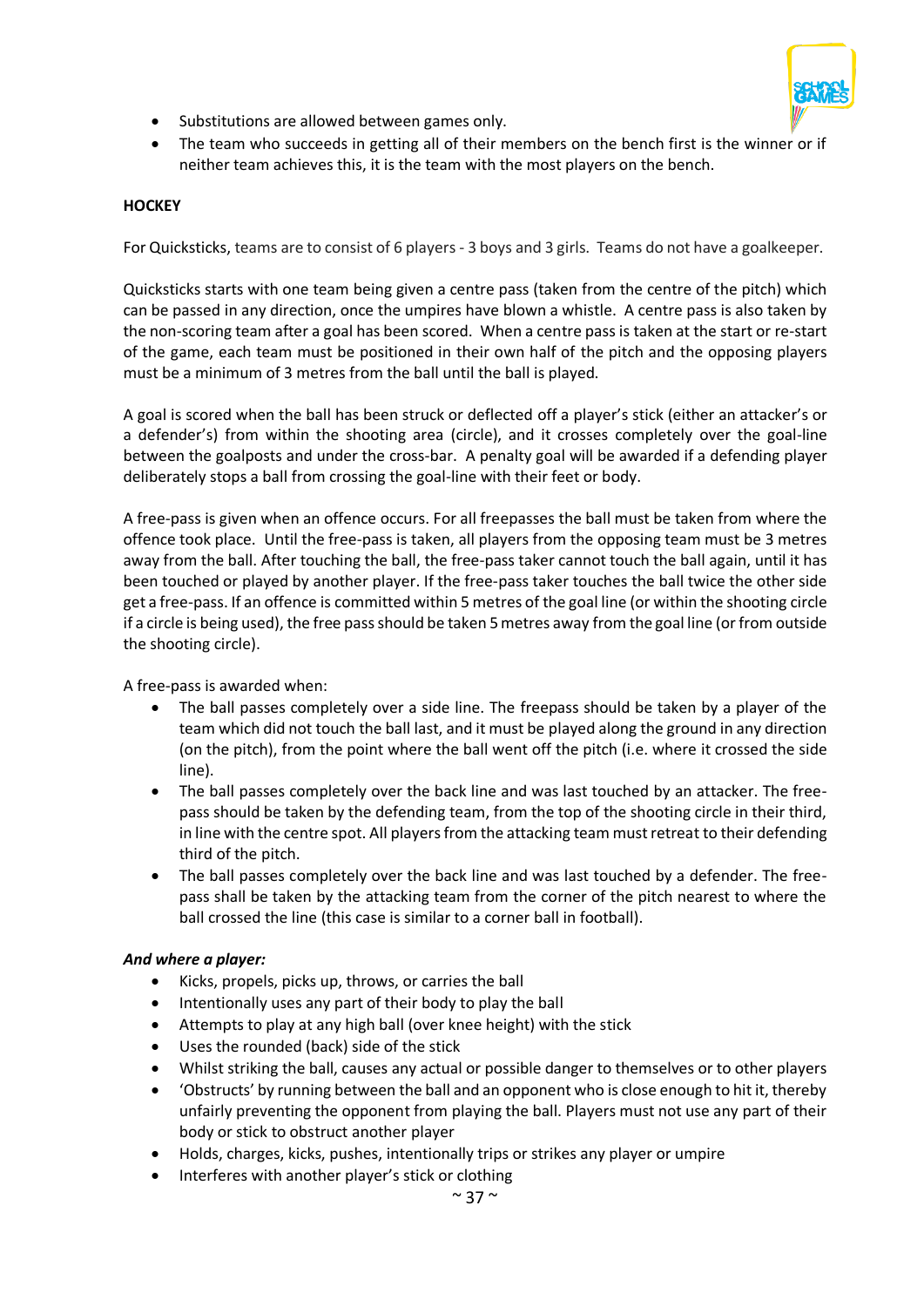- Substitutions are allowed between games only.
- The team who succeeds in getting all of their members on the bench first is the winner or if neither team achieves this, it is the team with the most players on the bench.

**HOCKEY**

For Quicksticks, teams are to consist of 6 players - 3 boys and 3 girls. Teams do not have a goalkeeper.

Quicksticks starts with one team being given a centre pass (taken from the centre of the pitch) which can be passed in any direction, once the umpires have blown a whistle. A centre pass is also taken by the non-scoring team after a goal has been scored. When a centre pass is taken at the start or re-start of the game, each team must be positioned in their own half of the pitch and the opposing players must be a minimum of 3 metres from the ball until the ball is played.

A goal is scored when the ball has been struck or deflected off a player's stick (either an attacker's or a defender's) from within the shooting area (circle), and it crosses completely over the goal-line between the goalposts and under the cross-bar. A penalty goal will be awarded if a defending player deliberately stops a ball from crossing the goal-line with their feet or body.

A free-pass is given when an offence occurs. For all freepasses the ball must be taken from where the offence took place. Until the free-pass is taken, all players from the opposing team must be 3 metres away from the ball. After touching the ball, the free-pass taker cannot touch the ball again, until it has been touched or played by another player. If the free-pass taker touches the ball twice the other side get a free-pass. If an offence is committed within 5 metres of the goal line (or within the shooting circle if a circle is being used), the free pass should be taken 5 metres away from the goal line (or from outside the shooting circle).

A free-pass is awarded when:

- The ball passes completely over a side line. The freepass should be taken by a player of the team which did not touch the ball last, and it must be played along the ground in any direction (on the pitch), from the point where the ball went off the pitch (i.e. where it crossed the side line).
- The ball passes completely over the back line and was last touched by an attacker. The free-pass should be taken by the defending team, from the top of the shooting circle in their third, in line with the centre spot. All players from the attacking team must retreat to their defending third of the pitch.
- The ball passes completely over the back line and was last touched by a defender. The free-pass shall be taken by the attacking team from the corner of the pitch nearest to where the ball crossed the line (this case is similar to a corner ball in football).

***And where a player:***

- Kicks, propels, picks up, throws, or carries the ball
- Intentionally uses any part of their body to play the ball
- Attempts to play at any high ball (over knee height) with the stick
- Uses the rounded (back) side of the stick
- Whilst striking the ball, causes any actual or possible danger to themselves or to other players
- 'Obstructs' by running between the ball and an opponent who is close enough to hit it, thereby unfairly preventing the opponent from playing the ball. Players must not use any part of their body or stick to obstruct another player
- Holds, charges, kicks, pushes, intentionally trips or strikes any player or umpire
- Interferes with another player's stick or clothing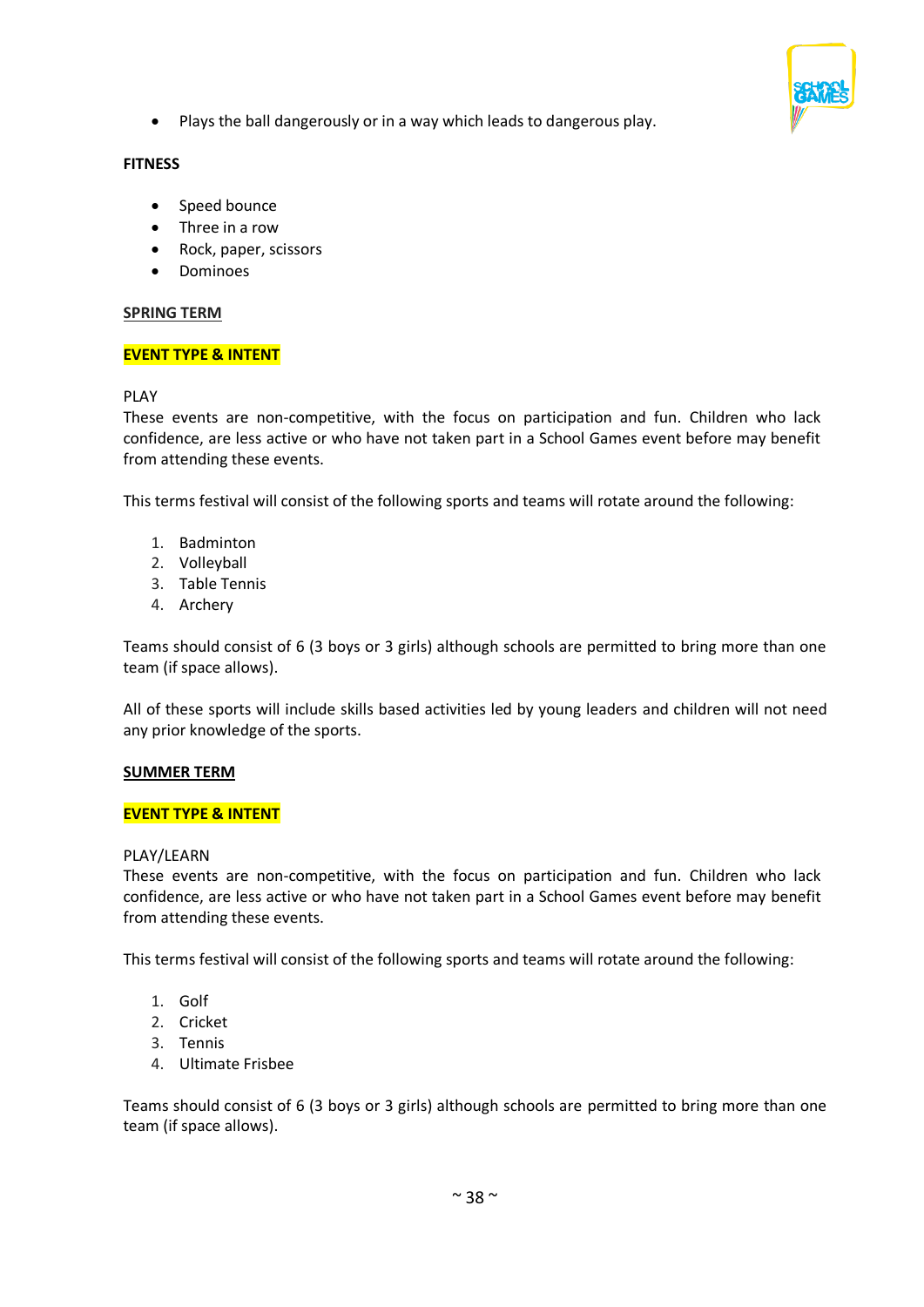- Plays the ball dangerously or in a way which leads to dangerous play.

**FITNESS**

- Speed bounce
- Three in a row
- Rock, paper, scissors
- Dominoes

**SPRING TERM**

**EVENT TYPE & INTENT**

PLAY
These events are non-competitive, with the focus on participation and fun. Children who lack confidence, are less active or who have not taken part in a School Games event before may benefit from attending these events.

This terms festival will consist of the following sports and teams will rotate around the following:

1. Badminton
2. Volleyball
3. Table Tennis
4. Archery

Teams should consist of 6 (3 boys or 3 girls) although schools are permitted to bring more than one team (if space allows).

All of these sports will include skills based activities led by young leaders and children will not need any prior knowledge of the sports.

**SUMMER TERM**

**EVENT TYPE & INTENT**

PLAY/LEARN
These events are non-competitive, with the focus on participation and fun. Children who lack confidence, are less active or who have not taken part in a School Games event before may benefit from attending these events.

This terms festival will consist of the following sports and teams will rotate around the following:

1. Golf
2. Cricket
3. Tennis
4. Ultimate Frisbee

Teams should consist of 6 (3 boys or 3 girls) although schools are permitted to bring more than one team (if space allows).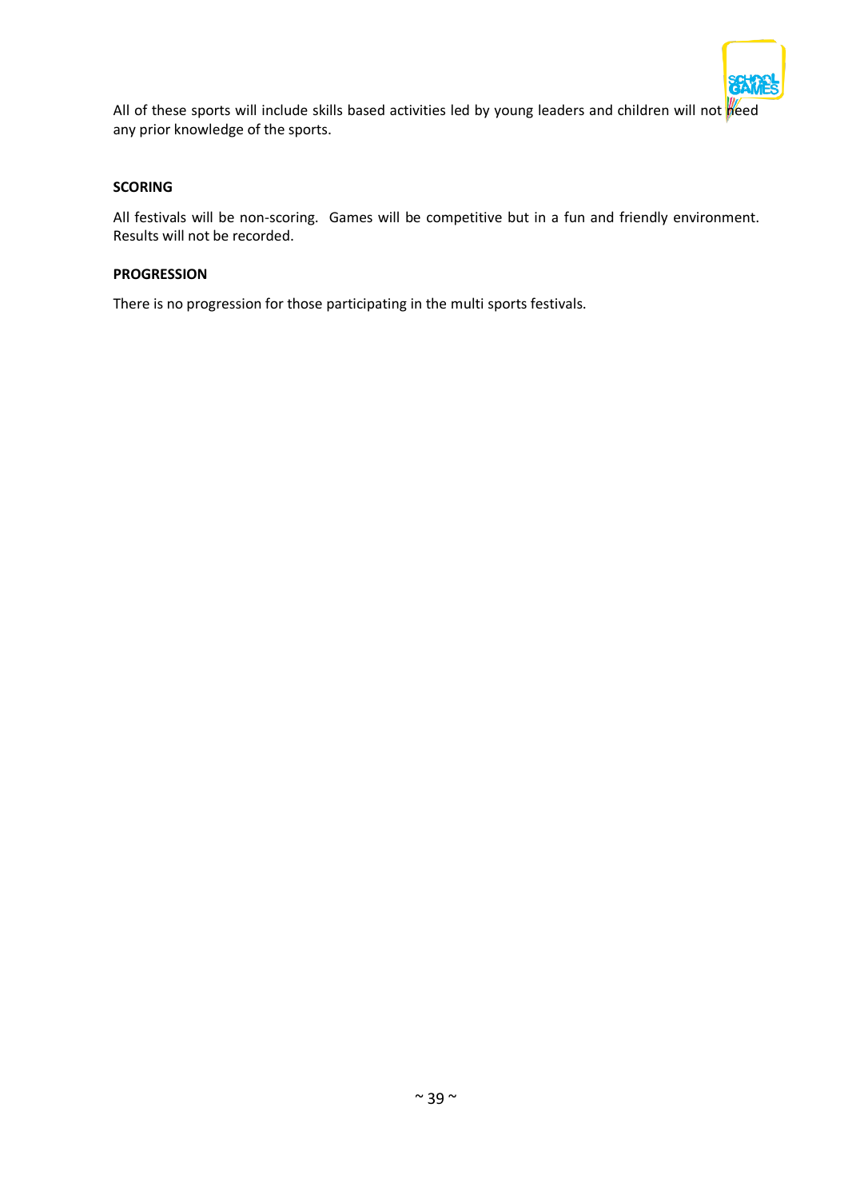All of these sports will include skills based activities led by young leaders and children will not need any prior knowledge of the sports.

**SCORING**

All festivals will be non-scoring. Games will be competitive but in a fun and friendly environment. Results will not be recorded.

**PROGRESSION**

There is no progression for those participating in the multi sports festivals.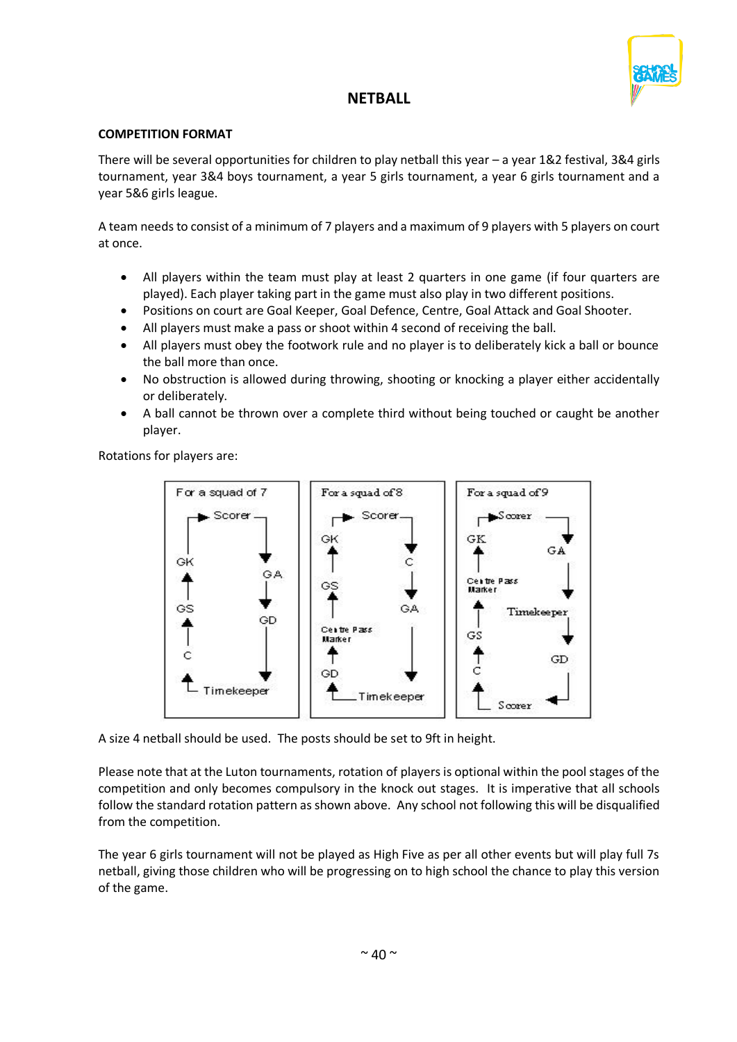# NETBALL

**COMPETITION FORMAT**

There will be several opportunities for children to play netball this year – a year 1&2 festival, 3&4 girls tournament, year 3&4 boys tournament, a year 5 girls tournament, a year 6 girls tournament and a year 5&6 girls league.

A team needs to consist of a minimum of 7 players and a maximum of 9 players with 5 players on court at once.

- All players within the team must play at least 2 quarters in one game (if four quarters are played). Each player taking part in the game must also play in two different positions.
- Positions on court are Goal Keeper, Goal Defence, Centre, Goal Attack and Goal Shooter.
- All players must make a pass or shoot within 4 second of receiving the ball.
- All players must obey the footwork rule and no player is to deliberately kick a ball or bounce the ball more than once.
- No obstruction is allowed during throwing, shooting or knocking a player either accidentally or deliberately.
- A ball cannot be thrown over a complete third without being touched or caught be another player.

Rotations for players are:

**For a squad of 7**

Scorer → GA → GD → Timekeeper → C → GS → GK → Scorer

**For a squad of 8**

Scorer → C → GA → Timekeeper → GD → Centre Pass Marker → GS → GK → Scorer

**For a squad of 9**

Scorer → GA → Timekeeper → GD → Scorer → C → GS → Centre Pass Marker → GK → Scorer

A size 4 netball should be used. The posts should be set to 9ft in height.

Please note that at the Luton tournaments, rotation of players is optional within the pool stages of the competition and only becomes compulsory in the knock out stages. It is imperative that all schools follow the standard rotation pattern as shown above. Any school not following this will be disqualified from the competition.

The year 6 girls tournament will not be played as High Five as per all other events but will play full 7s netball, giving those children who will be progressing on to high school the chance to play this version of the game.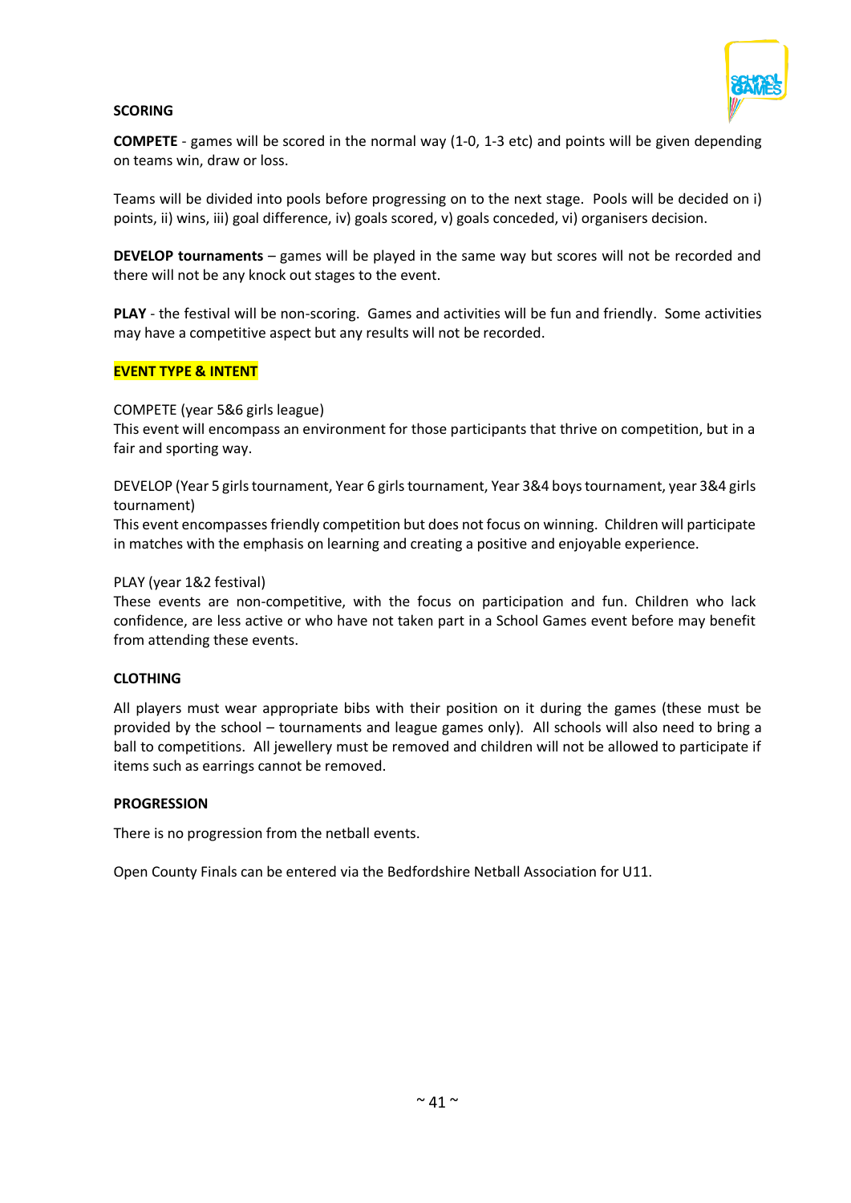## SCORING

**COMPETE** - games will be scored in the normal way (1-0, 1-3 etc) and points will be given depending on teams win, draw or loss.

Teams will be divided into pools before progressing on to the next stage. Pools will be decided on i) points, ii) wins, iii) goal difference, iv) goals scored, v) goals conceded, vi) organisers decision.

**DEVELOP tournaments** – games will be played in the same way but scores will not be recorded and there will not be any knock out stages to the event.

**PLAY** - the festival will be non-scoring. Games and activities will be fun and friendly. Some activities may have a competitive aspect but any results will not be recorded.

## EVENT TYPE & INTENT

COMPETE (year 5&6 girls league)
This event will encompass an environment for those participants that thrive on competition, but in a fair and sporting way.

DEVELOP (Year 5 girls tournament, Year 6 girls tournament, Year 3&4 boys tournament, year 3&4 girls tournament)
This event encompasses friendly competition but does not focus on winning. Children will participate in matches with the emphasis on learning and creating a positive and enjoyable experience.

PLAY (year 1&2 festival)
These events are non-competitive, with the focus on participation and fun. Children who lack confidence, are less active or who have not taken part in a School Games event before may benefit from attending these events.

## CLOTHING

All players must wear appropriate bibs with their position on it during the games (these must be provided by the school – tournaments and league games only). All schools will also need to bring a ball to competitions. All jewellery must be removed and children will not be allowed to participate if items such as earrings cannot be removed.

## PROGRESSION

There is no progression from the netball events.

Open County Finals can be entered via the Bedfordshire Netball Association for U11.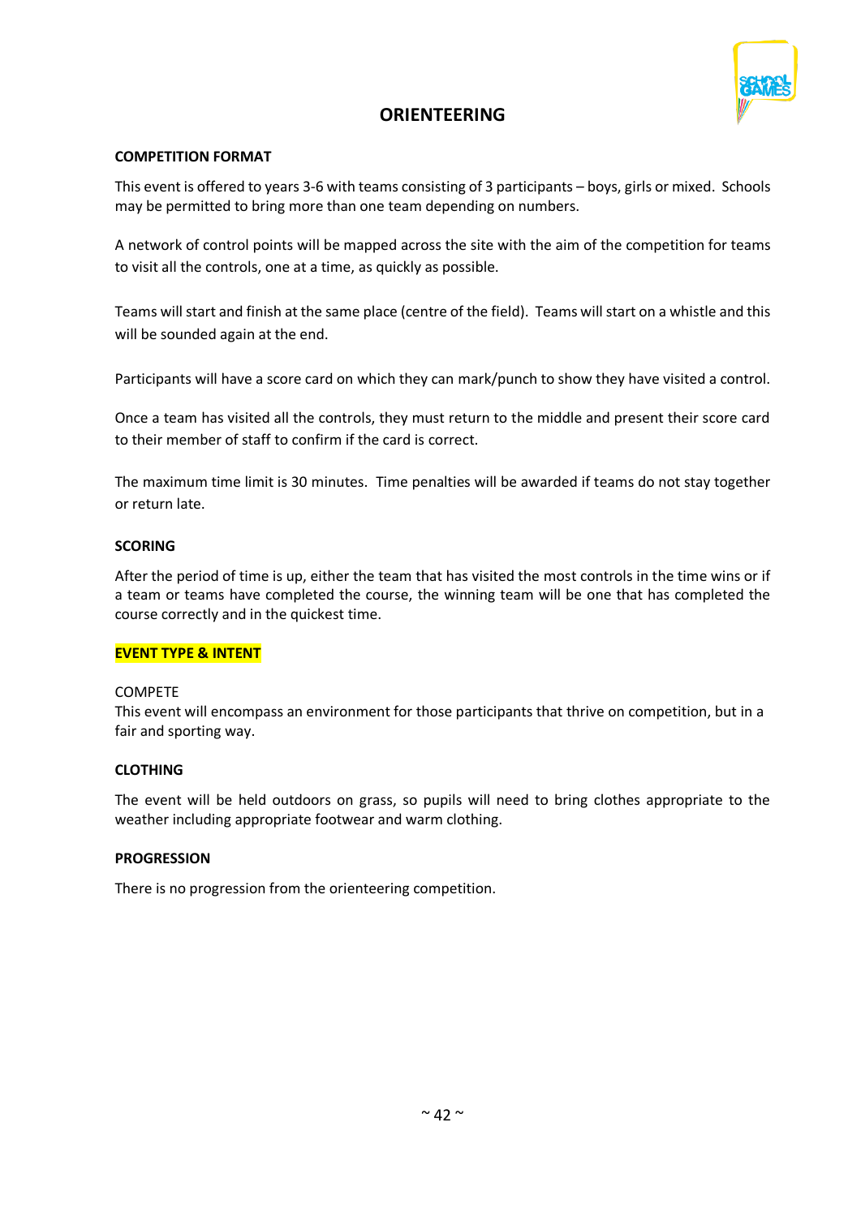# ORIENTEERING

**COMPETITION FORMAT**

This event is offered to years 3-6 with teams consisting of 3 participants – boys, girls or mixed. Schools may be permitted to bring more than one team depending on numbers.

A network of control points will be mapped across the site with the aim of the competition for teams to visit all the controls, one at a time, as quickly as possible.

Teams will start and finish at the same place (centre of the field). Teams will start on a whistle and this will be sounded again at the end.

Participants will have a score card on which they can mark/punch to show they have visited a control.

Once a team has visited all the controls, they must return to the middle and present their score card to their member of staff to confirm if the card is correct.

The maximum time limit is 30 minutes. Time penalties will be awarded if teams do not stay together or return late.

**SCORING**

After the period of time is up, either the team that has visited the most controls in the time wins or if a team or teams have completed the course, the winning team will be one that has completed the course correctly and in the quickest time.

**EVENT TYPE & INTENT**

COMPETE
This event will encompass an environment for those participants that thrive on competition, but in a fair and sporting way.

**CLOTHING**

The event will be held outdoors on grass, so pupils will need to bring clothes appropriate to the weather including appropriate footwear and warm clothing.

**PROGRESSION**

There is no progression from the orienteering competition.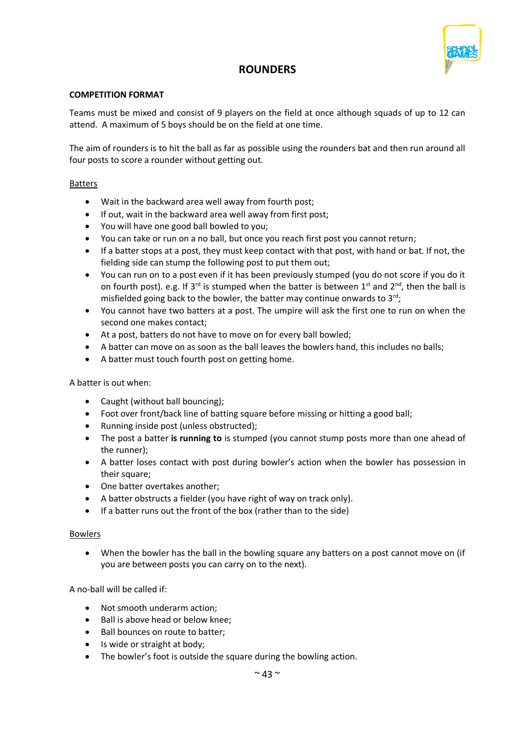# ROUNDERS

**COMPETITION FORMAT**

Teams must be mixed and consist of 9 players on the field at once although squads of up to 12 can attend. A maximum of 5 boys should be on the field at one time.

The aim of rounders is to hit the ball as far as possible using the rounders bat and then run around all four posts to score a rounder without getting out.

Batters

- Wait in the backward area well away from fourth post;
- If out, wait in the backward area well away from first post;
- You will have one good ball bowled to you;
- You can take or run on a no ball, but once you reach first post you cannot return;
- If a batter stops at a post, they must keep contact with that post, with hand or bat. If not, the fielding side can stump the following post to put them out;
- You can run on to a post even if it has been previously stumped (you do not score if you do it on fourth post). e.g. If 3rd is stumped when the batter is between 1st and 2nd, then the ball is misfielded going back to the bowler, the batter may continue onwards to 3rd;
- You cannot have two batters at a post. The umpire will ask the first one to run on when the second one makes contact;
- At a post, batters do not have to move on for every ball bowled;
- A batter can move on as soon as the ball leaves the bowlers hand, this includes no balls;
- A batter must touch fourth post on getting home.

A batter is out when:

- Caught (without ball bouncing);
- Foot over front/back line of batting square before missing or hitting a good ball;
- Running inside post (unless obstructed);
- The post a batter **is running to** is stumped (you cannot stump posts more than one ahead of the runner);
- A batter loses contact with post during bowler's action when the bowler has possession in their square;
- One batter overtakes another;
- A batter obstructs a fielder (you have right of way on track only).
- If a batter runs out the front of the box (rather than to the side)

Bowlers

- When the bowler has the ball in the bowling square any batters on a post cannot move on (if you are between posts you can carry on to the next).

A no-ball will be called if:

- Not smooth underarm action;
- Ball is above head or below knee;
- Ball bounces on route to batter;
- Is wide or straight at body;
- The bowler's foot is outside the square during the bowling action.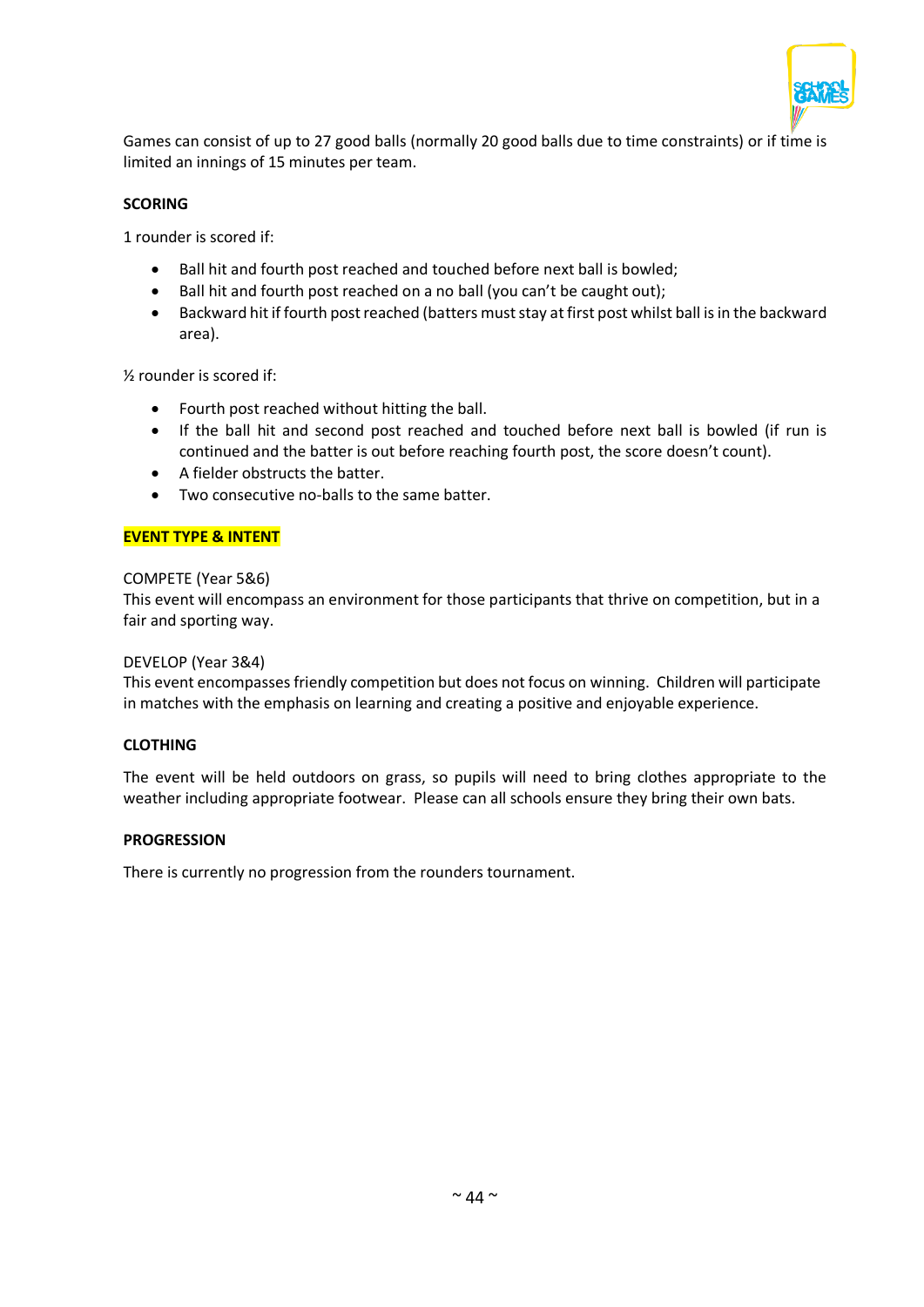Games can consist of up to 27 good balls (normally 20 good balls due to time constraints) or if time is limited an innings of 15 minutes per team.

**SCORING**

1 rounder is scored if:

- Ball hit and fourth post reached and touched before next ball is bowled;
- Ball hit and fourth post reached on a no ball (you can't be caught out);
- Backward hit if fourth post reached (batters must stay at first post whilst ball is in the backward area).

½ rounder is scored if:

- Fourth post reached without hitting the ball.
- If the ball hit and second post reached and touched before next ball is bowled (if run is continued and the batter is out before reaching fourth post, the score doesn't count).
- A fielder obstructs the batter.
- Two consecutive no-balls to the same batter.

**EVENT TYPE & INTENT**

COMPETE (Year 5&6)
This event will encompass an environment for those participants that thrive on competition, but in a fair and sporting way.

DEVELOP (Year 3&4)
This event encompasses friendly competition but does not focus on winning. Children will participate in matches with the emphasis on learning and creating a positive and enjoyable experience.

**CLOTHING**

The event will be held outdoors on grass, so pupils will need to bring clothes appropriate to the weather including appropriate footwear. Please can all schools ensure they bring their own bats.

**PROGRESSION**

There is currently no progression from the rounders tournament.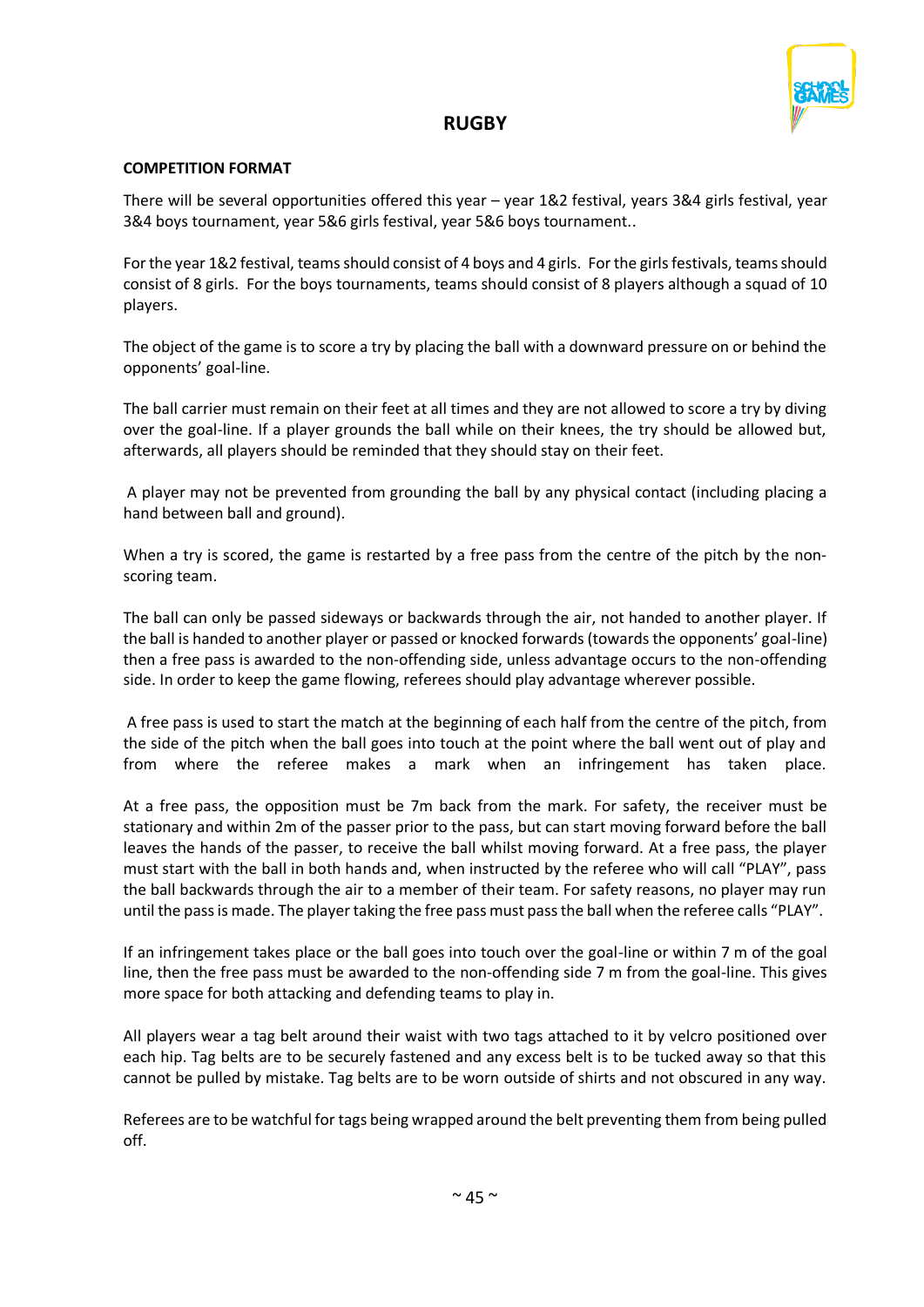# RUGBY

**COMPETITION FORMAT**

There will be several opportunities offered this year – year 1&2 festival, years 3&4 girls festival, year 3&4 boys tournament, year 5&6 girls festival, year 5&6 boys tournament..

For the year 1&2 festival, teams should consist of 4 boys and 4 girls. For the girls festivals, teams should consist of 8 girls. For the boys tournaments, teams should consist of 8 players although a squad of 10 players.

The object of the game is to score a try by placing the ball with a downward pressure on or behind the opponents' goal-line.

The ball carrier must remain on their feet at all times and they are not allowed to score a try by diving over the goal-line. If a player grounds the ball while on their knees, the try should be allowed but, afterwards, all players should be reminded that they should stay on their feet.

A player may not be prevented from grounding the ball by any physical contact (including placing a hand between ball and ground).

When a try is scored, the game is restarted by a free pass from the centre of the pitch by the non-scoring team.

The ball can only be passed sideways or backwards through the air, not handed to another player. If the ball is handed to another player or passed or knocked forwards (towards the opponents' goal-line) then a free pass is awarded to the non-offending side, unless advantage occurs to the non-offending side. In order to keep the game flowing, referees should play advantage wherever possible.

A free pass is used to start the match at the beginning of each half from the centre of the pitch, from the side of the pitch when the ball goes into touch at the point where the ball went out of play and from where the referee makes a mark when an infringement has taken place.

At a free pass, the opposition must be 7m back from the mark. For safety, the receiver must be stationary and within 2m of the passer prior to the pass, but can start moving forward before the ball leaves the hands of the passer, to receive the ball whilst moving forward. At a free pass, the player must start with the ball in both hands and, when instructed by the referee who will call "PLAY", pass the ball backwards through the air to a member of their team. For safety reasons, no player may run until the pass is made. The player taking the free pass must pass the ball when the referee calls "PLAY".

If an infringement takes place or the ball goes into touch over the goal-line or within 7 m of the goal line, then the free pass must be awarded to the non-offending side 7 m from the goal-line. This gives more space for both attacking and defending teams to play in.

All players wear a tag belt around their waist with two tags attached to it by velcro positioned over each hip. Tag belts are to be securely fastened and any excess belt is to be tucked away so that this cannot be pulled by mistake. Tag belts are to be worn outside of shirts and not obscured in any way.

Referees are to be watchful for tags being wrapped around the belt preventing them from being pulled off.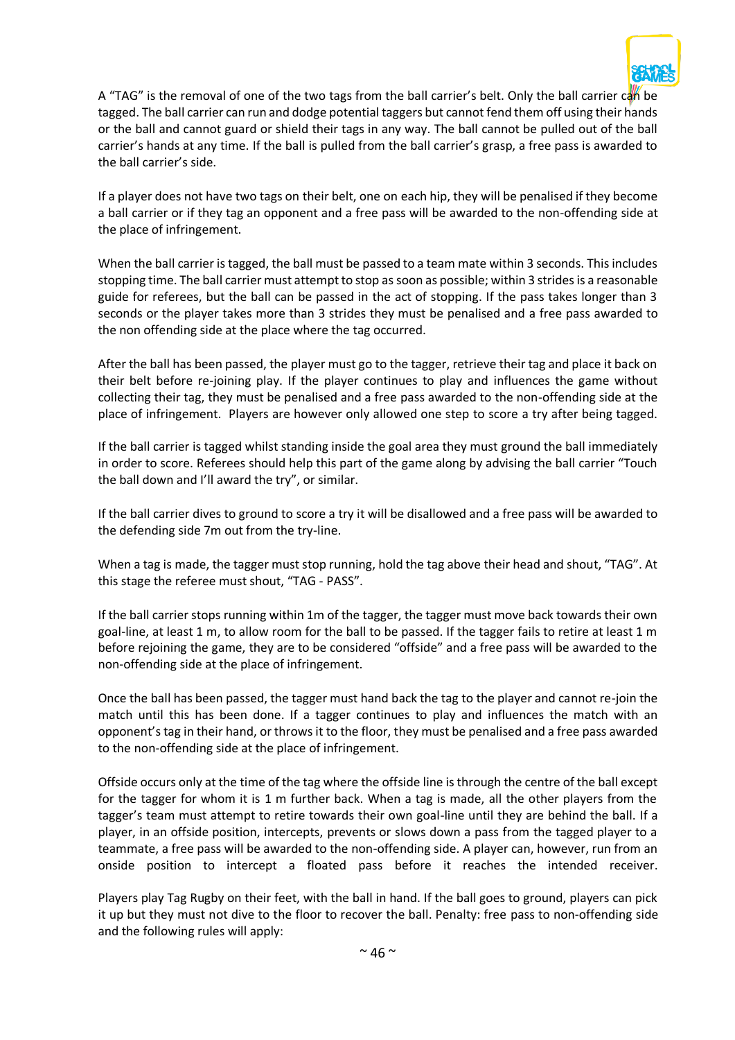A “TAG” is the removal of one of the two tags from the ball carrier’s belt. Only the ball carrier can be tagged. The ball carrier can run and dodge potential taggers but cannot fend them off using their hands or the ball and cannot guard or shield their tags in any way. The ball cannot be pulled out of the ball carrier’s hands at any time. If the ball is pulled from the ball carrier’s grasp, a free pass is awarded to the ball carrier’s side.

If a player does not have two tags on their belt, one on each hip, they will be penalised if they become a ball carrier or if they tag an opponent and a free pass will be awarded to the non-offending side at the place of infringement.

When the ball carrier is tagged, the ball must be passed to a team mate within 3 seconds. This includes stopping time. The ball carrier must attempt to stop as soon as possible; within 3 strides is a reasonable guide for referees, but the ball can be passed in the act of stopping. If the pass takes longer than 3 seconds or the player takes more than 3 strides they must be penalised and a free pass awarded to the non offending side at the place where the tag occurred.

After the ball has been passed, the player must go to the tagger, retrieve their tag and place it back on their belt before re-joining play. If the player continues to play and influences the game without collecting their tag, they must be penalised and a free pass awarded to the non-offending side at the place of infringement. Players are however only allowed one step to score a try after being tagged.

If the ball carrier is tagged whilst standing inside the goal area they must ground the ball immediately in order to score. Referees should help this part of the game along by advising the ball carrier “Touch the ball down and I’ll award the try”, or similar.

If the ball carrier dives to ground to score a try it will be disallowed and a free pass will be awarded to the defending side 7m out from the try-line.

When a tag is made, the tagger must stop running, hold the tag above their head and shout, “TAG”. At this stage the referee must shout, “TAG - PASS”.

If the ball carrier stops running within 1m of the tagger, the tagger must move back towards their own goal-line, at least 1 m, to allow room for the ball to be passed. If the tagger fails to retire at least 1 m before rejoining the game, they are to be considered “offside” and a free pass will be awarded to the non-offending side at the place of infringement.

Once the ball has been passed, the tagger must hand back the tag to the player and cannot re-join the match until this has been done. If a tagger continues to play and influences the match with an opponent’s tag in their hand, or throws it to the floor, they must be penalised and a free pass awarded to the non-offending side at the place of infringement.

Offside occurs only at the time of the tag where the offside line is through the centre of the ball except for the tagger for whom it is 1 m further back. When a tag is made, all the other players from the tagger’s team must attempt to retire towards their own goal-line until they are behind the ball. If a player, in an offside position, intercepts, prevents or slows down a pass from the tagged player to a teammate, a free pass will be awarded to the non-offending side. A player can, however, run from an onside position to intercept a floated pass before it reaches the intended receiver.

Players play Tag Rugby on their feet, with the ball in hand. If the ball goes to ground, players can pick it up but they must not dive to the floor to recover the ball. Penalty: free pass to non-offending side and the following rules will apply: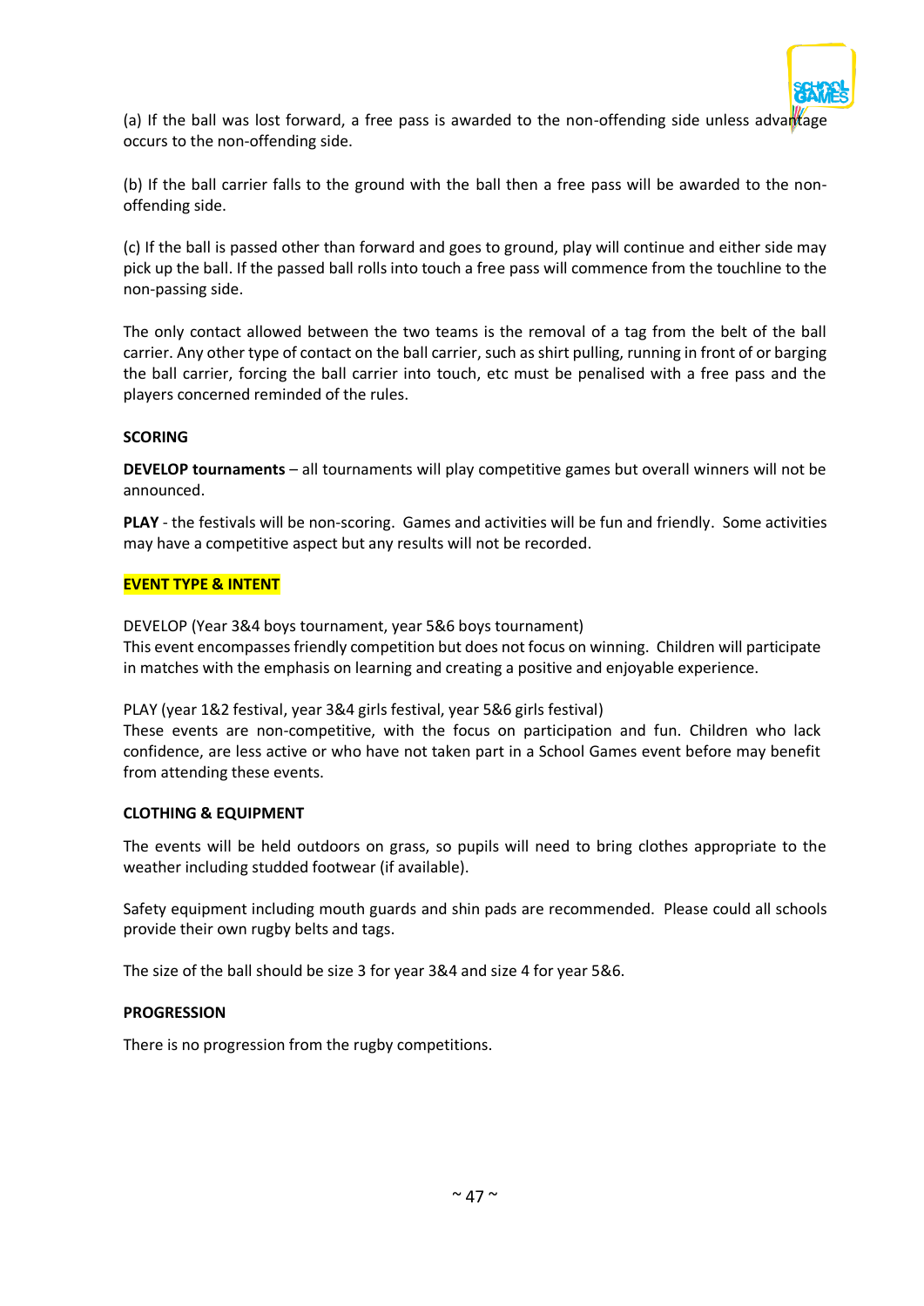(a) If the ball was lost forward, a free pass is awarded to the non-offending side unless advantage occurs to the non-offending side.

(b) If the ball carrier falls to the ground with the ball then a free pass will be awarded to the non-offending side.

(c) If the ball is passed other than forward and goes to ground, play will continue and either side may pick up the ball. If the passed ball rolls into touch a free pass will commence from the touchline to the non-passing side.

The only contact allowed between the two teams is the removal of a tag from the belt of the ball carrier. Any other type of contact on the ball carrier, such as shirt pulling, running in front of or barging the ball carrier, forcing the ball carrier into touch, etc must be penalised with a free pass and the players concerned reminded of the rules.

**SCORING**

**DEVELOP tournaments** – all tournaments will play competitive games but overall winners will not be announced.

**PLAY** - the festivals will be non-scoring. Games and activities will be fun and friendly. Some activities may have a competitive aspect but any results will not be recorded.

**EVENT TYPE & INTENT**

DEVELOP (Year 3&4 boys tournament, year 5&6 boys tournament)
This event encompasses friendly competition but does not focus on winning. Children will participate in matches with the emphasis on learning and creating a positive and enjoyable experience.

PLAY (year 1&2 festival, year 3&4 girls festival, year 5&6 girls festival)
These events are non-competitive, with the focus on participation and fun. Children who lack confidence, are less active or who have not taken part in a School Games event before may benefit from attending these events.

**CLOTHING & EQUIPMENT**

The events will be held outdoors on grass, so pupils will need to bring clothes appropriate to the weather including studded footwear (if available).

Safety equipment including mouth guards and shin pads are recommended. Please could all schools provide their own rugby belts and tags.

The size of the ball should be size 3 for year 3&4 and size 4 for year 5&6.

**PROGRESSION**

There is no progression from the rugby competitions.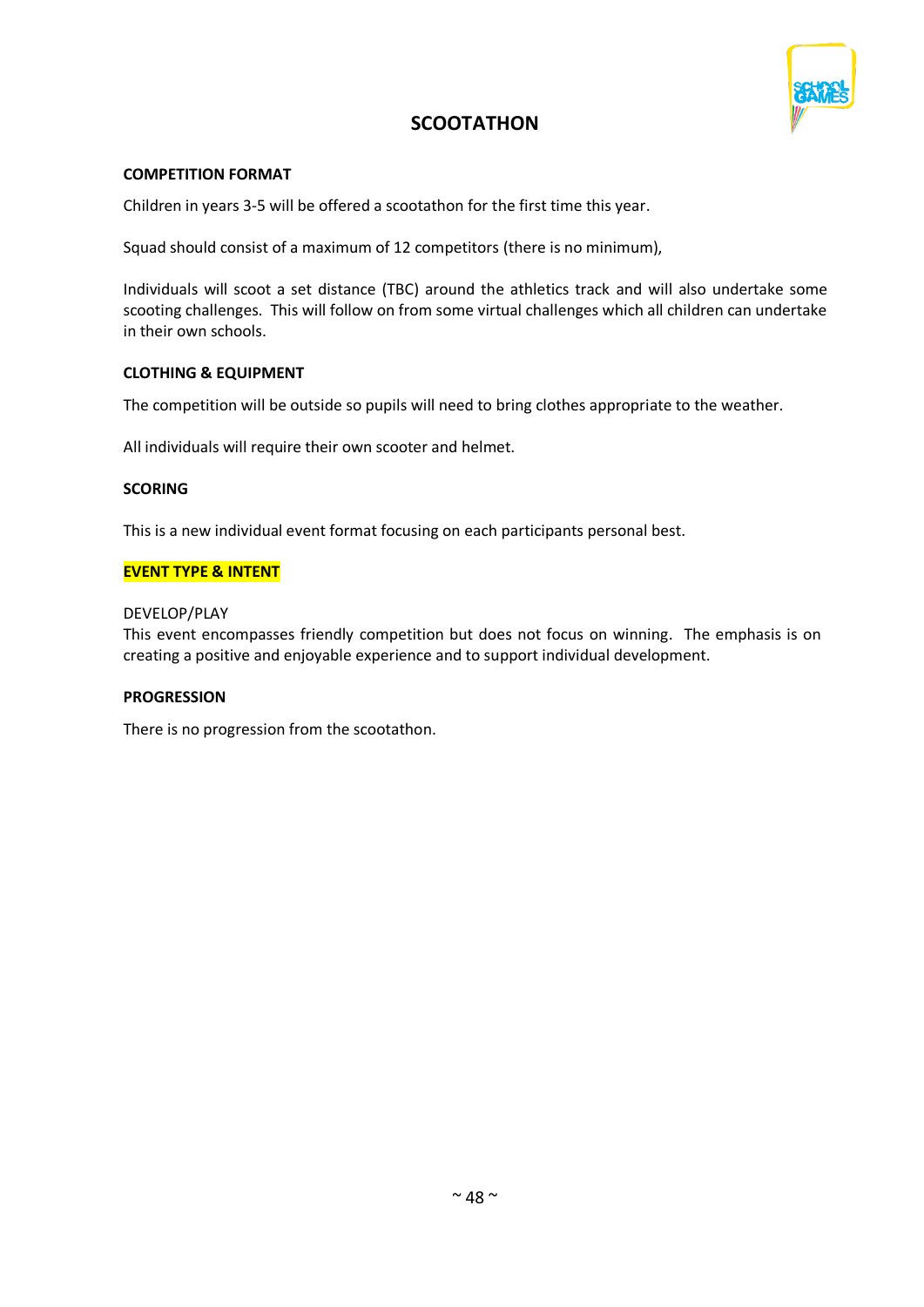# SCOOTATHON

**COMPETITION FORMAT**

Children in years 3-5 will be offered a scootathon for the first time this year.

Squad should consist of a maximum of 12 competitors (there is no minimum),

Individuals will scoot a set distance (TBC) around the athletics track and will also undertake some scooting challenges. This will follow on from some virtual challenges which all children can undertake in their own schools.

**CLOTHING & EQUIPMENT**

The competition will be outside so pupils will need to bring clothes appropriate to the weather.

All individuals will require their own scooter and helmet.

**SCORING**

This is a new individual event format focusing on each participants personal best.

**EVENT TYPE & INTENT**

DEVELOP/PLAY
This event encompasses friendly competition but does not focus on winning. The emphasis is on creating a positive and enjoyable experience and to support individual development.

**PROGRESSION**

There is no progression from the scootathon.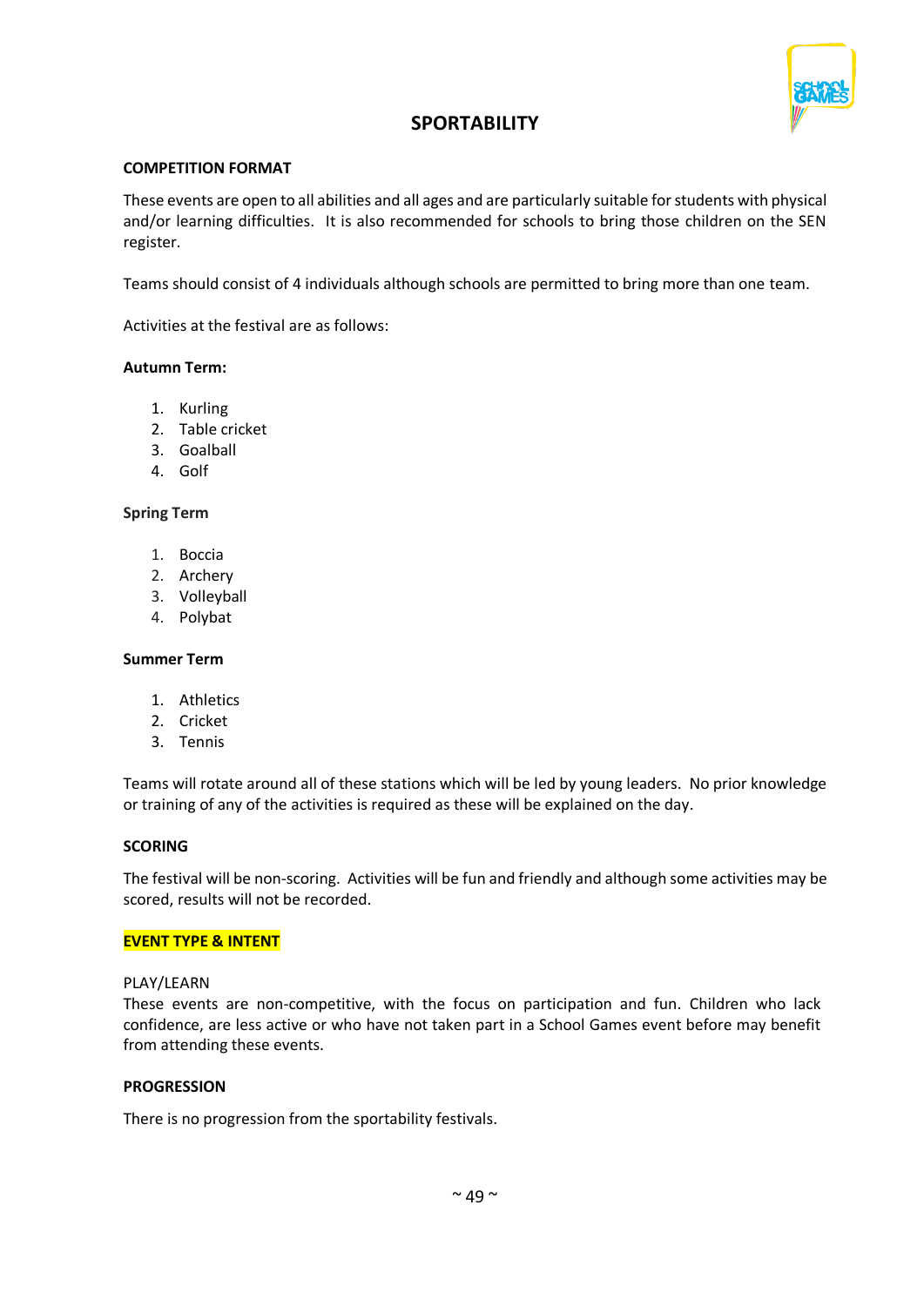# SPORTABILITY

## COMPETITION FORMAT

These events are open to all abilities and all ages and are particularly suitable for students with physical and/or learning difficulties. It is also recommended for schools to bring those children on the SEN register.

Teams should consist of 4 individuals although schools are permitted to bring more than one team.

Activities at the festival are as follows:

**Autumn Term:**

1. Kurling
2. Table cricket
3. Goalball
4. Golf

**Spring Term**

1. Boccia
2. Archery
3. Volleyball
4. Polybat

**Summer Term**

1. Athletics
2. Cricket
3. Tennis

Teams will rotate around all of these stations which will be led by young leaders. No prior knowledge or training of any of the activities is required as these will be explained on the day.

## SCORING

The festival will be non-scoring. Activities will be fun and friendly and although some activities may be scored, results will not be recorded.

## EVENT TYPE & INTENT

PLAY/LEARN

These events are non-competitive, with the focus on participation and fun. Children who lack confidence, are less active or who have not taken part in a School Games event before may benefit from attending these events.

## PROGRESSION

There is no progression from the sportability festivals.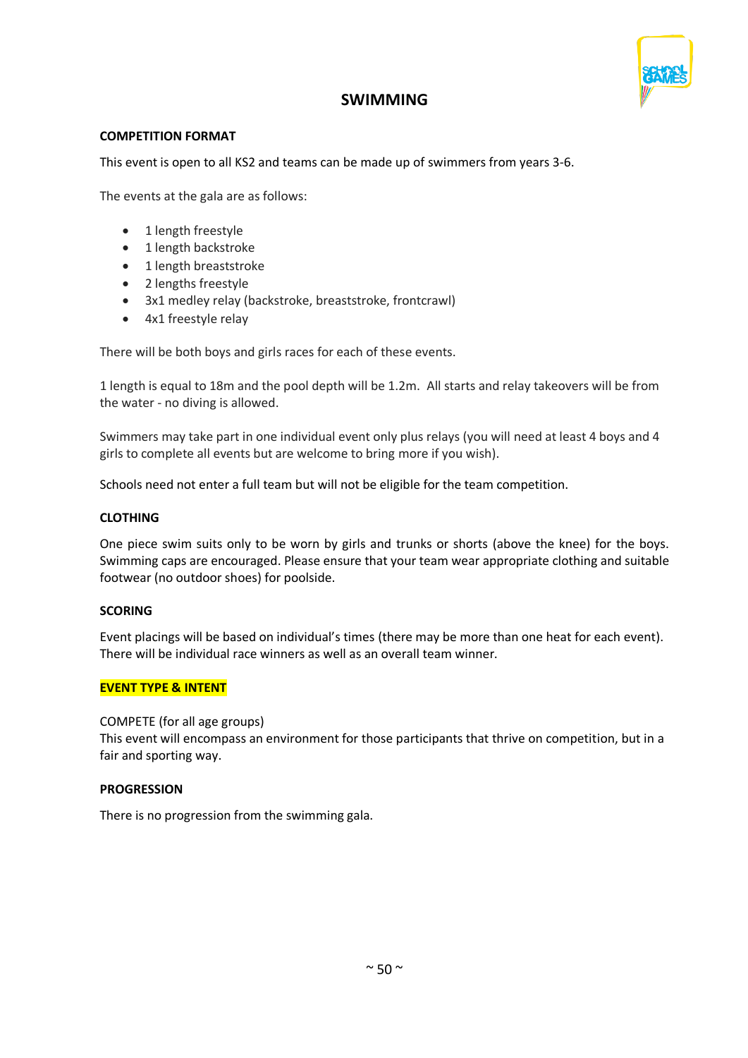# SWIMMING

## COMPETITION FORMAT

This event is open to all KS2 and teams can be made up of swimmers from years 3-6.

The events at the gala are as follows:

- 1 length freestyle
- 1 length backstroke
- 1 length breaststroke
- 2 lengths freestyle
- 3x1 medley relay (backstroke, breaststroke, frontcrawl)
- 4x1 freestyle relay

There will be both boys and girls races for each of these events.

1 length is equal to 18m and the pool depth will be 1.2m. All starts and relay takeovers will be from the water - no diving is allowed.

Swimmers may take part in one individual event only plus relays (you will need at least 4 boys and 4 girls to complete all events but are welcome to bring more if you wish).

Schools need not enter a full team but will not be eligible for the team competition.

## CLOTHING

One piece swim suits only to be worn by girls and trunks or shorts (above the knee) for the boys. Swimming caps are encouraged. Please ensure that your team wear appropriate clothing and suitable footwear (no outdoor shoes) for poolside.

## SCORING

Event placings will be based on individual's times (there may be more than one heat for each event). There will be individual race winners as well as an overall team winner.

## EVENT TYPE & INTENT

COMPETE (for all age groups)
This event will encompass an environment for those participants that thrive on competition, but in a fair and sporting way.

## PROGRESSION

There is no progression from the swimming gala.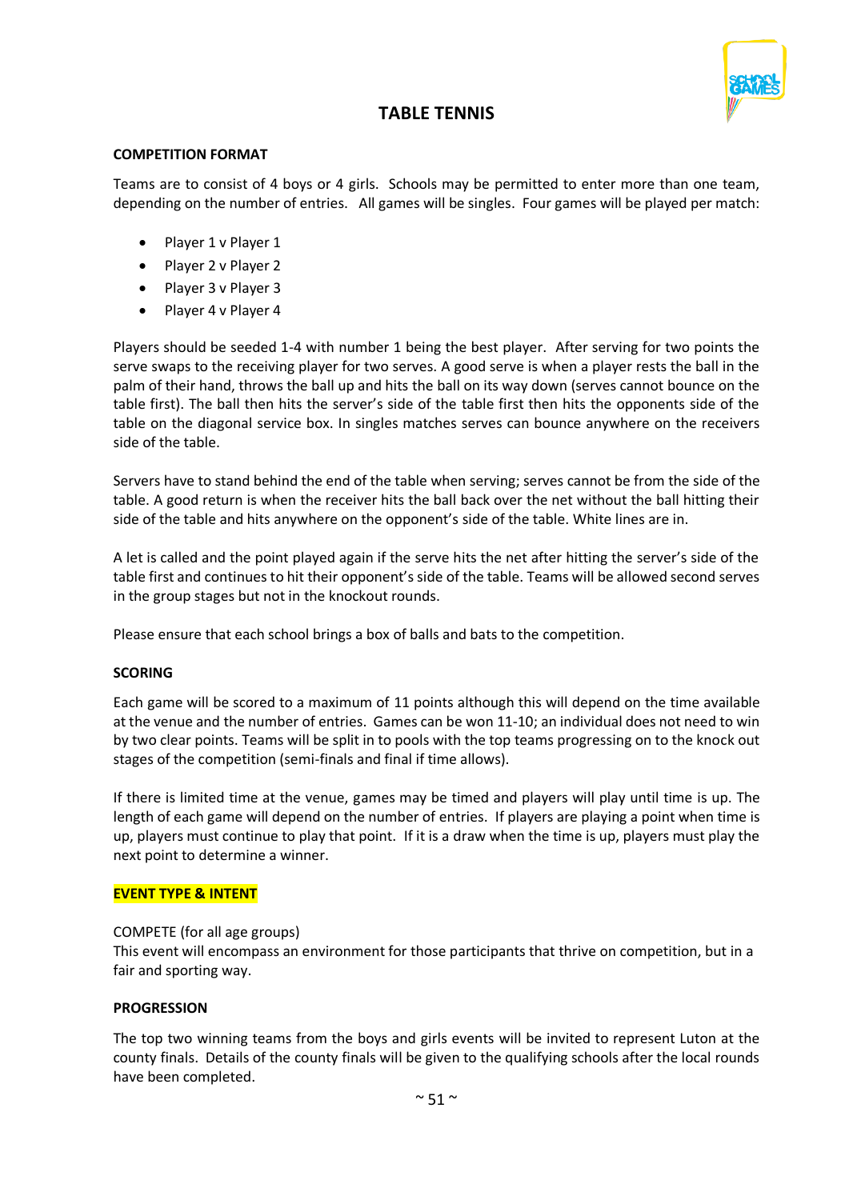# TABLE TENNIS

**COMPETITION FORMAT**

Teams are to consist of 4 boys or 4 girls. Schools may be permitted to enter more than one team, depending on the number of entries. All games will be singles. Four games will be played per match:

- Player 1 v Player 1
- Player 2 v Player 2
- Player 3 v Player 3
- Player 4 v Player 4

Players should be seeded 1-4 with number 1 being the best player. After serving for two points the serve swaps to the receiving player for two serves. A good serve is when a player rests the ball in the palm of their hand, throws the ball up and hits the ball on its way down (serves cannot bounce on the table first). The ball then hits the server's side of the table first then hits the opponents side of the table on the diagonal service box. In singles matches serves can bounce anywhere on the receivers side of the table.

Servers have to stand behind the end of the table when serving; serves cannot be from the side of the table. A good return is when the receiver hits the ball back over the net without the ball hitting their side of the table and hits anywhere on the opponent's side of the table. White lines are in.

A let is called and the point played again if the serve hits the net after hitting the server's side of the table first and continues to hit their opponent's side of the table. Teams will be allowed second serves in the group stages but not in the knockout rounds.

Please ensure that each school brings a box of balls and bats to the competition.

**SCORING**

Each game will be scored to a maximum of 11 points although this will depend on the time available at the venue and the number of entries. Games can be won 11-10; an individual does not need to win by two clear points. Teams will be split in to pools with the top teams progressing on to the knock out stages of the competition (semi-finals and final if time allows).

If there is limited time at the venue, games may be timed and players will play until time is up. The length of each game will depend on the number of entries. If players are playing a point when time is up, players must continue to play that point. If it is a draw when the time is up, players must play the next point to determine a winner.

**EVENT TYPE & INTENT**

COMPETE (for all age groups)
This event will encompass an environment for those participants that thrive on competition, but in a fair and sporting way.

**PROGRESSION**

The top two winning teams from the boys and girls events will be invited to represent Luton at the county finals. Details of the county finals will be given to the qualifying schools after the local rounds have been completed.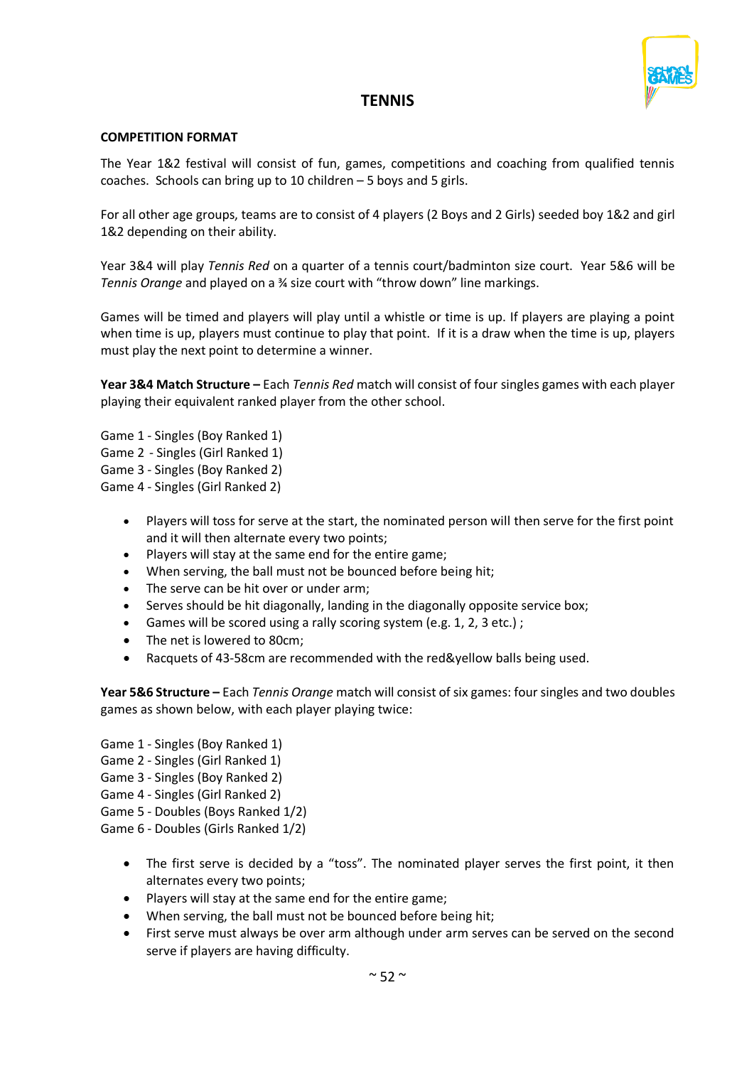# TENNIS

**COMPETITION FORMAT**

The Year 1&2 festival will consist of fun, games, competitions and coaching from qualified tennis coaches. Schools can bring up to 10 children – 5 boys and 5 girls.

For all other age groups, teams are to consist of 4 players (2 Boys and 2 Girls) seeded boy 1&2 and girl 1&2 depending on their ability.

Year 3&4 will play *Tennis Red* on a quarter of a tennis court/badminton size court. Year 5&6 will be *Tennis Orange* and played on a ¾ size court with "throw down" line markings.

Games will be timed and players will play until a whistle or time is up. If players are playing a point when time is up, players must continue to play that point. If it is a draw when the time is up, players must play the next point to determine a winner.

**Year 3&4 Match Structure –** Each *Tennis Red* match will consist of four singles games with each player playing their equivalent ranked player from the other school.

Game 1 - Singles (Boy Ranked 1)
Game 2 - Singles (Girl Ranked 1)
Game 3 - Singles (Boy Ranked 2)
Game 4 - Singles (Girl Ranked 2)

- Players will toss for serve at the start, the nominated person will then serve for the first point and it will then alternate every two points;
- Players will stay at the same end for the entire game;
- When serving, the ball must not be bounced before being hit;
- The serve can be hit over or under arm;
- Serves should be hit diagonally, landing in the diagonally opposite service box;
- Games will be scored using a rally scoring system (e.g. 1, 2, 3 etc.) ;
- The net is lowered to 80cm;
- Racquets of 43-58cm are recommended with the red&yellow balls being used.

**Year 5&6 Structure –** Each *Tennis Orange* match will consist of six games: four singles and two doubles games as shown below, with each player playing twice:

Game 1 - Singles (Boy Ranked 1)
Game 2 - Singles (Girl Ranked 1)
Game 3 - Singles (Boy Ranked 2)
Game 4 - Singles (Girl Ranked 2)
Game 5 - Doubles (Boys Ranked 1/2)
Game 6 - Doubles (Girls Ranked 1/2)

- The first serve is decided by a "toss". The nominated player serves the first point, it then alternates every two points;
- Players will stay at the same end for the entire game;
- When serving, the ball must not be bounced before being hit;
- First serve must always be over arm although under arm serves can be served on the second serve if players are having difficulty.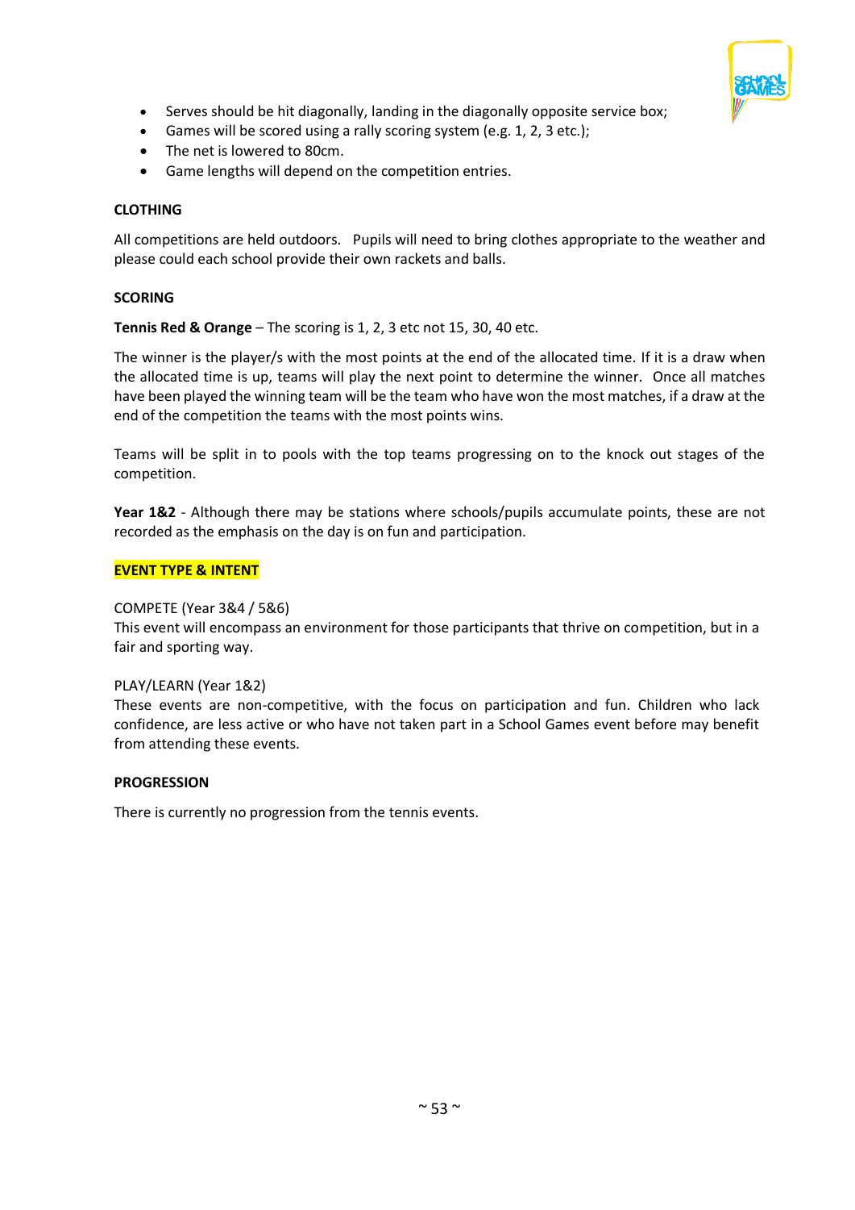- Serves should be hit diagonally, landing in the diagonally opposite service box;
- Games will be scored using a rally scoring system (e.g. 1, 2, 3 etc.);
- The net is lowered to 80cm.
- Game lengths will depend on the competition entries.

**CLOTHING**

All competitions are held outdoors. Pupils will need to bring clothes appropriate to the weather and please could each school provide their own rackets and balls.

**SCORING**

**Tennis Red & Orange** – The scoring is 1, 2, 3 etc not 15, 30, 40 etc.

The winner is the player/s with the most points at the end of the allocated time. If it is a draw when the allocated time is up, teams will play the next point to determine the winner. Once all matches have been played the winning team will be the team who have won the most matches, if a draw at the end of the competition the teams with the most points wins.

Teams will be split in to pools with the top teams progressing on to the knock out stages of the competition.

**Year 1&2** - Although there may be stations where schools/pupils accumulate points, these are not recorded as the emphasis on the day is on fun and participation.

**EVENT TYPE & INTENT**

COMPETE (Year 3&4 / 5&6)
This event will encompass an environment for those participants that thrive on competition, but in a fair and sporting way.

PLAY/LEARN (Year 1&2)
These events are non-competitive, with the focus on participation and fun. Children who lack confidence, are less active or who have not taken part in a School Games event before may benefit from attending these events.

**PROGRESSION**

There is currently no progression from the tennis events.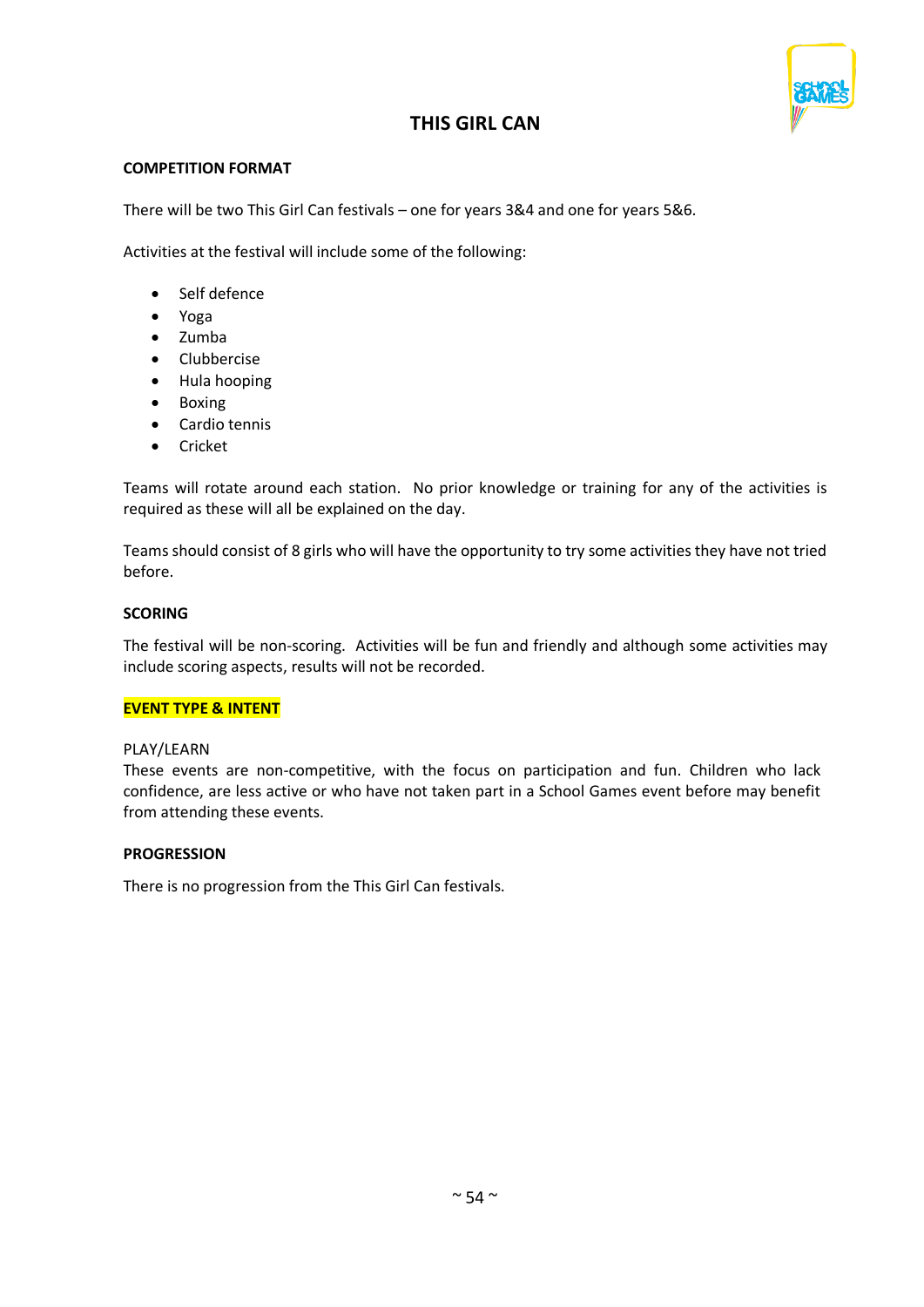# THIS GIRL CAN

**COMPETITION FORMAT**

There will be two This Girl Can festivals – one for years 3&4 and one for years 5&6.

Activities at the festival will include some of the following:

- Self defence
- Yoga
- Zumba
- Clubbercise
- Hula hooping
- Boxing
- Cardio tennis
- Cricket

Teams will rotate around each station. No prior knowledge or training for any of the activities is required as these will all be explained on the day.

Teams should consist of 8 girls who will have the opportunity to try some activities they have not tried before.

**SCORING**

The festival will be non-scoring. Activities will be fun and friendly and although some activities may include scoring aspects, results will not be recorded.

**EVENT TYPE & INTENT**

PLAY/LEARN
These events are non-competitive, with the focus on participation and fun. Children who lack confidence, are less active or who have not taken part in a School Games event before may benefit from attending these events.

**PROGRESSION**

There is no progression from the This Girl Can festivals.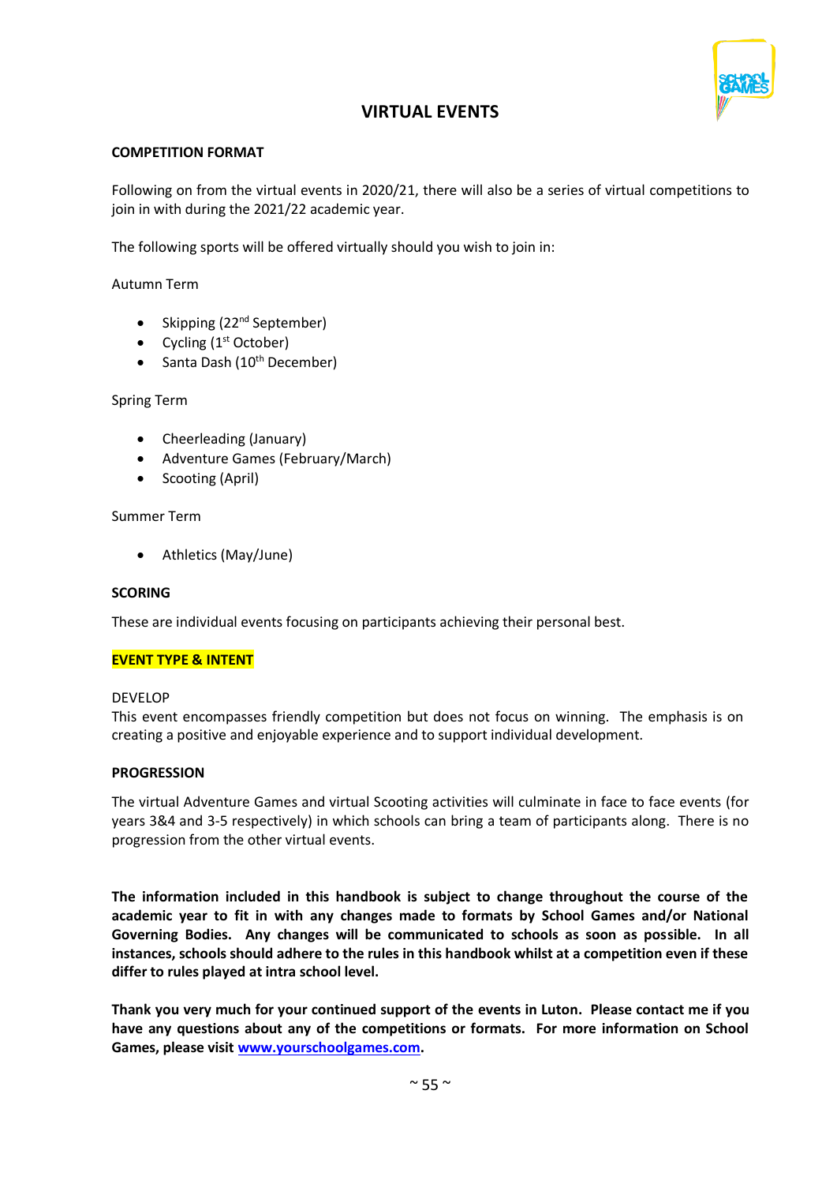# VIRTUAL EVENTS

**COMPETITION FORMAT**

Following on from the virtual events in 2020/21, there will also be a series of virtual competitions to join in with during the 2021/22 academic year.

The following sports will be offered virtually should you wish to join in:

Autumn Term

- Skipping (22nd September)
- Cycling (1st October)
- Santa Dash (10th December)

Spring Term

- Cheerleading (January)
- Adventure Games (February/March)
- Scooting (April)

Summer Term

- Athletics (May/June)

**SCORING**

These are individual events focusing on participants achieving their personal best.

**EVENT TYPE & INTENT**

DEVELOP
This event encompasses friendly competition but does not focus on winning. The emphasis is on creating a positive and enjoyable experience and to support individual development.

**PROGRESSION**

The virtual Adventure Games and virtual Scooting activities will culminate in face to face events (for years 3&4 and 3-5 respectively) in which schools can bring a team of participants along. There is no progression from the other virtual events.

**The information included in this handbook is subject to change throughout the course of the academic year to fit in with any changes made to formats by School Games and/or National Governing Bodies. Any changes will be communicated to schools as soon as possible. In all instances, schools should adhere to the rules in this handbook whilst at a competition even if these differ to rules played at intra school level.**

**Thank you very much for your continued support of the events in Luton. Please contact me if you have any questions about any of the competitions or formats. For more information on School Games, please visit [www.yourschoolgames.com](http://www.yourschoolgames.com).**